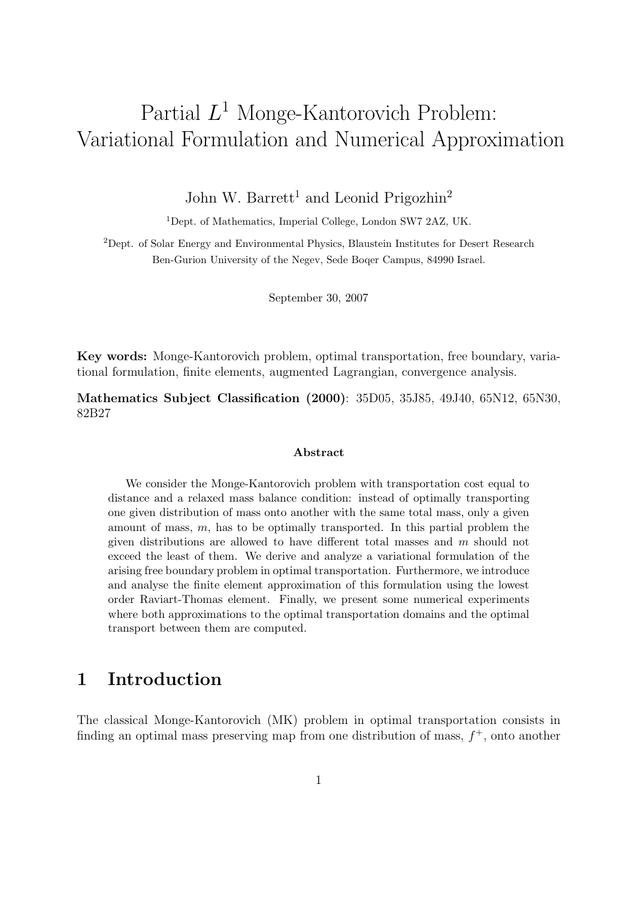# Partial $L^1$ Monge-Kantorovich Problem: Variational Formulation and Numerical Approximation

John W. Barrett[1] and Leonid Prigozhin[2]

[1]Dept. of Mathematics, Imperial College, London SW7 2AZ, UK.

[2]Dept. of Solar Energy and Environmental Physics, Blaustein Institutes for Desert Research Ben-Gurion University of the Negev, Sede Boqer Campus, 84990 Israel.

September 30, 2007

**Key words:** Monge-Kantorovich problem, optimal transportation, free boundary, variational formulation, finite elements, augmented Lagrangian, convergence analysis.

**Mathematics Subject Classification (2000)**: 35D05, 35J85, 49J40, 65N12, 65N30, 82B27

### Abstract

We consider the Monge-Kantorovich problem with transportation cost equal to distance and a relaxed mass balance condition: instead of optimally transporting one given distribution of mass onto another with the same total mass, only a given amount of mass, $m$, has to be optimally transported. In this partial problem the given distributions are allowed to have different total masses and $m$ should not exceed the least of them. We derive and analyze a variational formulation of the arising free boundary problem in optimal transportation. Furthermore, we introduce and analyse the finite element approximation of this formulation using the lowest order Raviart-Thomas element. Finally, we present some numerical experiments where both approximations to the optimal transportation domains and the optimal transport between them are computed.

## 1 Introduction

The classical Monge-Kantorovich (MK) problem in optimal transportation consists in finding an optimal mass preserving map from one distribution of mass, $f^+$, onto another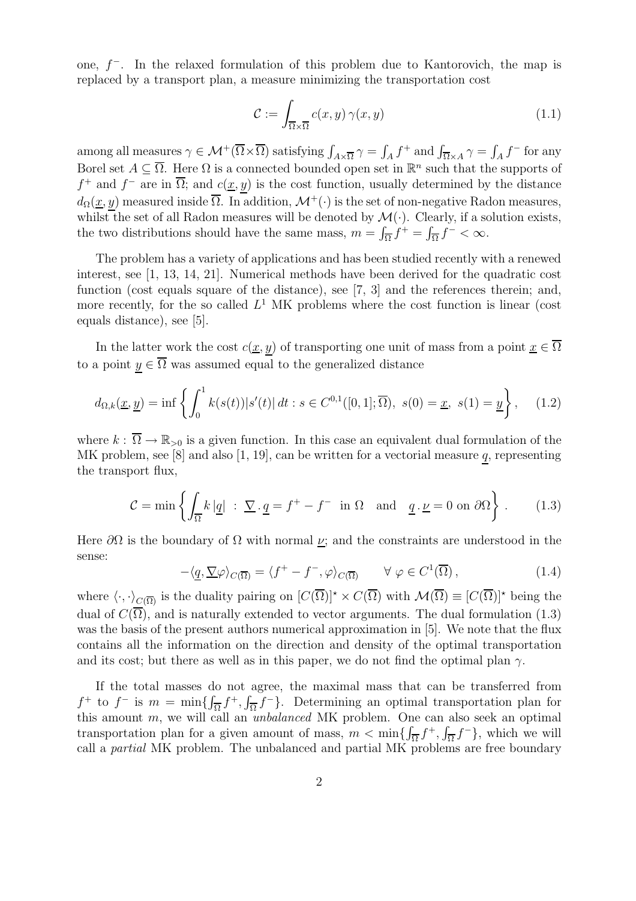one, $f^-$. In the relaxed formulation of this problem due to Kantorovich, the map is replaced by a transport plan, a measure minimizing the transportation cost

$$\mathcal{C} := \int_{\overline{\Omega}\times\overline{\Omega}} c(x,y)\,\gamma(x,y) \tag{1.1}$$

among all measures $\gamma \in \mathcal{M}^+(\overline{\Omega}\times\overline{\Omega})$ satisfying $\int_{A\times\overline{\Omega}} \gamma = \int_A f^+$ and $\int_{\overline{\Omega}\times A} \gamma = \int_A f^-$ for any Borel set $A \subseteq \overline{\Omega}$. Here $\Omega$ is a connected bounded open set in $\mathbb{R}^n$ such that the supports of $f^+$ and $f^-$ are in $\overline{\Omega}$; and $c(\underline{x},\underline{y})$ is the cost function, usually determined by the distance $d_\Omega(\underline{x},\underline{y})$ measured inside $\overline{\Omega}$. In addition, $\mathcal{M}^+(\cdot)$ is the set of non-negative Radon measures, whilst the set of all Radon measures will be denoted by $\mathcal{M}(\cdot)$. Clearly, if a solution exists, the two distributions should have the same mass, $m = \int_{\overline{\Omega}} f^+ = \int_{\overline{\Omega}} f^- < \infty$.

The problem has a variety of applications and has been studied recently with a renewed interest, see [1, 13, 14, 21]. Numerical methods have been derived for the quadratic cost function (cost equals square of the distance), see [7, 3] and the references therein; and, more recently, for the so called $L^1$ MK problems where the cost function is linear (cost equals distance), see [5].

In the latter work the cost $c(\underline{x},\underline{y})$ of transporting one unit of mass from a point $\underline{x} \in \overline{\Omega}$ to a point $\underline{y} \in \overline{\Omega}$ was assumed equal to the generalized distance

$$d_{\Omega,k}(\underline{x},\underline{y}) = \inf\left\{ \int_0^1 k(s(t))|s'(t)|\,dt : s \in C^{0,1}([0,1];\overline{\Omega}),\ s(0)=\underline{x},\ s(1)=\underline{y} \right\}, \tag{1.2}$$

where $k : \overline{\Omega} \to \mathbb{R}_{>0}$ is a given function. In this case an equivalent dual formulation of the MK problem, see [8] and also [1, 19], can be written for a vectorial measure $\underline{q}$, representing the transport flux,

$$\mathcal{C} = \min\left\{ \int_{\overline{\Omega}} k\,|\underline{q}| \ :\ \underline{\nabla}\,.\,\underline{q} = f^+ - f^- \ \text{ in } \Omega \quad\text{and}\quad \underline{q}\,.\,\underline{\nu} = 0 \text{ on } \partial\Omega \right\}. \tag{1.3}$$

Here $\partial\Omega$ is the boundary of $\Omega$ with normal $\underline{\nu}$; and the constraints are understood in the sense:

$$-\langle \underline{q}, \underline{\nabla}\varphi\rangle_{C(\overline{\Omega})} = \langle f^+ - f^-, \varphi\rangle_{C(\overline{\Omega})} \qquad \forall\ \varphi \in C^1(\overline{\Omega}), \tag{1.4}$$

where $\langle\cdot,\cdot\rangle_{C(\overline{\Omega})}$ is the duality pairing on $[C(\overline{\Omega})]^\star \times C(\overline{\Omega})$ with $\mathcal{M}(\overline{\Omega}) \equiv [C(\overline{\Omega})]^\star$ being the dual of $C(\overline{\Omega})$, and is naturally extended to vector arguments. The dual formulation (1.3) was the basis of the present authors numerical approximation in [5]. We note that the flux contains all the information on the direction and density of the optimal transportation and its cost; but there as well as in this paper, we do not find the optimal plan $\gamma$.

If the total masses do not agree, the maximal mass that can be transferred from $f^+$ to $f^-$ is $m = \min\{\int_{\overline{\Omega}} f^+, \int_{\overline{\Omega}} f^-\}$. Determining an optimal transportation plan for this amount $m$, we will call an *unbalanced* MK problem. One can also seek an optimal transportation plan for a given amount of mass, $m < \min\{\int_{\overline{\Omega}} f^+, \int_{\overline{\Omega}} f^-\}$, which we will call a *partial* MK problem. The unbalanced and partial MK problems are free boundary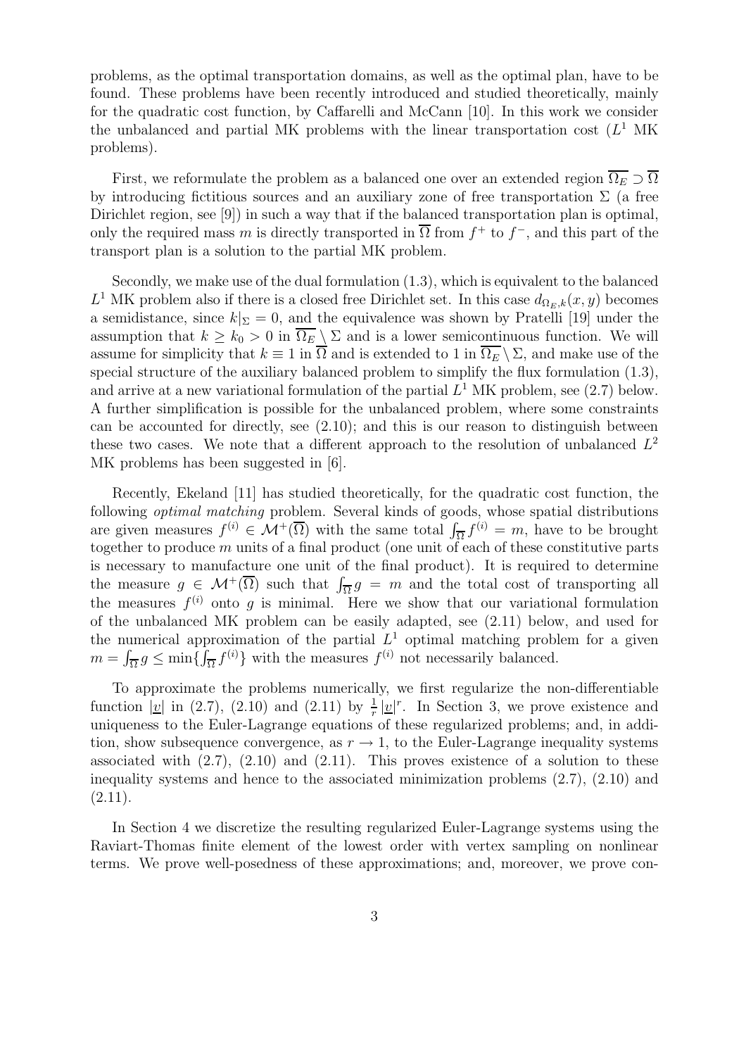problems, as the optimal transportation domains, as well as the optimal plan, have to be found. These problems have been recently introduced and studied theoretically, mainly for the quadratic cost function, by Caffarelli and McCann [10]. In this work we consider the unbalanced and partial MK problems with the linear transportation cost ($L^1$ MK problems).

First, we reformulate the problem as a balanced one over an extended region $\overline{\Omega_E} \supset \overline{\Omega}$ by introducing fictitious sources and an auxiliary zone of free transportation $\Sigma$ (a free Dirichlet region, see [9]) in such a way that if the balanced transportation plan is optimal, only the required mass $m$ is directly transported in $\overline{\Omega}$ from $f^+$ to $f^-$, and this part of the transport plan is a solution to the partial MK problem.

Secondly, we make use of the dual formulation (1.3), which is equivalent to the balanced $L^1$ MK problem also if there is a closed free Dirichlet set. In this case $d_{\Omega_E,k}(x,y)$ becomes a semidistance, since $k|_\Sigma = 0$, and the equivalence was shown by Pratelli [19] under the assumption that $k \geq k_0 > 0$ in $\overline{\Omega_E} \setminus \Sigma$ and is a lower semicontinuous function. We will assume for simplicity that $k \equiv 1$ in $\overline{\Omega}$ and is extended to 1 in $\overline{\Omega_E} \setminus \Sigma$, and make use of the special structure of the auxiliary balanced problem to simplify the flux formulation (1.3), and arrive at a new variational formulation of the partial $L^1$ MK problem, see (2.7) below. A further simplification is possible for the unbalanced problem, where some constraints can be accounted for directly, see (2.10); and this is our reason to distinguish between these two cases. We note that a different approach to the resolution of unbalanced $L^2$ MK problems has been suggested in [6].

Recently, Ekeland [11] has studied theoretically, for the quadratic cost function, the following *optimal matching* problem. Several kinds of goods, whose spatial distributions are given measures $f^{(i)} \in \mathcal{M}^+(\overline{\Omega})$ with the same total $\int_{\overline{\Omega}} f^{(i)} = m$, have to be brought together to produce $m$ units of a final product (one unit of each of these constitutive parts is necessary to manufacture one unit of the final product). It is required to determine the measure $g \in \mathcal{M}^+(\overline{\Omega})$ such that $\int_{\overline{\Omega}} g = m$ and the total cost of transporting all the measures $f^{(i)}$ onto $g$ is minimal. Here we show that our variational formulation of the unbalanced MK problem can be easily adapted, see (2.11) below, and used for the numerical approximation of the partial $L^1$ optimal matching problem for a given $m = \int_{\overline{\Omega}} g \leq \min\{\int_{\overline{\Omega}} f^{(i)}\}$ with the measures $f^{(i)}$ not necessarily balanced.

To approximate the problems numerically, we first regularize the non-differentiable function $|\underline{v}|$ in (2.7), (2.10) and (2.11) by $\frac{1}{r}|\underline{v}|^r$. In Section 3, we prove existence and uniqueness to the Euler-Lagrange equations of these regularized problems; and, in addition, show subsequence convergence, as $r \to 1$, to the Euler-Lagrange inequality systems associated with (2.7), (2.10) and (2.11). This proves existence of a solution to these inequality systems and hence to the associated minimization problems (2.7), (2.10) and (2.11).

In Section 4 we discretize the resulting regularized Euler-Lagrange systems using the Raviart-Thomas finite element of the lowest order with vertex sampling on nonlinear terms. We prove well-posedness of these approximations; and, moreover, we prove con-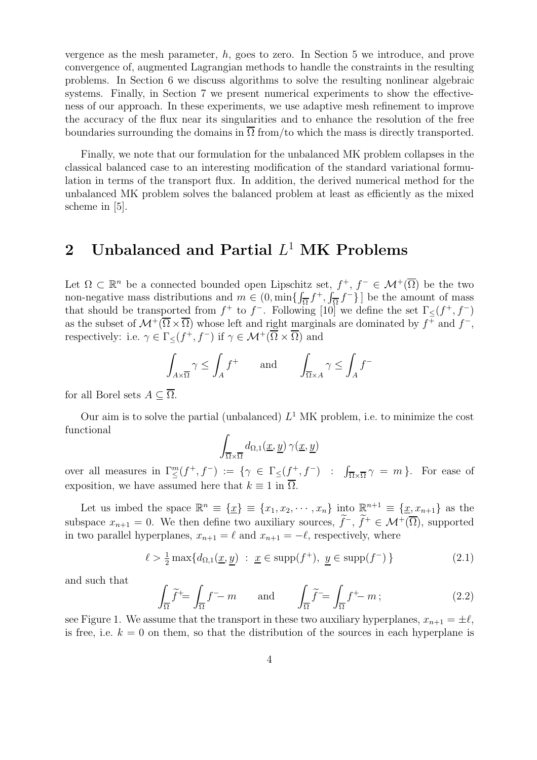vergence as the mesh parameter, $h$, goes to zero. In Section 5 we introduce, and prove convergence of, augmented Lagrangian methods to handle the constraints in the resulting problems. In Section 6 we discuss algorithms to solve the resulting nonlinear algebraic systems. Finally, in Section 7 we present numerical experiments to show the effectiveness of our approach. In these experiments, we use adaptive mesh refinement to improve the accuracy of the flux near its singularities and to enhance the resolution of the free boundaries surrounding the domains in $\overline{\Omega}$ from/to which the mass is directly transported.

Finally, we note that our formulation for the unbalanced MK problem collapses in the classical balanced case to an interesting modification of the standard variational formulation in terms of the transport flux. In addition, the derived numerical method for the unbalanced MK problem solves the balanced problem at least as efficiently as the mixed scheme in [5].

## 2 Unbalanced and Partial $L^1$ MK Problems

Let $\Omega \subset \mathbb{R}^n$ be a connected bounded open Lipschitz set, $f^+, f^- \in \mathcal{M}^+(\overline{\Omega})$ be the two non-negative mass distributions and $m \in (0, \min\{\int_{\overline{\Omega}} f^+, \int_{\overline{\Omega}} f^-\}\,]$ be the amount of mass that should be transported from $f^+$ to $f^-$. Following [10] we define the set $\Gamma_\leq(f^+, f^-)$ as the subset of $\mathcal{M}^+(\overline{\Omega} \times \overline{\Omega})$ whose left and right marginals are dominated by $f^+$ and $f^-$, respectively: i.e. $\gamma \in \Gamma_\leq(f^+, f^-)$ if $\gamma \in \mathcal{M}^+(\overline{\Omega} \times \overline{\Omega})$ and

$$\int_{A \times \overline{\Omega}} \gamma \leq \int_A f^+ \qquad \text{and} \qquad \int_{\overline{\Omega} \times A} \gamma \leq \int_A f^-$$

for all Borel sets $A \subseteq \overline{\Omega}$.

Our aim is to solve the partial (unbalanced) $L^1$ MK problem, i.e. to minimize the cost functional

$$\int_{\overline{\Omega} \times \overline{\Omega}} d_{\Omega,1}(\underline{x}, \underline{y})\, \gamma(\underline{x}, \underline{y})$$

over all measures in $\Gamma^m_\leq(f^+, f^-) := \{\gamma \in \Gamma_\leq(f^+, f^-) \ : \ \int_{\overline{\Omega} \times \overline{\Omega}} \gamma = m\}$. For ease of exposition, we have assumed here that $k \equiv 1$ in $\overline{\Omega}$.

Let us imbed the space $\mathbb{R}^n \equiv \{\underline{x}\} \equiv \{x_1, x_2, \cdots, x_n\}$ into $\mathbb{R}^{n+1} \equiv \{\underline{x}, x_{n+1}\}$ as the subspace $x_{n+1} = 0$. We then define two auxiliary sources, $\widetilde{f}^-, \widetilde{f}^+ \in \mathcal{M}^+(\overline{\Omega})$, supported in two parallel hyperplanes, $x_{n+1} = \ell$ and $x_{n+1} = -\ell$, respectively, where

$$\ell > \tfrac{1}{2} \max\{d_{\Omega,1}(\underline{x}, \underline{y}) \ : \ \underline{x} \in \operatorname{supp}(f^+),\ \underline{y} \in \operatorname{supp}(f^-)\} \tag{2.1}$$

and such that

$$\int_{\overline{\Omega}} \widetilde{f}^+ = \int_{\overline{\Omega}} f^- - m \qquad \text{and} \qquad \int_{\overline{\Omega}} \widetilde{f}^- = \int_{\overline{\Omega}} f^+ - m\,; \tag{2.2}$$

see Figure 1. We assume that the transport in these two auxiliary hyperplanes, $x_{n+1} = \pm\ell$, is free, i.e. $k = 0$ on them, so that the distribution of the sources in each hyperplane is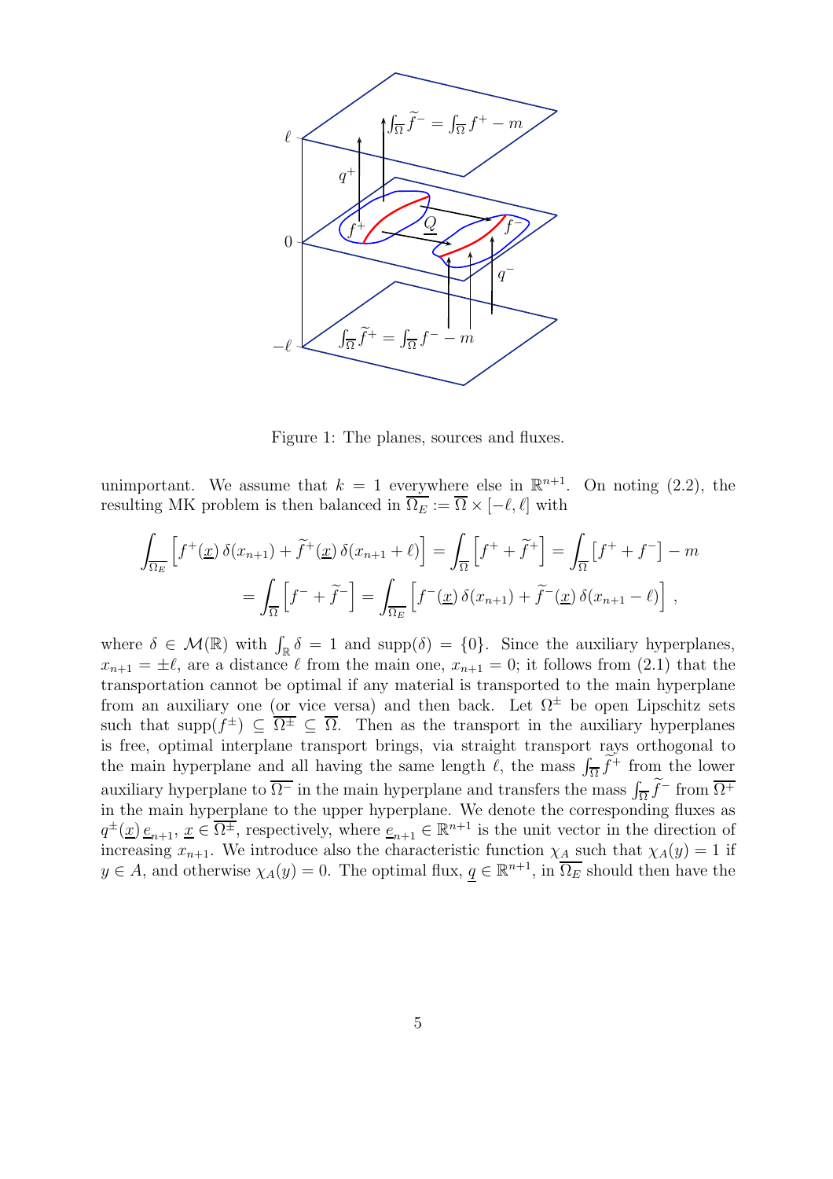Figure 1: The planes, sources and fluxes.

unimportant. We assume that $k = 1$ everywhere else in $\mathbb{R}^{n+1}$. On noting (2.2), the resulting MK problem is then balanced in $\overline{\Omega_E} := \overline{\Omega} \times [-\ell, \ell]$ with

$$\int_{\overline{\Omega_E}} \left[ f^+(\underline{x})\, \delta(x_{n+1}) + \widetilde{f}^+(\underline{x})\, \delta(x_{n+1} + \ell) \right] = \int_{\overline{\Omega}} \left[ f^+ + \widetilde{f}^+ \right] = \int_{\overline{\Omega}} \left[ f^+ + f^- \right] - m$$

$$= \int_{\overline{\Omega}} \left[ f^- + \widetilde{f}^- \right] = \int_{\overline{\Omega_E}} \left[ f^-(\underline{x})\, \delta(x_{n+1}) + \widetilde{f}^-(\underline{x})\, \delta(x_{n+1} - \ell) \right],$$

where $\delta \in \mathcal{M}(\mathbb{R})$ with $\int_{\mathbb{R}} \delta = 1$ and $\mathrm{supp}(\delta) = \{0\}$. Since the auxiliary hyperplanes, $x_{n+1} = \pm\ell$, are a distance $\ell$ from the main one, $x_{n+1} = 0$; it follows from (2.1) that the transportation cannot be optimal if any material is transported to the main hyperplane from an auxiliary one (or vice versa) and then back. Let $\Omega^{\pm}$ be open Lipschitz sets such that $\mathrm{supp}(f^{\pm}) \subseteq \overline{\Omega^{\pm}} \subseteq \overline{\Omega}$. Then as the transport in the auxiliary hyperplanes is free, optimal interplane transport brings, via straight transport rays orthogonal to the main hyperplane and all having the same length $\ell$, the mass $\int_{\overline{\Omega}} \widetilde{f}^+$ from the lower auxiliary hyperplane to $\overline{\Omega^-}$ in the main hyperplane and transfers the mass $\int_{\overline{\Omega}} \widetilde{f}^-$ from $\overline{\Omega^+}$ in the main hyperplane to the upper hyperplane. We denote the corresponding fluxes as $q^{\pm}(\underline{x})\, \underline{e}_{n+1}$, $\underline{x} \in \overline{\Omega^{\pm}}$, respectively, where $\underline{e}_{n+1} \in \mathbb{R}^{n+1}$ is the unit vector in the direction of increasing $x_{n+1}$. We introduce also the characteristic function $\chi_A$ such that $\chi_A(y) = 1$ if $y \in A$, and otherwise $\chi_A(y) = 0$. The optimal flux, $\underline{q} \in \mathbb{R}^{n+1}$, in $\overline{\Omega_E}$ should then have the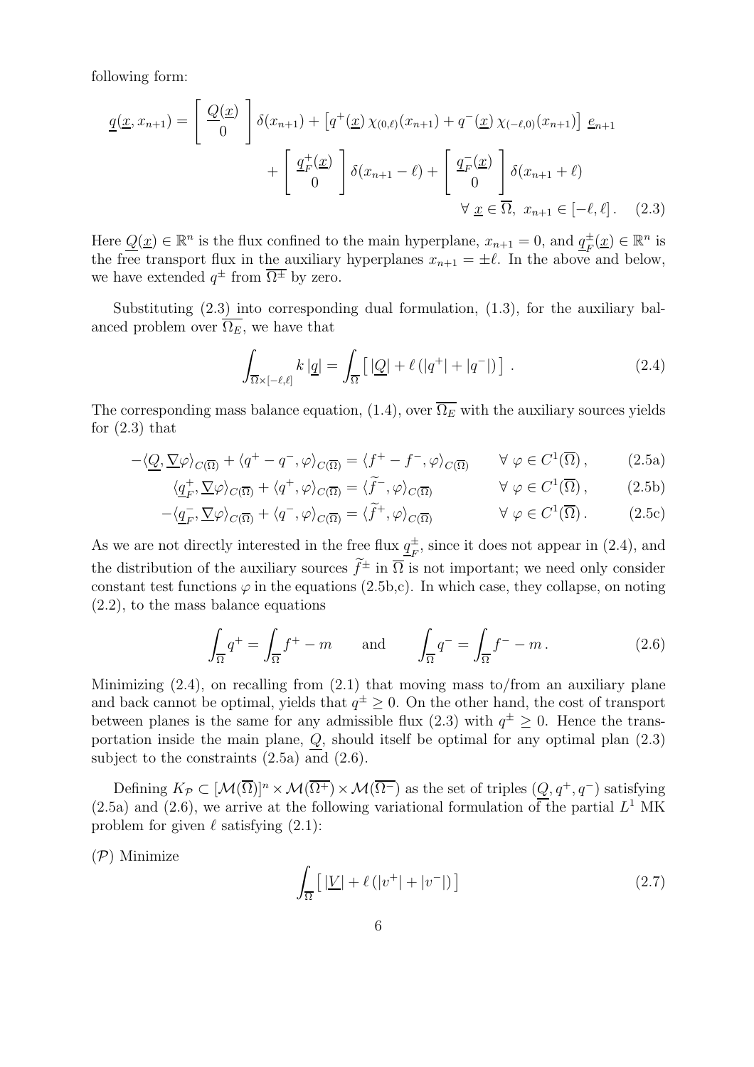following form:

$$
\underline{q}(\underline{x}, x_{n+1}) = \begin{bmatrix} \underline{Q}(\underline{x}) \\ 0 \end{bmatrix} \delta(x_{n+1}) + \left[ q^+(\underline{x})\, \chi_{(0,\ell)}(x_{n+1}) + q^-(\underline{x})\, \chi_{(-\ell,0)}(x_{n+1}) \right] \underline{e}_{n+1}
$$

$$
+ \begin{bmatrix} \underline{q}_F^+(\underline{x}) \\ 0 \end{bmatrix} \delta(x_{n+1} - \ell) + \begin{bmatrix} \underline{q}_F^-(\underline{x}) \\ 0 \end{bmatrix} \delta(x_{n+1} + \ell)
$$

$$
\forall\ \underline{x} \in \overline{\Omega},\ x_{n+1} \in [-\ell, \ell]\,. \tag{2.3}
$$

Here $\underline{Q}(\underline{x}) \in \mathbb{R}^n$ is the flux confined to the main hyperplane, $x_{n+1} = 0$, and $\underline{q}_F^{\pm}(\underline{x}) \in \mathbb{R}^n$ is the free transport flux in the auxiliary hyperplanes $x_{n+1} = \pm\ell$. In the above and below, we have extended $q^{\pm}$ from $\overline{\Omega^{\pm}}$ by zero.

Substituting (2.3) into corresponding dual formulation, (1.3), for the auxiliary balanced problem over $\overline{\Omega_E}$, we have that

$$
\int_{\overline{\Omega} \times [-\ell, \ell]} k\, |\underline{q}| = \int_{\overline{\Omega}} \left[\, |\underline{Q}| + \ell\, (|q^+| + |q^-|) \,\right]\,. \tag{2.4}
$$

The corresponding mass balance equation, (1.4), over $\overline{\Omega_E}$ with the auxiliary sources yields for (2.3) that

$$
-\langle \underline{Q}, \underline{\nabla}\varphi \rangle_{C(\overline{\Omega})} + \langle q^+ - q^-, \varphi \rangle_{C(\overline{\Omega})} = \langle f^+ - f^-, \varphi \rangle_{C(\overline{\Omega})} \qquad \forall\ \varphi \in C^1(\overline{\Omega})\,, \tag{2.5a}
$$

$$
\langle \underline{q}_F^+, \underline{\nabla}\varphi \rangle_{C(\overline{\Omega})} + \langle q^+, \varphi \rangle_{C(\overline{\Omega})} = \langle \widetilde{f}^-, \varphi \rangle_{C(\overline{\Omega})} \qquad \forall\ \varphi \in C^1(\overline{\Omega})\,, \tag{2.5b}
$$

$$
-\langle \underline{q}_F^-, \underline{\nabla}\varphi \rangle_{C(\overline{\Omega})} + \langle q^-, \varphi \rangle_{C(\overline{\Omega})} = \langle \widetilde{f}^+, \varphi \rangle_{C(\overline{\Omega})} \qquad \forall\ \varphi \in C^1(\overline{\Omega})\,. \tag{2.5c}
$$

As we are not directly interested in the free flux $\underline{q}_F^{\pm}$, since it does not appear in (2.4), and the distribution of the auxiliary sources $\widetilde{f}^{\pm}$ in $\overline{\Omega}$ is not important; we need only consider constant test functions $\varphi$ in the equations (2.5b,c). In which case, they collapse, on noting (2.2), to the mass balance equations

$$
\int_{\overline{\Omega}} q^+ = \int_{\overline{\Omega}} f^+ - m \qquad \text{and} \qquad \int_{\overline{\Omega}} q^- = \int_{\overline{\Omega}} f^- - m\,. \tag{2.6}
$$

Minimizing (2.4), on recalling from (2.1) that moving mass to/from an auxiliary plane and back cannot be optimal, yields that $q^{\pm} \geq 0$. On the other hand, the cost of transport between planes is the same for any admissible flux (2.3) with $q^{\pm} \geq 0$. Hence the transportation inside the main plane, $\underline{Q}$, should itself be optimal for any optimal plan (2.3) subject to the constraints (2.5a) and (2.6).

Defining $K_{\mathcal{P}} \subset [\mathcal{M}(\overline{\Omega})]^n \times \mathcal{M}(\overline{\Omega^+}) \times \mathcal{M}(\overline{\Omega^-})$ as the set of triples $(\underline{Q}, q^+, q^-)$ satisfying (2.5a) and (2.6), we arrive at the following variational formulation of the partial $L^1$ MK problem for given $\ell$ satisfying (2.1):

$(\mathcal{P})$ Minimize

$$
\int_{\overline{\Omega}} \left[\, |\underline{V}| + \ell\, (|v^+| + |v^-|) \,\right] \tag{2.7}
$$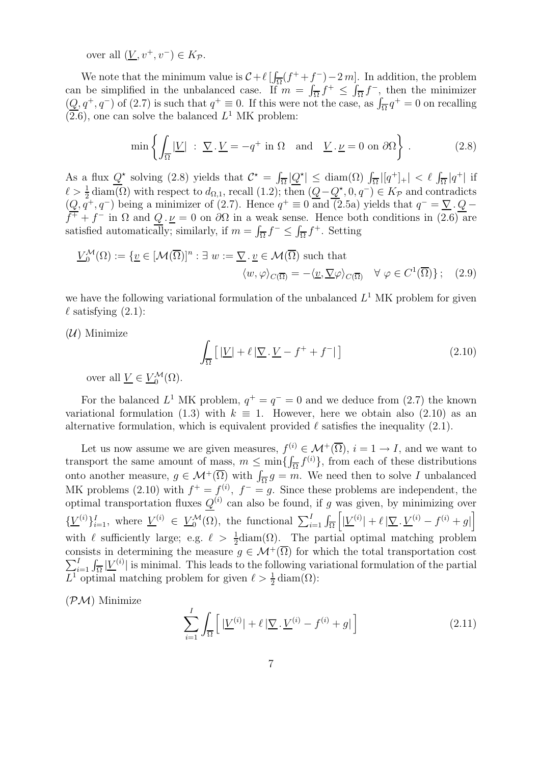over all $(\underline{V}, v^+, v^-) \in K_{\mathcal{P}}$.

We note that the minimum value is $\mathcal{C} + \ell\,[\int_{\overline{\Omega}}(f^+ + f^-) - 2\,m]$. In addition, the problem can be simplified in the unbalanced case. If $m = \int_{\overline{\Omega}} f^+ \leq \int_{\overline{\Omega}} f^-$, then the minimizer $(\underline{Q}, q^+, q^-)$ of (2.7) is such that $q^+ \equiv 0$. If this were not the case, as $\int_{\overline{\Omega}} q^+ = 0$ on recalling (2.6), one can solve the balanced $L^1$ MK problem:

$$\min \left\{ \int_{\overline{\Omega}} |\underline{V}| \ : \ \underline{\nabla}\,.\,\underline{V} = -q^+ \text{ in } \Omega \quad \text{and} \quad \underline{V}\,.\,\underline{\nu} = 0 \text{ on } \partial\Omega \right\} . \tag{2.8}$$

As a flux $\underline{Q}^\star$ solving (2.8) yields that $\mathcal{C}^\star = \int_{\overline{\Omega}} |\underline{Q}^\star| \leq \text{diam}(\Omega) \int_{\overline{\Omega}} |[q^+]_+| < \ell \int_{\overline{\Omega}} |q^+|$ if $\ell > \frac{1}{2}\,\text{diam}(\Omega)$ with respect to $d_{\Omega,1}$, recall (1.2); then $(\underline{Q} - \underline{Q}^\star, 0, q^-) \in K_{\mathcal{P}}$ and contradicts $(\underline{Q}, q^+, q^-)$ being a minimizer of (2.7). Hence $q^+ \equiv 0$ and (2.5a) yields that $q^- = \underline{\nabla}\,.\,\underline{Q} - f^+ + f^-$ in $\Omega$ and $\underline{Q}\,.\,\underline{\nu} = 0$ on $\partial\Omega$ in a weak sense. Hence both conditions in (2.6) are satisfied automatically; similarly, if $m = \int_{\overline{\Omega}} f^- \leq \int_{\overline{\Omega}} f^+$. Setting

$$\underline{V}_0^{\mathcal{M}}(\Omega) := \{ \underline{v} \in [\mathcal{M}(\overline{\Omega})]^n : \exists\ w := \underline{\nabla}\,.\,\underline{v} \in \mathcal{M}(\overline{\Omega}) \text{ such that}$$
$$\langle w, \varphi \rangle_{C(\overline{\Omega})} = -\langle \underline{v}, \underline{\nabla}\varphi \rangle_{C(\overline{\Omega})} \quad \forall\ \varphi \in C^1(\overline{\Omega}) \} ; \tag{2.9}$$

we have the following variational formulation of the unbalanced $L^1$ MK problem for given $\ell$ satisfying (2.1):

($\mathcal{U}$) Minimize

$$\int_{\overline{\Omega}} \left[\, |\underline{V}| + \ell\, |\underline{\nabla}\,.\,\underline{V} - f^+ + f^-| \,\right] \tag{2.10}$$

over all $\underline{V} \in \underline{V}_0^{\mathcal{M}}(\Omega)$.

For the balanced $L^1$ MK problem, $q^+ = q^- = 0$ and we deduce from (2.7) the known variational formulation (1.3) with $k \equiv 1$. However, here we obtain also (2.10) as an alternative formulation, which is equivalent provided $\ell$ satisfies the inequality (2.1).

Let us now assume we are given measures, $f^{(i)} \in \mathcal{M}^+(\overline{\Omega})$, $i = 1 \to I$, and we want to transport the same amount of mass, $m \leq \min\{\int_{\overline{\Omega}} f^{(i)}\}$, from each of these distributions onto another measure, $g \in \mathcal{M}^+(\overline{\Omega})$ with $\int_{\overline{\Omega}} g = m$. We need then to solve $I$ unbalanced MK problems (2.10) with $f^+ = f^{(i)}$, $f^- = g$. Since these problems are independent, the optimal transportation fluxes $\underline{Q}^{(i)}$ can also be found, if $g$ was given, by minimizing over $\{\underline{V}^{(i)}\}_{i=1}^I$, where $\underline{V}^{(i)} \in \underline{V}_0^{\mathcal{M}}(\Omega)$, the functional $\sum_{i=1}^I \int_{\overline{\Omega}} \left[ |\underline{V}^{(i)}| + \ell\, |\underline{\nabla}\,.\,\underline{V}^{(i)} - f^{(i)} + g| \right]$ with $\ell$ sufficiently large; e.g. $\ell > \frac{1}{2}\text{diam}(\Omega)$. The partial optimal matching problem consists in determining the measure $g \in \mathcal{M}^+(\overline{\Omega})$ for which the total transportation cost $\sum_{i=1}^I \int_{\overline{\Omega}} |\underline{V}^{(i)}|$ is minimal. This leads to the following variational formulation of the partial $L^1$ optimal matching problem for given $\ell > \frac{1}{2}\,\text{diam}(\Omega)$:

($\mathcal{PM}$) Minimize

$$\sum_{i=1}^I \int_{\overline{\Omega}} \left[\, |\underline{V}^{(i)}| + \ell\, |\underline{\nabla}\,.\,\underline{V}^{(i)} - f^{(i)} + g| \,\right] \tag{2.11}$$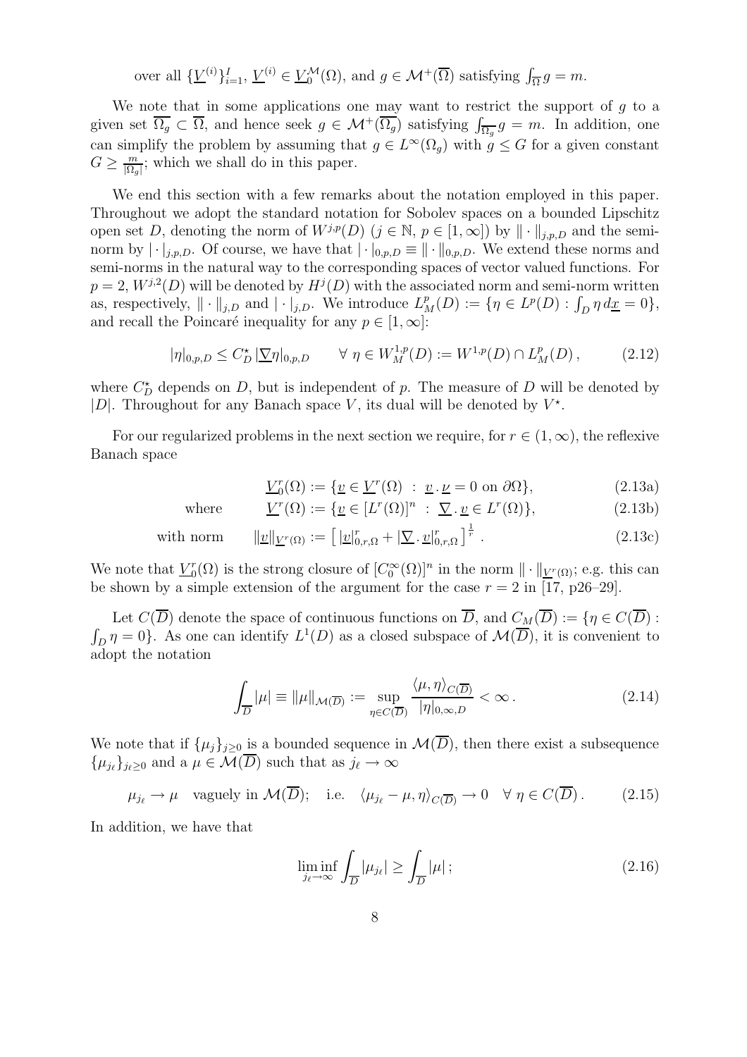over all $\{\underline{V}^{(i)}\}_{i=1}^{I}$, $\underline{V}^{(i)} \in \underline{V}_0^{\mathcal{M}}(\Omega)$, and $g \in \mathcal{M}^+(\overline{\Omega})$ satisfying $\int_{\overline{\Omega}} g = m$.

We note that in some applications one may want to restrict the support of $g$ to a given set $\overline{\Omega_g} \subset \overline{\Omega}$, and hence seek $g \in \mathcal{M}^+(\overline{\Omega_g})$ satisfying $\int_{\overline{\Omega_g}} g = m$. In addition, one can simplify the problem by assuming that $g \in L^\infty(\Omega_g)$ with $g \leq G$ for a given constant $G \geq \frac{m}{|\Omega_g|}$; which we shall do in this paper.

We end this section with a few remarks about the notation employed in this paper. Throughout we adopt the standard notation for Sobolev spaces on a bounded Lipschitz open set $D$, denoting the norm of $W^{j,p}(D)$ ($j \in \mathbb{N}$, $p \in [1,\infty]$) by $\|\cdot\|_{j,p,D}$ and the semi-norm by $|\cdot|_{j,p,D}$. Of course, we have that $|\cdot|_{0,p,D} \equiv \|\cdot\|_{0,p,D}$. We extend these norms and semi-norms in the natural way to the corresponding spaces of vector valued functions. For $p=2$, $W^{j,2}(D)$ will be denoted by $H^j(D)$ with the associated norm and semi-norm written as, respectively, $\|\cdot\|_{j,D}$ and $|\cdot|_{j,D}$. We introduce $L^p_M(D) := \{\eta \in L^p(D) : \int_D \eta \, d\underline{x} = 0\}$, and recall the Poincaré inequality for any $p \in [1,\infty]$:

$$|\eta|_{0,p,D} \leq C_D^\star \, |\underline{\nabla} \eta|_{0,p,D} \qquad \forall \; \eta \in W^{1,p}_M(D) := W^{1,p}(D) \cap L^p_M(D)\,, \tag{2.12}$$

where $C_D^\star$ depends on $D$, but is independent of $p$. The measure of $D$ will be denoted by $|D|$. Throughout for any Banach space $V$, its dual will be denoted by $V^\star$.

For our regularized problems in the next section we require, for $r \in (1,\infty)$, the reflexive Banach space

$$\underline{V}^r_0(\Omega) := \{\underline{v} \in \underline{V}^r(\Omega) \;:\; \underline{v}\,.\,\underline{\nu} = 0 \text{ on } \partial\Omega\}, \tag{2.13a}$$

$$\text{where} \qquad \underline{V}^r(\Omega) := \{\underline{v} \in [L^r(\Omega)]^n \;:\; \underline{\nabla}\,.\,\underline{v} \in L^r(\Omega)\}, \tag{2.13b}$$

$$\text{with norm} \qquad \|\underline{v}\|_{\underline{V}^r(\Omega)} := \left[\,|\underline{v}|^r_{0,r,\Omega} + |\underline{\nabla}\,.\,\underline{v}|^r_{0,r,\Omega}\,\right]^{\frac{1}{r}}\,. \tag{2.13c}$$

We note that $\underline{V}^r_0(\Omega)$ is the strong closure of $[C_0^\infty(\Omega)]^n$ in the norm $\|\cdot\|_{\underline{V}^r(\Omega)}$; e.g. this can be shown by a simple extension of the argument for the case $r=2$ in [17, p26–29].

Let $C(\overline{D})$ denote the space of continuous functions on $\overline{D}$, and $C_M(\overline{D}) := \{\eta \in C(\overline{D}) : \int_D \eta = 0\}$. As one can identify $L^1(D)$ as a closed subspace of $\mathcal{M}(\overline{D})$, it is convenient to adopt the notation

$$\int_{\overline{D}} |\mu| \equiv \|\mu\|_{\mathcal{M}(\overline{D})} := \sup_{\eta \in C(\overline{D})} \frac{\langle \mu, \eta \rangle_{C(\overline{D})}}{|\eta|_{0,\infty,D}} < \infty\,. \tag{2.14}$$

We note that if $\{\mu_j\}_{j\geq 0}$ is a bounded sequence in $\mathcal{M}(\overline{D})$, then there exist a subsequence $\{\mu_{j_\ell}\}_{j_\ell \geq 0}$ and a $\mu \in \mathcal{M}(\overline{D})$ such that as $j_\ell \to \infty$

$$\mu_{j_\ell} \to \mu \quad \text{vaguely in } \mathcal{M}(\overline{D}); \quad \text{i.e.} \quad \langle \mu_{j_\ell} - \mu, \eta \rangle_{C(\overline{D})} \to 0 \quad \forall\; \eta \in C(\overline{D})\,. \tag{2.15}$$

In addition, we have that

$$\liminf_{j_\ell \to \infty} \int_{\overline{D}} |\mu_{j_\ell}| \geq \int_{\overline{D}} |\mu|\,; \tag{2.16}$$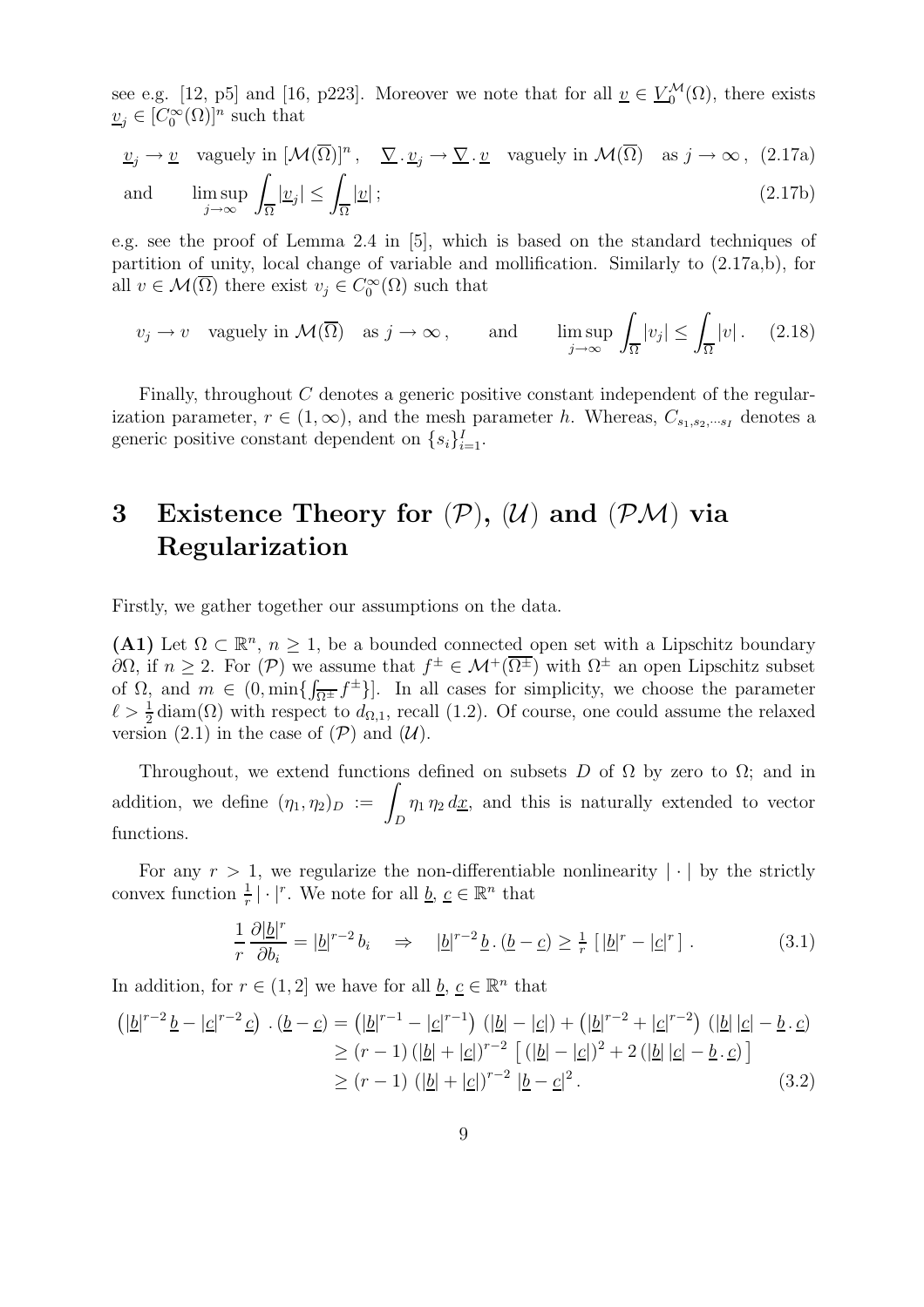see e.g. [12, p5] and [16, p223]. Moreover we note that for all $\underline{v} \in \underline{V}_0^{\mathcal{M}}(\Omega)$, there exists $\underline{v}_j \in [C_0^\infty(\Omega)]^n$ such that

$$\underline{v}_j \to \underline{v} \quad \text{vaguely in } [\mathcal{M}(\overline{\Omega})]^n , \quad \underline{\nabla} . \underline{v}_j \to \underline{\nabla} . \underline{v} \quad \text{vaguely in } \mathcal{M}(\overline{\Omega}) \quad \text{as } j \to \infty , \tag{2.17a}$$

$$\text{and} \qquad \limsup_{j \to \infty} \int_{\overline{\Omega}} |\underline{v}_j| \leq \int_{\overline{\Omega}} |\underline{v}| ; \tag{2.17b}$$

e.g. see the proof of Lemma 2.4 in [5], which is based on the standard techniques of partition of unity, local change of variable and mollification. Similarly to (2.17a,b), for all $v \in \mathcal{M}(\overline{\Omega})$ there exist $v_j \in C_0^\infty(\Omega)$ such that

$$v_j \to v \quad \text{vaguely in } \mathcal{M}(\overline{\Omega}) \quad \text{as } j \to \infty , \qquad \text{and} \qquad \limsup_{j \to \infty} \int_{\overline{\Omega}} |v_j| \leq \int_{\overline{\Omega}} |v| . \tag{2.18}$$

Finally, throughout $C$ denotes a generic positive constant independent of the regularization parameter, $r \in (1, \infty)$, and the mesh parameter $h$. Whereas, $C_{s_1, s_2, \cdots s_I}$ denotes a generic positive constant dependent on $\{s_i\}_{i=1}^I$.

# 3 Existence Theory for $(\mathcal{P})$, $(\mathcal{U})$ and $(\mathcal{PM})$ via Regularization

Firstly, we gather together our assumptions on the data.

**(A1)** Let $\Omega \subset \mathbb{R}^n$, $n \geq 1$, be a bounded connected open set with a Lipschitz boundary $\partial\Omega$, if $n \geq 2$. For $(\mathcal{P})$ we assume that $f^\pm \in \mathcal{M}^+(\overline{\Omega^\pm})$ with $\Omega^\pm$ an open Lipschitz subset of $\Omega$, and $m \in (0, \min\{\int_{\overline{\Omega^\pm}} f^\pm\}]$. In all cases for simplicity, we choose the parameter $\ell > \frac{1}{2} \operatorname{diam}(\Omega)$ with respect to $d_{\Omega,1}$, recall (1.2). Of course, one could assume the relaxed version (2.1) in the case of $(\mathcal{P})$ and $(\mathcal{U})$.

Throughout, we extend functions defined on subsets $D$ of $\Omega$ by zero to $\Omega$; and in addition, we define $(\eta_1, \eta_2)_D := \displaystyle\int_D \eta_1 \, \eta_2 \, d\underline{x}$, and this is naturally extended to vector functions.

For any $r > 1$, we regularize the non-differentiable nonlinearity $|\cdot|$ by the strictly convex function $\frac{1}{r} |\cdot|^r$. We note for all $\underline{b}$, $\underline{c} \in \mathbb{R}^n$ that

$$\frac{1}{r} \frac{\partial |\underline{b}|^r}{\partial b_i} = |\underline{b}|^{r-2} \, b_i \quad \Rightarrow \quad |\underline{b}|^{r-2} \, \underline{b} \, . \, (\underline{b} - \underline{c}) \geq \tfrac{1}{r} \left[ \, |\underline{b}|^r - |\underline{c}|^r \, \right] . \tag{3.1}$$

In addition, for $r \in (1, 2]$ we have for all $\underline{b}$, $\underline{c} \in \mathbb{R}^n$ that

$$\begin{aligned}
\left( |\underline{b}|^{r-2} \, \underline{b} - |\underline{c}|^{r-2} \, \underline{c} \right) \, . \, (\underline{b} - \underline{c}) &= \left( |\underline{b}|^{r-1} - |\underline{c}|^{r-1} \right) \, (|\underline{b}| - |\underline{c}|) + \left( |\underline{b}|^{r-2} + |\underline{c}|^{r-2} \right) \, (|\underline{b}| \, |\underline{c}| - \underline{b} \, . \, \underline{c}) \\
&\geq (r-1) \, (|\underline{b}| + |\underline{c}|)^{r-2} \, \left[ \, (|\underline{b}| - |\underline{c}|)^2 + 2 \, (|\underline{b}| \, |\underline{c}| - \underline{b} \, . \, \underline{c}) \, \right] \\
&\geq (r-1) \, (|\underline{b}| + |\underline{c}|)^{r-2} \, |\underline{b} - \underline{c}|^2 .
\end{aligned} \tag{3.2}$$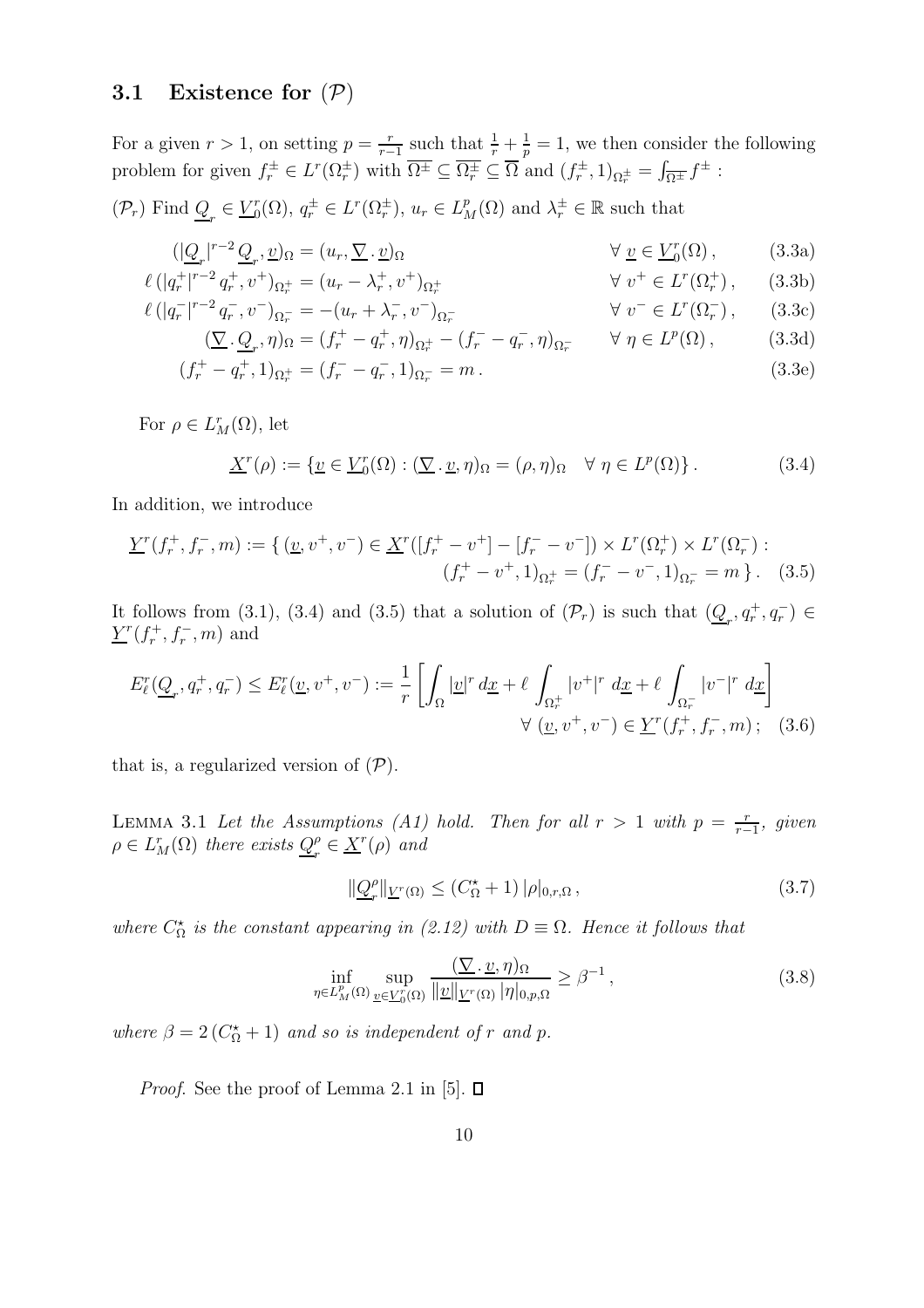### 3.1 Existence for $(\mathcal{P})$

For a given $r > 1$, on setting $p = \frac{r}{r-1}$ such that $\frac{1}{r} + \frac{1}{p} = 1$, we then consider the following problem for given $f_r^\pm \in L^r(\Omega_r^\pm)$ with $\overline{\Omega^\pm} \subseteq \overline{\Omega_r^\pm} \subseteq \overline{\Omega}$ and $(f_r^\pm, 1)_{\Omega_r^\pm} = \int_{\overline{\Omega^\pm}} f^\pm$ :

$(\mathcal{P}_r)$ Find $\underline{Q}_r \in \underline{V}_0^r(\Omega)$, $q_r^\pm \in L^r(\Omega_r^\pm)$, $u_r \in L_M^p(\Omega)$ and $\lambda_r^\pm \in \mathbb{R}$ such that

$$
\begin{aligned}
(|\underline{Q}_r|^{r-2}\,\underline{Q}_r, \underline{v})_\Omega &= (u_r, \underline{\nabla}\,.\,\underline{v})_\Omega & \forall\ \underline{v} \in \underline{V}_0^r(\Omega)\,, \qquad &(3.3a)\\
\ell\,(|q_r^+|^{r-2}\,q_r^+, v^+)_{\Omega_r^+} &= (u_r - \lambda_r^+, v^+)_{\Omega_r^+} & \forall\ v^+ \in L^r(\Omega_r^+)\,, \qquad &(3.3b)\\
\ell\,(|q_r^-|^{r-2}\,q_r^-, v^-)_{\Omega_r^-} &= -(u_r + \lambda_r^-, v^-)_{\Omega_r^-} & \forall\ v^- \in L^r(\Omega_r^-)\,, \qquad &(3.3c)\\
(\underline{\nabla}\,.\,\underline{Q}_r, \eta)_\Omega &= (f_r^+ - q_r^+, \eta)_{\Omega_r^+} - (f_r^- - q_r^-, \eta)_{\Omega_r^-} & \forall\ \eta \in L^p(\Omega)\,, \qquad &(3.3d)\\
(f_r^+ - q_r^+, 1)_{\Omega_r^+} &= (f_r^- - q_r^-, 1)_{\Omega_r^-} = m\,. & &(3.3e)
\end{aligned}
$$

For $\rho \in L_M^r(\Omega)$, let

$$
\underline{X}^r(\rho) := \{\underline{v} \in \underline{V}_0^r(\Omega) : (\underline{\nabla}\,.\,\underline{v}, \eta)_\Omega = (\rho, \eta)_\Omega \quad \forall\ \eta \in L^p(\Omega)\}\,. \tag{3.4}
$$

In addition, we introduce

$$
\begin{aligned}
\underline{Y}^r(f_r^+, f_r^-, m) := \{\, (\underline{v}, v^+, v^-) \in \underline{X}^r([f_r^+ - v^+] - [f_r^- - v^-]) \times L^r(\Omega_r^+) \times L^r(\Omega_r^-) :\\
(f_r^+ - v^+, 1)_{\Omega_r^+} = (f_r^- - v^-, 1)_{\Omega_r^-} = m \,\}\,. \qquad (3.5)
\end{aligned}
$$

It follows from (3.1), (3.4) and (3.5) that a solution of $(\mathcal{P}_r)$ is such that $(\underline{Q}_r, q_r^+, q_r^-) \in \underline{Y}^r(f_r^+, f_r^-, m)$ and

$$
\begin{aligned}
E_\ell^r(\underline{Q}_r, q_r^+, q_r^-) \leq E_\ell^r(\underline{v}, v^+, v^-) := \frac{1}{r}\left[\int_\Omega |\underline{v}|^r\,d\underline{x} + \ell \int_{\Omega_r^+} |v^+|^r\ d\underline{x} + \ell \int_{\Omega_r^-} |v^-|^r\ d\underline{x}\right]\\
\forall\ (\underline{v}, v^+, v^-) \in \underline{Y}^r(f_r^+, f_r^-, m)\,; \quad (3.6)
\end{aligned}
$$

that is, a regularized version of $(\mathcal{P})$.

Lemma 3.1 *Let the Assumptions (A1) hold. Then for all $r > 1$ with $p = \frac{r}{r-1}$, given $\rho \in L_M^r(\Omega)$ there exists $\underline{Q}_r^\rho \in \underline{X}^r(\rho)$ and*

$$
\|\underline{Q}_r^\rho\|_{\underline{V}^r(\Omega)} \leq (C_\Omega^\star + 1)\,|\rho|_{0,r,\Omega}\,, \tag{3.7}
$$

*where $C_\Omega^\star$ is the constant appearing in (2.12) with $D \equiv \Omega$. Hence it follows that*

$$
\inf_{\eta \in L_M^p(\Omega)} \sup_{\underline{v} \in \underline{V}_0^r(\Omega)} \frac{(\underline{\nabla}\,.\,\underline{v}, \eta)_\Omega}{\|\underline{v}\|_{\underline{V}^r(\Omega)}\,|\eta|_{0,p,\Omega}} \geq \beta^{-1}\,, \tag{3.8}
$$

*where $\beta = 2\,(C_\Omega^\star + 1)$ and so is independent of $r$ and $p$.*

*Proof.* See the proof of Lemma 2.1 in [5]. ◻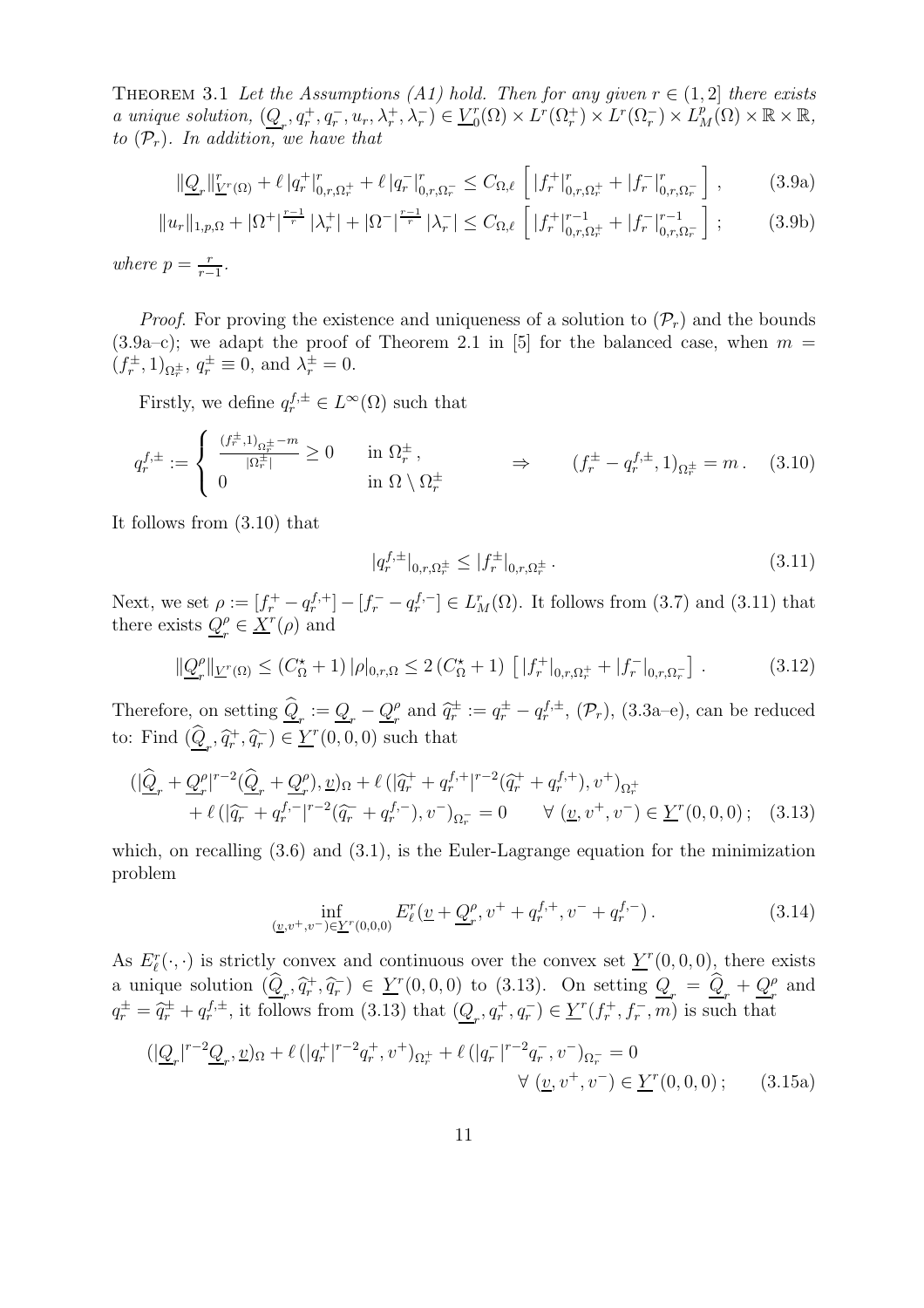THEOREM 3.1 *Let the Assumptions (A1) hold. Then for any given $r \in (1,2]$ there exists a unique solution, $(\underline{Q}_r, q_r^+, q_r^-, u_r, \lambda_r^+, \lambda_r^-) \in \underline{V}_0^r(\Omega) \times L^r(\Omega_r^+) \times L^r(\Omega_r^-) \times L_M^p(\Omega) \times \mathbb{R} \times \mathbb{R}$, to $(\mathcal{P}_r)$. In addition, we have that*

$$\|\underline{Q}_r\|_{\underline{V}^r(\Omega)}^r + \ell\, |q_r^+|_{0,r,\Omega_r^+}^r + \ell\, |q_r^-|_{0,r,\Omega_r^-}^r \leq C_{\Omega,\ell} \left[ |f_r^+|_{0,r,\Omega_r^+}^r + |f_r^-|_{0,r,\Omega_r^-}^r \right], \tag{3.9a}$$

$$\|u_r\|_{1,p,\Omega} + |\Omega^+|^{\frac{r-1}{r}} |\lambda_r^+| + |\Omega^-|^{\frac{r-1}{r}} |\lambda_r^-| \leq C_{\Omega,\ell} \left[ |f_r^+|_{0,r,\Omega_r^+}^{r-1} + |f_r^-|_{0,r,\Omega_r^-}^{r-1} \right]; \tag{3.9b}$$

*where $p = \frac{r}{r-1}$.*

*Proof.* For proving the existence and uniqueness of a solution to $(\mathcal{P}_r)$ and the bounds (3.9a–c); we adapt the proof of Theorem 2.1 in [5] for the balanced case, when $m = (f_r^\pm, 1)_{\Omega_r^\pm}$, $q_r^\pm \equiv 0$, and $\lambda_r^\pm = 0$.

Firstly, we define $q_r^{f,\pm} \in L^\infty(\Omega)$ such that

$$q_r^{f,\pm} := \begin{cases} \frac{(f_r^\pm, 1)_{\Omega_r^\pm} - m}{|\Omega_r^\pm|} \geq 0 & \text{in } \Omega_r^\pm, \\ 0 & \text{in } \Omega \setminus \Omega_r^\pm \end{cases} \qquad \Rightarrow \qquad (f_r^\pm - q_r^{f,\pm}, 1)_{\Omega_r^\pm} = m\,. \tag{3.10}$$

It follows from (3.10) that

$$|q_r^{f,\pm}|_{0,r,\Omega_r^\pm} \leq |f_r^\pm|_{0,r,\Omega_r^\pm}\,. \tag{3.11}$$

Next, we set $\rho := [f_r^+ - q_r^{f,+}] - [f_r^- - q_r^{f,-}] \in L_M^r(\Omega)$. It follows from (3.7) and (3.11) that there exists $\underline{Q}_r^\rho \in \underline{X}^r(\rho)$ and

$$\|\underline{Q}_r^\rho\|_{\underline{V}^r(\Omega)} \leq (C_\Omega^\star + 1)\, |\rho|_{0,r,\Omega} \leq 2\, (C_\Omega^\star + 1) \left[ |f_r^+|_{0,r,\Omega_r^+} + |f_r^-|_{0,r,\Omega_r^-} \right]. \tag{3.12}$$

Therefore, on setting $\widehat{\underline{Q}}_r := \underline{Q}_r - \underline{Q}_r^\rho$ and $\widehat{q}_r^\pm := q_r^\pm - q_r^{f,\pm}$, $(\mathcal{P}_r)$, (3.3a–e), can be reduced to: Find $(\widehat{\underline{Q}}_r, \widehat{q}_r^+, \widehat{q}_r^-) \in \underline{Y}^r(0,0,0)$ such that

$$\begin{aligned}(|\widehat{\underline{Q}}_r + \underline{Q}_r^\rho|^{r-2}(\widehat{\underline{Q}}_r + \underline{Q}_r^\rho), \underline{v})_\Omega + \ell\, (|\widehat{q}_r^+ + q_r^{f,+}|^{r-2}(\widehat{q}_r^+ + q_r^{f,+}), v^+)_{\Omega_r^+} \\ + \ell\, (|\widehat{q}_r^- + q_r^{f,-}|^{r-2}(\widehat{q}_r^- + q_r^{f,-}), v^-)_{\Omega_r^-} = 0 \qquad \forall\, (\underline{v}, v^+, v^-) \in \underline{Y}^r(0,0,0)\,;\end{aligned} \tag{3.13}$$

which, on recalling (3.6) and (3.1), is the Euler-Lagrange equation for the minimization problem

$$\inf_{(\underline{v}, v^+, v^-) \in \underline{Y}^r(0,0,0)} E_\ell^r(\underline{v} + \underline{Q}_r^\rho, v^+ + q_r^{f,+}, v^- + q_r^{f,-})\,. \tag{3.14}$$

As $E_\ell^r(\cdot,\cdot)$ is strictly convex and continuous over the convex set $\underline{Y}^r(0,0,0)$, there exists a unique solution $(\widehat{\underline{Q}}_r, \widehat{q}_r^+, \widehat{q}_r^-) \in \underline{Y}^r(0,0,0)$ to (3.13). On setting $\underline{Q}_r = \widehat{\underline{Q}}_r + \underline{Q}_r^\rho$ and $q_r^\pm = \widehat{q}_r^\pm + q_r^{f,\pm}$, it follows from (3.13) that $(\underline{Q}_r, q_r^+, q_r^-) \in \underline{Y}^r(f_r^+, f_r^-, m)$ is such that

$$\begin{aligned}(|\underline{Q}_r|^{r-2}\underline{Q}_r, \underline{v})_\Omega + \ell\, (|q_r^+|^{r-2} q_r^+, v^+)_{\Omega_r^+} + \ell\, (|q_r^-|^{r-2} q_r^-, v^-)_{\Omega_r^-} = 0 \\ \forall\, (\underline{v}, v^+, v^-) \in \underline{Y}^r(0,0,0)\,;\end{aligned} \tag{3.15a}$$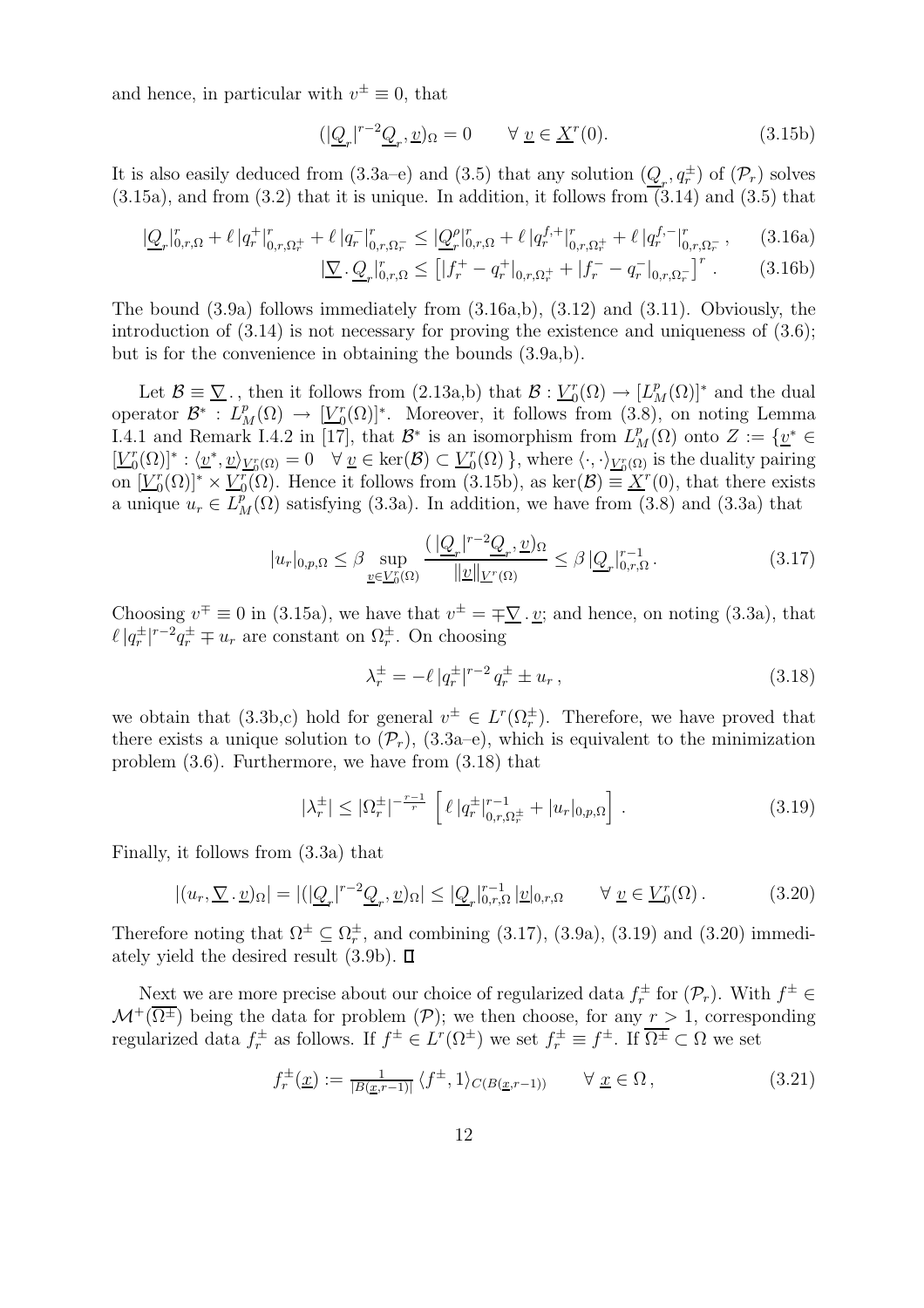and hence, in particular with $v^\pm \equiv 0$, that

$$(|\underline{Q}_r|^{r-2}\underline{Q}_r, \underline{v})_\Omega = 0 \qquad \forall\, \underline{v} \in \underline{X}^r(0). \tag{3.15b}$$

It is also easily deduced from (3.3a–e) and (3.5) that any solution $(\underline{Q}_r, q_r^\pm)$ of $(\mathcal{P}_r)$ solves (3.15a), and from (3.2) that it is unique. In addition, it follows from (3.14) and (3.5) that

$$|\underline{Q}_r|^r_{0,r,\Omega} + \ell\, |q_r^+|^r_{0,r,\Omega_r^+} + \ell\, |q_r^-|^r_{0,r,\Omega_r^-} \le |\underline{Q}_r^\rho|^r_{0,r,\Omega} + \ell\, |q_r^{f,+}|^r_{0,r,\Omega_r^+} + \ell\, |q_r^{f,-}|^r_{0,r,\Omega_r^-}\,, \tag{3.16a}$$

$$|\underline{\nabla}\,.\,\underline{Q}_r|^r_{0,r,\Omega} \le \left[|f_r^+ - q_r^+|_{0,r,\Omega_r^+} + |f_r^- - q_r^-|_{0,r,\Omega_r^-}\right]^r. \tag{3.16b}$$

The bound (3.9a) follows immediately from (3.16a,b), (3.12) and (3.11). Obviously, the introduction of (3.14) is not necessary for proving the existence and uniqueness of (3.6); but is for the convenience in obtaining the bounds (3.9a,b).

Let $\mathcal{B} \equiv \underline{\nabla}\,.$, then it follows from (2.13a,b) that $\mathcal{B} : \underline{V}_0^r(\Omega) \to [L^p_M(\Omega)]^*$ and the dual operator $\mathcal{B}^* : L^p_M(\Omega) \to [\underline{V}_0^r(\Omega)]^*$. Moreover, it follows from (3.8), on noting Lemma I.4.1 and Remark I.4.2 in [17], that $\mathcal{B}^*$ is an isomorphism from $L^p_M(\Omega)$ onto $Z := \{\underline{v}^* \in [\underline{V}_0^r(\Omega)]^* : \langle \underline{v}^*, \underline{v}\rangle_{\underline{V}_0^r(\Omega)} = 0 \quad \forall\, \underline{v} \in \ker(\mathcal{B}) \subset \underline{V}_0^r(\Omega)\}$, where $\langle \cdot,\cdot\rangle_{\underline{V}_0^r(\Omega)}$ is the duality pairing on $[\underline{V}_0^r(\Omega)]^* \times \underline{V}_0^r(\Omega)$. Hence it follows from (3.15b), as $\ker(\mathcal{B}) \equiv \underline{X}^r(0)$, that there exists a unique $u_r \in L^p_M(\Omega)$ satisfying (3.3a). In addition, we have from (3.8) and (3.3a) that

$$|u_r|_{0,p,\Omega} \le \beta \sup_{\underline{v}\in \underline{V}_0^r(\Omega)} \frac{(\,|\underline{Q}_r|^{r-2}\underline{Q}_r, \underline{v})_\Omega}{\|\underline{v}\|_{\underline{V}^r(\Omega)}} \le \beta\, |\underline{Q}_r|^{r-1}_{0,r,\Omega}\,. \tag{3.17}$$

Choosing $v^\mp \equiv 0$ in (3.15a), we have that $v^\pm = \mp \underline{\nabla}\,.\,\underline{v}$; and hence, on noting (3.3a), that $\ell\, |q_r^\pm|^{r-2} q_r^\pm \mp u_r$ are constant on $\Omega_r^\pm$. On choosing

$$\lambda_r^\pm = -\ell\, |q_r^\pm|^{r-2}\, q_r^\pm \pm u_r\,, \tag{3.18}$$

we obtain that (3.3b,c) hold for general $v^\pm \in L^r(\Omega_r^\pm)$. Therefore, we have proved that there exists a unique solution to $(\mathcal{P}_r)$, (3.3a–e), which is equivalent to the minimization problem (3.6). Furthermore, we have from (3.18) that

$$|\lambda_r^\pm| \le |\Omega_r^\pm|^{-\frac{r-1}{r}} \left[\ell\, |q_r^\pm|^{r-1}_{0,r,\Omega_r^\pm} + |u_r|_{0,p,\Omega}\right]. \tag{3.19}$$

Finally, it follows from (3.3a) that

$$|(u_r, \underline{\nabla}\,.\,\underline{v})_\Omega| = |(|\underline{Q}_r|^{r-2}\underline{Q}_r, \underline{v})_\Omega| \le |\underline{Q}_r|^{r-1}_{0,r,\Omega}\, |\underline{v}|_{0,r,\Omega} \qquad \forall\, \underline{v} \in \underline{V}_0^r(\Omega)\,. \tag{3.20}$$

Therefore noting that $\Omega^\pm \subseteq \Omega_r^\pm$, and combining (3.17), (3.9a), (3.19) and (3.20) immediately yield the desired result (3.9b). $\square$

Next we are more precise about our choice of regularized data $f_r^\pm$ for $(\mathcal{P}_r)$. With $f^\pm \in \mathcal{M}^+(\overline{\Omega^\pm})$ being the data for problem $(\mathcal{P})$; we then choose, for any $r > 1$, corresponding regularized data $f_r^\pm$ as follows. If $f^\pm \in L^r(\Omega^\pm)$ we set $f_r^\pm \equiv f^\pm$. If $\overline{\Omega^\pm} \subset \Omega$ we set

$$f_r^\pm(\underline{x}) := \tfrac{1}{|B(\underline{x},r-1)|}\, \langle f^\pm, 1\rangle_{C(B(\underline{x},r-1))} \qquad \forall\, \underline{x} \in \Omega\,, \tag{3.21}$$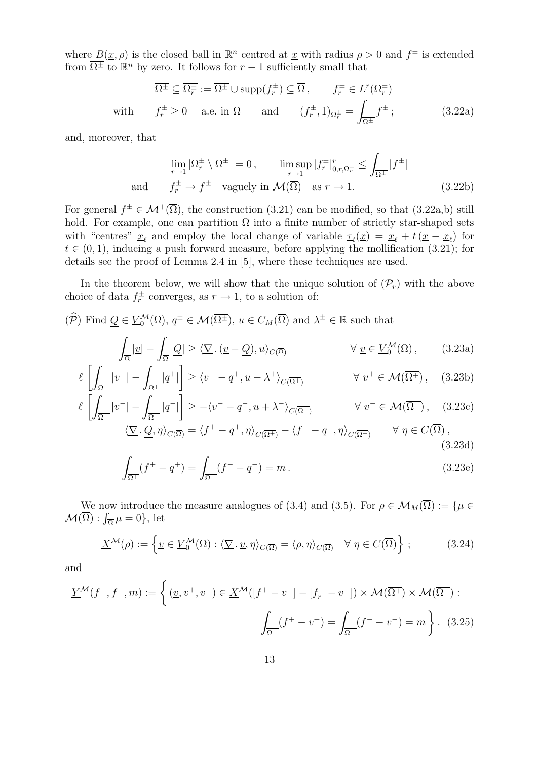where $B(\underline{x}, \rho)$ is the closed ball in $\mathbb{R}^n$ centred at $\underline{x}$ with radius $\rho > 0$ and $f^\pm$ is extended from $\overline{\Omega^\pm}$ to $\mathbb{R}^n$ by zero. It follows for $r-1$ sufficiently small that

$$
\begin{aligned}
\overline{\Omega^\pm} \subseteq \overline{\Omega^\pm_r} := \overline{\Omega^\pm} \cup \operatorname{supp}(f_r^\pm) \subseteq \overline{\Omega}\,, \qquad f_r^\pm \in L^r(\Omega_r^\pm) \\
\text{with} \qquad f_r^\pm \geq 0 \quad \text{a.e. in } \Omega \qquad \text{and} \qquad (f_r^\pm, 1)_{\Omega_r^\pm} = \int_{\overline{\Omega^\pm}} f^\pm\,;
\end{aligned} \tag{3.22a}
$$

and, moreover, that

$$
\begin{aligned}
\lim_{r\to 1} |\Omega_r^\pm \setminus \Omega^\pm| = 0\,, \qquad \limsup_{r \to 1} |f_r^\pm|^r_{0,r,\Omega_r^\pm} \leq \int_{\overline{\Omega^\pm}} |f^\pm| \\
\text{and} \qquad f_r^\pm \to f^\pm \quad \text{vaguely in } \mathcal{M}(\overline{\Omega}) \quad \text{as } r \to 1.
\end{aligned} \tag{3.22b}
$$

For general $f^\pm \in \mathcal{M}^+(\overline{\Omega})$, the construction (3.21) can be modified, so that (3.22a,b) still hold. For example, one can partition $\Omega$ into a finite number of strictly star-shaped sets with "centres" $\underline{x}_\ell$ and employ the local change of variable $\underline{\tau}_t(\underline{x}) = \underline{x}_\ell + t\,(\underline{x} - \underline{x}_\ell)$ for $t \in (0,1)$, inducing a push forward measure, before applying the mollification (3.21); for details see the proof of Lemma 2.4 in [5], where these techniques are used.

In the theorem below, we will show that the unique solution of $(\mathcal{P}_r)$ with the above choice of data $f_r^\pm$ converges, as $r \to 1$, to a solution of:

$(\widehat{\mathcal{P}})$ Find $\underline{Q} \in \underline{V}_0^{\mathcal{M}}(\Omega)$, $q^\pm \in \mathcal{M}(\overline{\Omega^\pm})$, $u \in C_M(\overline{\Omega})$ and $\lambda^\pm \in \mathbb{R}$ such that

$$
\int_{\overline{\Omega}} |\underline{v}| - \int_{\overline{\Omega}} |\underline{Q}| \geq \langle \underline{\nabla} \,.\, (\underline{v} - \underline{Q}), u \rangle_{C(\overline{\Omega})} \qquad \forall\ \underline{v} \in \underline{V}_0^{\mathcal{M}}(\Omega)\,, \tag{3.23a}
$$

$$
\ell\, \left[ \int_{\overline{\Omega^+}} |v^+| - \int_{\overline{\Omega^+}} |q^+| \right] \geq \langle v^+ - q^+, u - \lambda^+ \rangle_{C(\overline{\Omega^+})} \qquad \forall\ v^+ \in \mathcal{M}(\overline{\Omega^+})\,, \tag{3.23b}
$$

$$
\ell\, \left[ \int_{\overline{\Omega^-}} |v^-| - \int_{\overline{\Omega^-}} |q^-| \right] \geq -\langle v^- - q^-, u + \lambda^- \rangle_{C(\overline{\Omega^-})} \qquad \forall\ v^- \in \mathcal{M}(\overline{\Omega^-})\,, \tag{3.23c}
$$

$$
\langle \underline{\nabla} \,.\, \underline{Q}, \eta \rangle_{C(\overline{\Omega})} = \langle f^+ - q^+, \eta \rangle_{C(\overline{\Omega^+})} - \langle f^- - q^-, \eta \rangle_{C(\overline{\Omega^-})} \qquad \forall\ \eta \in C(\overline{\Omega})\,, \tag{3.23d}
$$

$$
\int_{\overline{\Omega^+}} (f^+ - q^+) = \int_{\overline{\Omega^-}} (f^- - q^-) = m\,. \tag{3.23e}
$$

We now introduce the measure analogues of (3.4) and (3.5). For $\rho \in \mathcal{M}_M(\overline{\Omega}) := \{\mu \in \mathcal{M}(\overline{\Omega}) : \int_{\overline{\Omega}} \mu = 0\}$, let

$$
\underline{X}^{\mathcal{M}}(\rho) := \left\{ \underline{v} \in \underline{V}_0^{\mathcal{M}}(\Omega) : \langle \underline{\nabla} \,.\, \underline{v}, \eta \rangle_{C(\overline{\Omega})} = \langle \rho, \eta \rangle_{C(\overline{\Omega})} \quad \forall\ \eta \in C(\overline{\Omega}) \right\}\,; \tag{3.24}
$$

and

$$
\begin{aligned}
\underline{Y}^{\mathcal{M}}(f^+, f^-, m) := \bigg\{ (\underline{v}, v^+, v^-) \in \underline{X}^{\mathcal{M}}([f^+ - v^+] - [f_r^- - v^-]) \times \mathcal{M}(\overline{\Omega^+}) \times \mathcal{M}(\overline{\Omega^-}) : \\
\int_{\overline{\Omega^+}} (f^+ - v^+) = \int_{\overline{\Omega^-}} (f^- - v^-) = m \bigg\}\,.
\end{aligned} \tag{3.25}
$$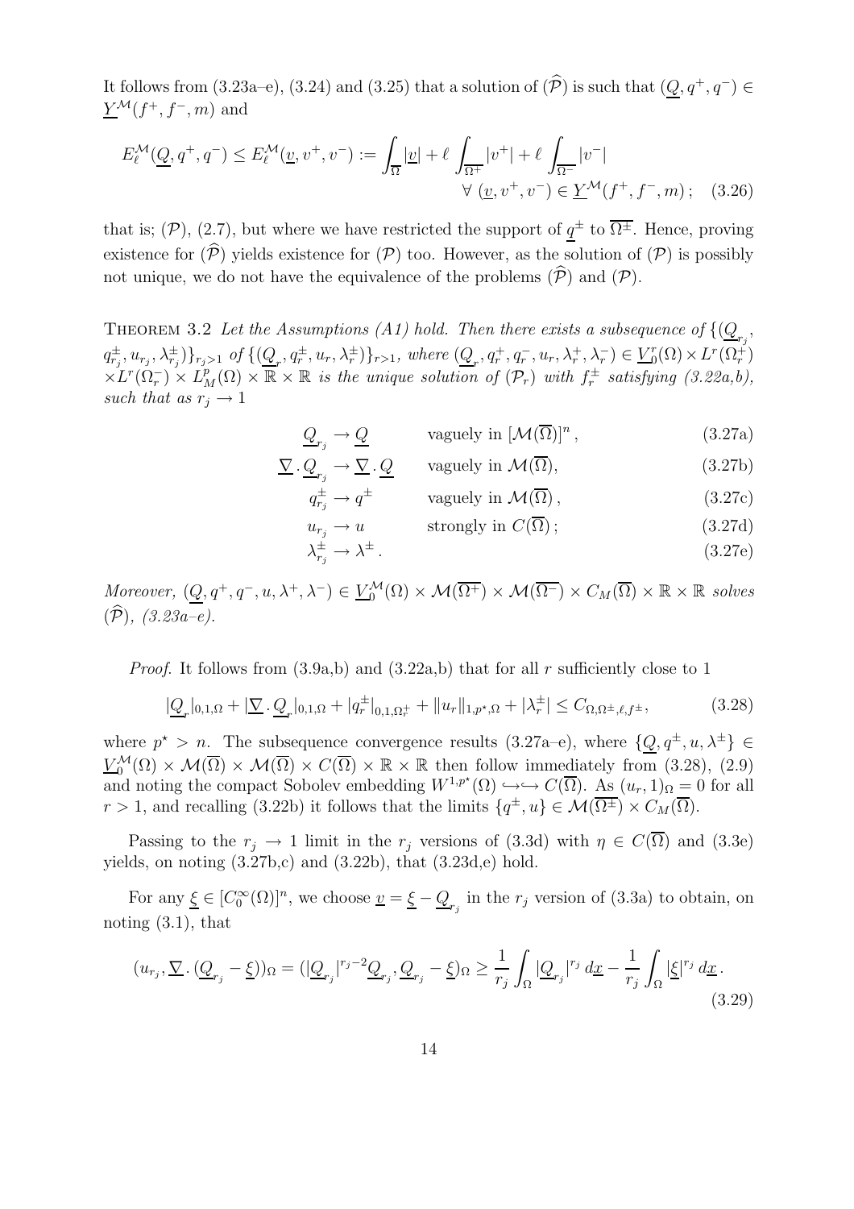It follows from (3.23a–e), (3.24) and (3.25) that a solution of $(\widehat{\mathcal{P}})$ is such that $(\underline{Q}, q^+, q^-) \in \underline{Y}^{\mathcal{M}}(f^+, f^-, m)$ and

$$
E_\ell^{\mathcal{M}}(\underline{Q}, q^+, q^-) \leq E_\ell^{\mathcal{M}}(\underline{v}, v^+, v^-) := \int_{\overline{\Omega}} |\underline{v}| + \ell \int_{\overline{\Omega^+}} |v^+| + \ell \int_{\overline{\Omega^-}} |v^-| \qquad \forall\ (\underline{v}, v^+, v^-) \in \underline{Y}^{\mathcal{M}}(f^+, f^-, m)\,; \quad (3.26)
$$

that is; $(\mathcal{P})$, (2.7), but where we have restricted the support of $\underline{q}^\pm$ to $\overline{\Omega^\pm}$. Hence, proving existence for $(\widehat{\mathcal{P}})$ yields existence for $(\mathcal{P})$ too. However, as the solution of $(\mathcal{P})$ is possibly not unique, we do not have the equivalence of the problems $(\widehat{\mathcal{P}})$ and $(\mathcal{P})$.

THEOREM 3.2 *Let the Assumptions (A1) hold. Then there exists a subsequence of* $\{(\underline{Q}_{r_j}, q^\pm_{r_j}, u_{r_j}, \lambda^\pm_{r_j})\}_{r_j>1}$ *of* $\{(\underline{Q}_r, q^\pm_r, u_r, \lambda^\pm_r)\}_{r>1}$*, where* $(\underline{Q}_r, q^+_r, q^-_r, u_r, \lambda^+_r, \lambda^-_r) \in \underline{V}^r_0(\Omega) \times L^r(\Omega^+_r) \times L^r(\Omega^-_r) \times L^p_M(\Omega) \times \mathbb{R} \times \mathbb{R}$ *is the unique solution of* $(\mathcal{P}_r)$ *with* $f^\pm_r$ *satisfying (3.22a,b), such that as* $r_j \to 1$

$$
\begin{aligned}
\underline{Q}_{r_j} &\to \underline{Q} && \text{vaguely in } [\mathcal{M}(\overline{\Omega})]^n\,, && (3.27a)\\
\underline{\nabla} \cdot \underline{Q}_{r_j} &\to \underline{\nabla} \cdot \underline{Q} && \text{vaguely in } \mathcal{M}(\overline{\Omega}), && (3.27b)\\
q^\pm_{r_j} &\to q^\pm && \text{vaguely in } \mathcal{M}(\overline{\Omega})\,, && (3.27c)\\
u_{r_j} &\to u && \text{strongly in } C(\overline{\Omega})\,; && (3.27d)\\
\lambda^\pm_{r_j} &\to \lambda^\pm\,. && && (3.27e)
\end{aligned}
$$

*Moreover,* $(\underline{Q}, q^+, q^-, u, \lambda^+, \lambda^-) \in \underline{V}^{\mathcal{M}}_0(\Omega) \times \mathcal{M}(\overline{\Omega^+}) \times \mathcal{M}(\overline{\Omega^-}) \times C_M(\overline{\Omega}) \times \mathbb{R} \times \mathbb{R}$ *solves* $(\widehat{\mathcal{P}})$*, (3.23a–e).*

*Proof.* It follows from (3.9a,b) and (3.22a,b) that for all $r$ sufficiently close to 1

$$
|\underline{Q}_r|_{0,1,\Omega} + |\underline{\nabla} \cdot \underline{Q}_r|_{0,1,\Omega} + |q^\pm_r|_{0,1,\Omega^\pm_r} + \|u_r\|_{1,p^\star,\Omega} + |\lambda^\pm_r| \leq C_{\Omega,\Omega^\pm,\ell,f^\pm}, \qquad (3.28)
$$

where $p^\star > n$. The subsequence convergence results (3.27a–e), where $\{\underline{Q}, q^\pm, u, \lambda^\pm\} \in \underline{V}^{\mathcal{M}}_0(\Omega) \times \mathcal{M}(\overline{\Omega}) \times \mathcal{M}(\overline{\Omega}) \times C(\overline{\Omega}) \times \mathbb{R} \times \mathbb{R}$ then follow immediately from (3.28), (2.9) and noting the compact Sobolev embedding $W^{1,p^\star}(\Omega) \hookrightarrow\hookrightarrow C(\overline{\Omega})$. As $(u_r, 1)_\Omega = 0$ for all $r > 1$, and recalling (3.22b) it follows that the limits $\{q^\pm, u\} \in \mathcal{M}(\overline{\Omega^\pm}) \times C_M(\overline{\Omega})$.

Passing to the $r_j \to 1$ limit in the $r_j$ versions of (3.3d) with $\eta \in C(\overline{\Omega})$ and (3.3e) yields, on noting (3.27b,c) and (3.22b), that (3.23d,e) hold.

For any $\underline{\xi} \in [C^\infty_0(\Omega)]^n$, we choose $\underline{v} = \underline{\xi} - \underline{Q}_{r_j}$ in the $r_j$ version of (3.3a) to obtain, on noting (3.1), that

$$
(u_{r_j}, \underline{\nabla} \cdot (\underline{Q}_{r_j} - \underline{\xi}))_\Omega = (|\underline{Q}_{r_j}|^{r_j-2}\underline{Q}_{r_j}, \underline{Q}_{r_j} - \underline{\xi})_\Omega \geq \frac{1}{r_j}\int_\Omega |\underline{Q}_{r_j}|^{r_j}\, d\underline{x} - \frac{1}{r_j}\int_\Omega |\underline{\xi}|^{r_j}\, d\underline{x}\,. \qquad (3.29)
$$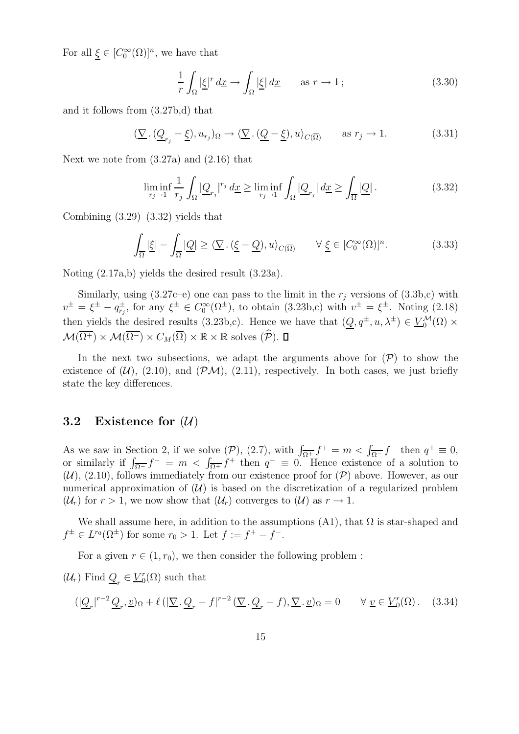For all $\underline{\xi} \in [C_0^\infty(\Omega)]^n$, we have that

$$\frac{1}{r}\int_\Omega |\underline{\xi}|^r \, d\underline{x} \to \int_\Omega |\underline{\xi}| \, d\underline{x} \qquad \text{as } r \to 1\,; \tag{3.30}$$

and it follows from (3.27b,d) that

$$(\underline{\nabla} \,.\, (\underline{Q}_{r_j} - \underline{\xi}), u_{r_j})_\Omega \to \langle \underline{\nabla} \,.\, (\underline{Q} - \underline{\xi}), u \rangle_{C(\overline{\Omega})} \qquad \text{as } r_j \to 1. \tag{3.31}$$

Next we note from (3.27a) and (2.16) that

$$\liminf_{r_j \to 1} \frac{1}{r_j}\int_\Omega |\underline{Q}_{r_j}|^{r_j} \, d\underline{x} \geq \liminf_{r_j \to 1} \int_\Omega |\underline{Q}_{r_j}| \, d\underline{x} \geq \int_{\overline{\Omega}} |\underline{Q}|\,. \tag{3.32}$$

Combining (3.29)–(3.32) yields that

$$\int_{\overline{\Omega}} |\underline{\xi}| - \int_{\overline{\Omega}} |\underline{Q}| \geq \langle \underline{\nabla} \,.\, (\underline{\xi} - \underline{Q}), u \rangle_{C(\overline{\Omega})} \qquad \forall\, \underline{\xi} \in [C_0^\infty(\Omega)]^n. \tag{3.33}$$

Noting (2.17a,b) yields the desired result (3.23a).

Similarly, using (3.27c–e) one can pass to the limit in the $r_j$ versions of (3.3b,c) with $v^\pm = \xi^\pm - q^\pm_{r_j}$, for any $\xi^\pm \in C_0^\infty(\Omega^\pm)$, to obtain (3.23b,c) with $v^\pm = \xi^\pm$. Noting (2.18) then yields the desired results (3.23b,c). Hence we have that $(\underline{Q}, q^\pm, u, \lambda^\pm) \in \underline{V}_0^{\mathcal{M}}(\Omega) \times \mathcal{M}(\overline{\Omega^+}) \times \mathcal{M}(\overline{\Omega^-}) \times C_M(\overline{\Omega}) \times \mathbb{R} \times \mathbb{R}$ solves $(\widehat{\mathcal{P}})$. ∎

In the next two subsections, we adapt the arguments above for $(\mathcal{P})$ to show the existence of $(\mathcal{U})$, (2.10), and $(\mathcal{PM})$, (2.11), respectively. In both cases, we just briefly state the key differences.

## 3.2 Existence for $(\mathcal{U})$

As we saw in Section 2, if we solve $(\mathcal{P})$, (2.7), with $\int_{\overline{\Omega^+}} f^+ = m < \int_{\overline{\Omega^-}} f^-$ then $q^+ \equiv 0$, or similarly if $\int_{\overline{\Omega^-}} f^- = m < \int_{\overline{\Omega^+}} f^+$ then $q^- \equiv 0$. Hence existence of a solution to $(\mathcal{U})$, (2.10), follows immediately from our existence proof for $(\mathcal{P})$ above. However, as our numerical approximation of $(\mathcal{U})$ is based on the discretization of a regularized problem $(\mathcal{U}_r)$ for $r > 1$, we now show that $(\mathcal{U}_r)$ converges to $(\mathcal{U})$ as $r \to 1$.

We shall assume here, in addition to the assumptions (A1), that $\Omega$ is star-shaped and $f^\pm \in L^{r_0}(\Omega^\pm)$ for some $r_0 > 1$. Let $f := f^+ - f^-$.

For a given $r \in (1, r_0)$, we then consider the following problem :

$(\mathcal{U}_r)$ Find $\underline{Q}_r \in \underline{V}_0^r(\Omega)$ such that

$$(|\underline{Q}_r|^{r-2}\, \underline{Q}_r, \underline{v})_\Omega + \ell\, (|\underline{\nabla} \,.\, \underline{Q}_r - f|^{r-2}\, (\underline{\nabla} \,.\, \underline{Q}_r - f), \underline{\nabla} \,.\, \underline{v})_\Omega = 0 \qquad \forall\, \underline{v} \in \underline{V}_0^r(\Omega)\,. \tag{3.34}$$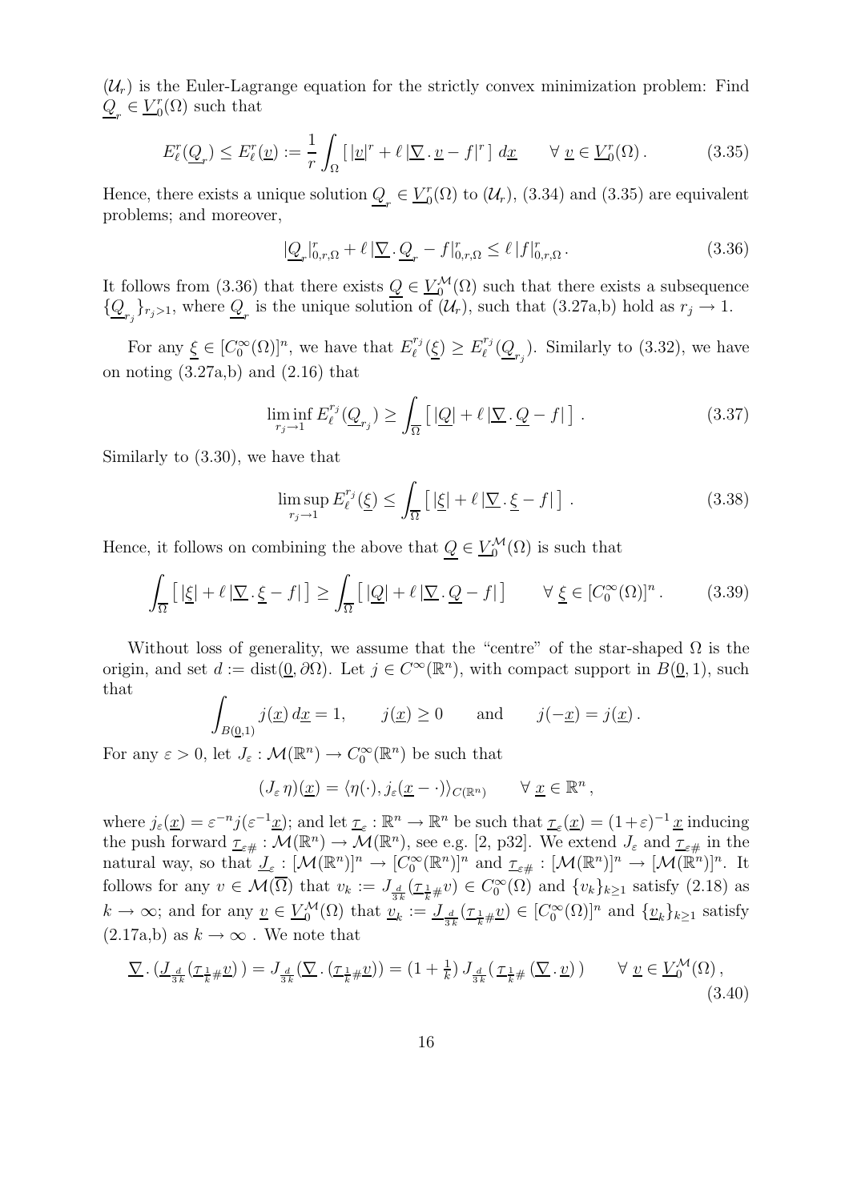$(\mathcal{U}_r)$ is the Euler-Lagrange equation for the strictly convex minimization problem: Find $\underline{Q}_r \in \underline{V}_0^r(\Omega)$ such that

$$E_\ell^r(\underline{Q}_r) \leq E_\ell^r(\underline{v}) := \frac{1}{r}\int_\Omega \left[\, |\underline{v}|^r + \ell\, |\underline{\nabla}\,.\,\underline{v} - f|^r \,\right]\, d\underline{x} \qquad \forall\ \underline{v} \in \underline{V}_0^r(\Omega)\,. \tag{3.35}$$

Hence, there exists a unique solution $\underline{Q}_r \in \underline{V}_0^r(\Omega)$ to $(\mathcal{U}_r)$, (3.34) and (3.35) are equivalent problems; and moreover,

$$|\underline{Q}_r|_{0,r,\Omega}^r + \ell\, |\underline{\nabla}\,.\,\underline{Q}_r - f|_{0,r,\Omega}^r \leq \ell\, |f|_{0,r,\Omega}^r\,. \tag{3.36}$$

It follows from (3.36) that there exists $\underline{Q} \in \underline{V}_0^{\mathcal{M}}(\Omega)$ such that there exists a subsequence $\{\underline{Q}_{r_j}\}_{r_j>1}$, where $\underline{Q}_r$ is the unique solution of $(\mathcal{U}_r)$, such that (3.27a,b) hold as $r_j \to 1$.

For any $\underline{\xi} \in [C_0^\infty(\Omega)]^n$, we have that $E_\ell^{r_j}(\underline{\xi}) \geq E_\ell^{r_j}(\underline{Q}_{r_j})$. Similarly to (3.32), we have on noting (3.27a,b) and (2.16) that

$$\liminf_{r_j \to 1} E_\ell^{r_j}(\underline{Q}_{r_j}) \geq \int_{\overline{\Omega}} \left[\, |\underline{Q}| + \ell\, |\underline{\nabla}\,.\,\underline{Q} - f|\,\right]\,. \tag{3.37}$$

Similarly to (3.30), we have that

$$\limsup_{r_j \to 1} E_\ell^{r_j}(\underline{\xi}) \leq \int_{\overline{\Omega}} \left[\, |\underline{\xi}| + \ell\, |\underline{\nabla}\,.\,\underline{\xi} - f|\,\right]\,. \tag{3.38}$$

Hence, it follows on combining the above that $\underline{Q} \in \underline{V}_0^{\mathcal{M}}(\Omega)$ is such that

$$\int_{\overline{\Omega}} \left[\, |\underline{\xi}| + \ell\, |\underline{\nabla}\,.\,\underline{\xi} - f|\,\right] \geq \int_{\overline{\Omega}} \left[\, |\underline{Q}| + \ell\, |\underline{\nabla}\,.\,\underline{Q} - f|\,\right] \qquad \forall\ \underline{\xi} \in [C_0^\infty(\Omega)]^n\,. \tag{3.39}$$

Without loss of generality, we assume that the "centre" of the star-shaped $\Omega$ is the origin, and set $d := \mathrm{dist}(\underline{0}, \partial\Omega)$. Let $j \in C^\infty(\mathbb{R}^n)$, with compact support in $B(\underline{0}, 1)$, such that

$$\int_{B(\underline{0},1)} j(\underline{x})\, d\underline{x} = 1, \qquad j(\underline{x}) \geq 0 \qquad \text{and} \qquad j(-\underline{x}) = j(\underline{x})\,.$$

For any $\varepsilon > 0$, let $J_\varepsilon : \mathcal{M}(\mathbb{R}^n) \to C_0^\infty(\mathbb{R}^n)$ be such that

$$(J_\varepsilon\, \eta)(\underline{x}) = \langle \eta(\cdot), j_\varepsilon(\underline{x} - \cdot)\rangle_{C(\mathbb{R}^n)} \qquad \forall\ \underline{x} \in \mathbb{R}^n\,,$$

where $j_\varepsilon(\underline{x}) = \varepsilon^{-n} j(\varepsilon^{-1}\underline{x})$; and let $\underline{\tau}_\varepsilon : \mathbb{R}^n \to \mathbb{R}^n$ be such that $\underline{\tau}_\varepsilon(\underline{x}) = (1+\varepsilon)^{-1}\,\underline{x}$ inducing the push forward $\underline{\tau}_{\varepsilon\#} : \mathcal{M}(\mathbb{R}^n) \to \mathcal{M}(\mathbb{R}^n)$, see e.g. [2, p32]. We extend $J_\varepsilon$ and $\underline{\tau}_{\varepsilon\#}$ in the natural way, so that $\underline{J}_\varepsilon : [\mathcal{M}(\mathbb{R}^n)]^n \to [C_0^\infty(\mathbb{R}^n)]^n$ and $\underline{\tau}_{\varepsilon\#} : [\mathcal{M}(\mathbb{R}^n)]^n \to [\mathcal{M}(\mathbb{R}^n)]^n$. It follows for any $v \in \mathcal{M}(\overline{\Omega})$ that $v_k := J_{\frac{d}{3k}}(\underline{\tau}_{\frac{1}{k}\#} v) \in C_0^\infty(\Omega)$ and $\{v_k\}_{k\geq 1}$ satisfy (2.18) as $k \to \infty$; and for any $\underline{v} \in \underline{V}_0^{\mathcal{M}}(\Omega)$ that $\underline{v}_k := \underline{J}_{\frac{d}{3k}}(\underline{\tau}_{\frac{1}{k}\#}\underline{v}) \in [C_0^\infty(\Omega)]^n$ and $\{\underline{v}_k\}_{k\geq 1}$ satisfy (2.17a,b) as $k \to \infty$ . We note that

$$\underline{\nabla}\,.\,(\underline{J}_{\frac{d}{3k}}(\underline{\tau}_{\frac{1}{k}\#}\underline{v})\,) = J_{\frac{d}{3k}}(\underline{\nabla}\,.\,(\underline{\tau}_{\frac{1}{k}\#}\underline{v})) = (1 + \tfrac{1}{k})\, J_{\frac{d}{3k}}(\,\underline{\tau}_{\frac{1}{k}\#}\,(\underline{\nabla}\,.\,\underline{v})\,) \qquad \forall\ \underline{v} \in \underline{V}_0^{\mathcal{M}}(\Omega)\,, \tag{3.40}$$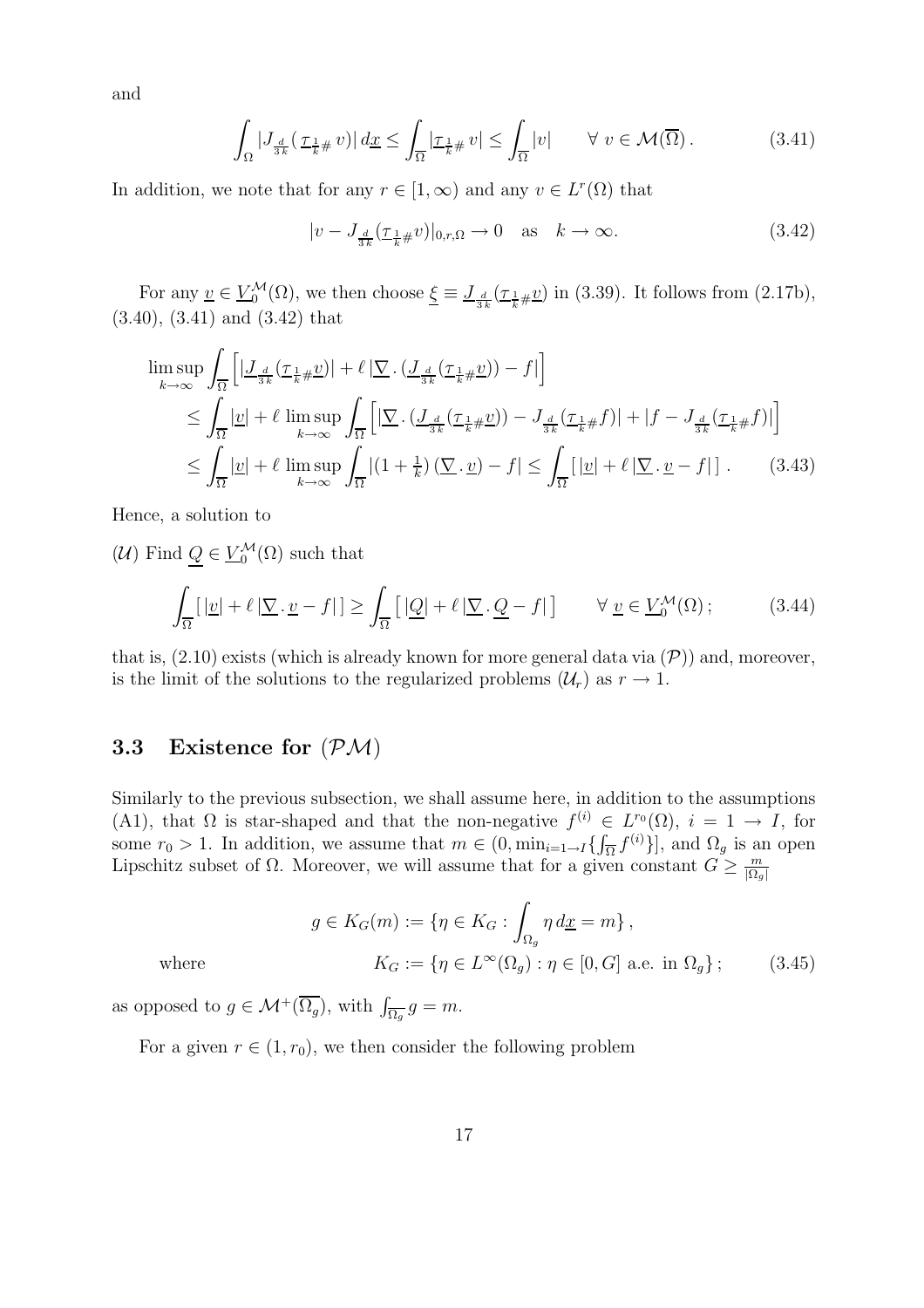and

$$\int_{\Omega} |J_{\frac{d}{3k}}(\,\mathcal{T}_{\frac{1}{k}\#}\,v)|\,d\underline{x} \leq \int_{\overline{\Omega}} |\mathcal{T}_{\frac{1}{k}\#}\,v| \leq \int_{\overline{\Omega}} |v| \qquad \forall\ v \in \mathcal{M}(\overline{\Omega})\,. \tag{3.41}$$

In addition, we note that for any $r \in [1,\infty)$ and any $v \in L^r(\Omega)$ that

$$|v - J_{\frac{d}{3k}}(\mathcal{T}_{\frac{1}{k}\#}v)|_{0,r,\Omega} \to 0 \quad \text{as} \quad k \to \infty. \tag{3.42}$$

For any $\underline{v} \in \underline{V}_0^{\mathcal{M}}(\Omega)$, we then choose $\underline{\xi} \equiv \underline{J}_{\frac{d}{3k}}(\mathcal{T}_{\frac{1}{k}\#}\underline{v})$ in (3.39). It follows from (2.17b), (3.40), (3.41) and (3.42) that

$$\begin{aligned}
\limsup_{k\to\infty} &\int_{\overline{\Omega}} \Big[ |\underline{J}_{\frac{d}{3k}}(\mathcal{T}_{\frac{1}{k}\#}\underline{v})| + \ell\,|\underline{\nabla}\,.\,(\underline{J}_{\frac{d}{3k}}(\mathcal{T}_{\frac{1}{k}\#}\underline{v})) - f| \Big] \\
&\leq \int_{\overline{\Omega}} |\underline{v}| + \ell\,\limsup_{k\to\infty} \int_{\overline{\Omega}} \Big[ |\underline{\nabla}\,.\,(\underline{J}_{\frac{d}{3k}}(\mathcal{T}_{\frac{1}{k}\#}\underline{v})) - J_{\frac{d}{3k}}(\mathcal{T}_{\frac{1}{k}\#}f)| + |f - J_{\frac{d}{3k}}(\mathcal{T}_{\frac{1}{k}\#}f)| \Big] \\
&\leq \int_{\overline{\Omega}} |\underline{v}| + \ell\,\limsup_{k\to\infty} \int_{\overline{\Omega}} |(1+\tfrac{1}{k})\,(\underline{\nabla}\,.\,\underline{v}) - f| \leq \int_{\overline{\Omega}} [\,|\underline{v}| + \ell\,|\underline{\nabla}\,.\,\underline{v} - f|\,]\,.
\end{aligned} \tag{3.43}$$

Hence, a solution to

($\mathcal{U}$) Find $\underline{Q} \in \underline{V}_0^{\mathcal{M}}(\Omega)$ such that

$$\int_{\overline{\Omega}} [\,|\underline{v}| + \ell\,|\underline{\nabla}\,.\,\underline{v} - f|\,] \geq \int_{\overline{\Omega}} \big[\,|\underline{Q}| + \ell\,|\underline{\nabla}\,.\,\underline{Q} - f|\,\big] \qquad \forall\ \underline{v} \in \underline{V}_0^{\mathcal{M}}(\Omega)\,; \tag{3.44}$$

that is, (2.10) exists (which is already known for more general data via ($\mathcal{P}$)) and, moreover, is the limit of the solutions to the regularized problems ($\mathcal{U}_r$) as $r \to 1$.

### 3.3 Existence for ($\mathcal{PM}$)

Similarly to the previous subsection, we shall assume here, in addition to the assumptions (A1), that $\Omega$ is star-shaped and that the non-negative $f^{(i)} \in L^{r_0}(\Omega)$, $i = 1 \to I$, for some $r_0 > 1$. In addition, we assume that $m \in (0, \min_{i=1\to I}\{\int_{\overline{\Omega}} f^{(i)}\}]$, and $\Omega_g$ is an open Lipschitz subset of $\Omega$. Moreover, we will assume that for a given constant $G \geq \frac{m}{|\Omega_g|}$

$$\begin{aligned}
g \in K_G(m) &:= \{\eta \in K_G : \int_{\Omega_g} \eta\,d\underline{x} = m\}\,, \\
\text{where} \qquad K_G &:= \{\eta \in L^\infty(\Omega_g) : \eta \in [0,G] \text{ a.e. in } \Omega_g\}\,;
\end{aligned} \tag{3.45}$$

as opposed to $g \in \mathcal{M}^+(\overline{\Omega_g})$, with $\int_{\overline{\Omega_g}} g = m$.

For a given $r \in (1, r_0)$, we then consider the following problem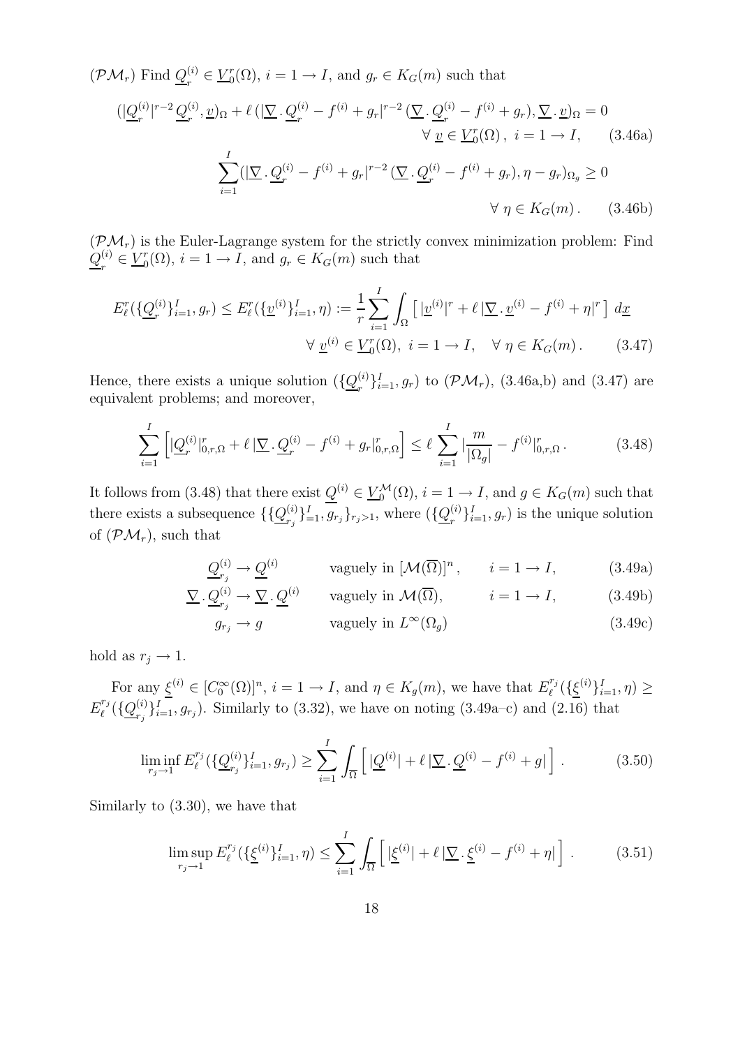($\mathcal{PM}_r$) Find $\underline{Q}_r^{(i)} \in \underline{V}_0^r(\Omega)$, $i = 1 \to I$, and $g_r \in K_G(m)$ such that

$$(|\underline{Q}_r^{(i)}|^{r-2}\,\underline{Q}_r^{(i)}, \underline{v})_\Omega + \ell\,(|\underline{\nabla}\,.\,\underline{Q}_r^{(i)} - f^{(i)} + g_r|^{r-2}\,(\underline{\nabla}\,.\,\underline{Q}_r^{(i)} - f^{(i)} + g_r), \underline{\nabla}\,.\,\underline{v})_\Omega = 0 \qquad \forall\ \underline{v} \in \underline{V}_0^r(\Omega)\,,\ i = 1 \to I, \tag{3.46a}$$

$$\sum_{i=1}^{I} (|\underline{\nabla}\,.\,\underline{Q}_r^{(i)} - f^{(i)} + g_r|^{r-2}\,(\underline{\nabla}\,.\,\underline{Q}_r^{(i)} - f^{(i)} + g_r), \eta - g_r)_{\Omega_g} \geq 0 \qquad \forall\ \eta \in K_G(m)\,. \tag{3.46b}$$

($\mathcal{PM}_r$) is the Euler-Lagrange system for the strictly convex minimization problem: Find $\underline{Q}_r^{(i)} \in \underline{V}_0^r(\Omega)$, $i = 1 \to I$, and $g_r \in K_G(m)$ such that

$$E_\ell^r(\{\underline{Q}_r^{(i)}\}_{i=1}^I, g_r) \leq E_\ell^r(\{\underline{v}^{(i)}\}_{i=1}^I, \eta) := \frac{1}{r} \sum_{i=1}^{I} \int_\Omega \left[\, |\underline{v}^{(i)}|^r + \ell\,|\underline{\nabla}\,.\,\underline{v}^{(i)} - f^{(i)} + \eta|^r \,\right]\, d\underline{x} \qquad \forall\ \underline{v}^{(i)} \in \underline{V}_0^r(\Omega),\ i = 1 \to I, \quad \forall\ \eta \in K_G(m)\,. \tag{3.47}$$

Hence, there exists a unique solution $(\{\underline{Q}_r^{(i)}\}_{i=1}^I, g_r)$ to ($\mathcal{PM}_r$), (3.46a,b) and (3.47) are equivalent problems; and moreover,

$$\sum_{i=1}^{I} \left[ |\underline{Q}_r^{(i)}|_{0,r,\Omega}^r + \ell\,|\underline{\nabla}\,.\,\underline{Q}_r^{(i)} - f^{(i)} + g_r|_{0,r,\Omega}^r \right] \leq \ell \sum_{i=1}^{I} |\frac{m}{|\Omega_g|} - f^{(i)}|_{0,r,\Omega}^r\,. \tag{3.48}$$

It follows from (3.48) that there exist $\underline{Q}^{(i)} \in \underline{V}_0^{\mathcal{M}}(\Omega)$, $i = 1 \to I$, and $g \in K_G(m)$ such that there exists a subsequence $\{\{\underline{Q}_{r_j}^{(i)}\}_{=1}^I, g_{r_j}\}_{r_j>1}$, where $(\{\underline{Q}_r^{(i)}\}_{i=1}^I, g_r)$ is the unique solution of ($\mathcal{PM}_r$), such that

$$\underline{Q}_{r_j}^{(i)} \to \underline{Q}^{(i)} \qquad \text{vaguely in } [\mathcal{M}(\overline{\Omega})]^n\,, \qquad i = 1 \to I, \tag{3.49a}$$

$$\underline{\nabla}\,.\,\underline{Q}_{r_j}^{(i)} \to \underline{\nabla}\,.\,\underline{Q}^{(i)} \qquad \text{vaguely in } \mathcal{M}(\overline{\Omega}), \qquad i = 1 \to I, \tag{3.49b}$$

$$g_{r_j} \to g \qquad \text{vaguely in } L^\infty(\Omega_g) \tag{3.49c}$$

hold as $r_j \to 1$.

For any $\underline{\xi}^{(i)} \in [C_0^\infty(\Omega)]^n$, $i = 1 \to I$, and $\eta \in K_g(m)$, we have that $E_\ell^{r_j}(\{\underline{\xi}^{(i)}\}_{i=1}^I, \eta) \geq E_\ell^{r_j}(\{\underline{Q}_{r_j}^{(i)}\}_{i=1}^I, g_{r_j})$. Similarly to (3.32), we have on noting (3.49a–c) and (2.16) that

$$\liminf_{r_j \to 1} E_\ell^{r_j}(\{\underline{Q}_{r_j}^{(i)}\}_{i=1}^I, g_{r_j}) \geq \sum_{i=1}^{I} \int_{\overline{\Omega}} \left[\, |\underline{Q}^{(i)}| + \ell\,|\underline{\nabla}\,.\,\underline{Q}^{(i)} - f^{(i)} + g| \,\right]. \tag{3.50}$$

Similarly to (3.30), we have that

$$\limsup_{r_j \to 1} E_\ell^{r_j}(\{\underline{\xi}^{(i)}\}_{i=1}^I, \eta) \leq \sum_{i=1}^{I} \int_{\overline{\Omega}} \left[\, |\underline{\xi}^{(i)}| + \ell\,|\underline{\nabla}\,.\,\underline{\xi}^{(i)} - f^{(i)} + \eta| \,\right]. \tag{3.51}$$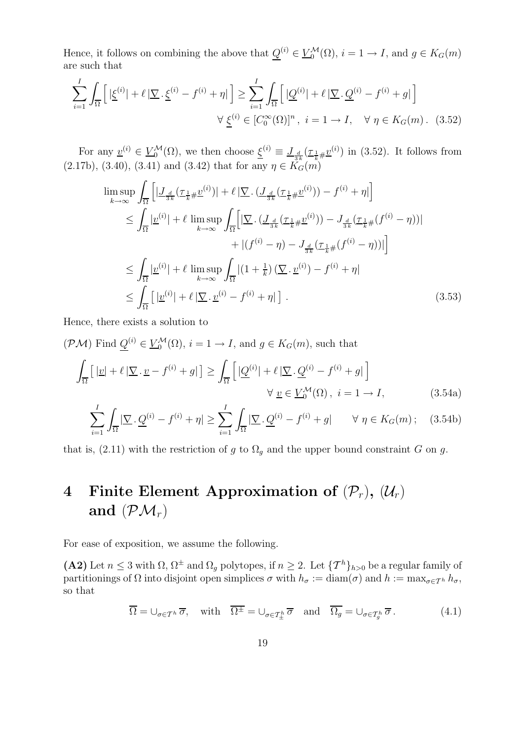Hence, it follows on combining the above that $\underline{Q}^{(i)} \in \underline{V}_0^{\mathcal{M}}(\Omega)$, $i = 1 \to I$, and $g \in K_G(m)$ are such that

$$
\sum_{i=1}^{I} \int_{\overline{\Omega}} \Big[\, |\underline{\xi}^{(i)}| + \ell \, |\underline{\nabla} \, . \, \underline{\xi}^{(i)} - f^{(i)} + \eta| \,\Big] \geq \sum_{i=1}^{I} \int_{\overline{\Omega}} \Big[\, |\underline{Q}^{(i)}| + \ell \, |\underline{\nabla} \, . \, \underline{Q}^{(i)} - f^{(i)} + g| \,\Big]
$$
$$
\forall\, \underline{\xi}^{(i)} \in [C_0^\infty(\Omega)]^n\,, \ i = 1 \to I, \quad \forall\, \eta \in K_G(m)\,. \quad (3.52)
$$

For any $\underline{v}^{(i)} \in \underline{V}_0^{\mathcal{M}}(\Omega)$, we then choose $\underline{\xi}^{(i)} \equiv \underline{J}_{\frac{d}{3k}}(\underline{\tau}_{\frac{1}{k}\#}\underline{v}^{(i)})$ in (3.52). It follows from (2.17b), (3.40), (3.41) and (3.42) that for any $\eta \in K_G(m)$

$$
\begin{aligned}
\limsup_{k\to\infty} & \int_{\overline{\Omega}} \Big[ |\underline{J}_{\frac{d}{3k}}(\underline{\tau}_{\frac{1}{k}\#}\underline{v}^{(i)})| + \ell \, |\underline{\nabla} \, . \, (\underline{J}_{\frac{d}{3k}}(\underline{\tau}_{\frac{1}{k}\#}\underline{v}^{(i)})) - f^{(i)} + \eta| \Big] \\
&\leq \int_{\overline{\Omega}} |\underline{v}^{(i)}| + \ell \, \limsup_{k\to\infty} \int_{\overline{\Omega}} \Big[ |\underline{\nabla} \, . \, (\underline{J}_{\frac{d}{3k}}(\underline{\tau}_{\frac{1}{k}\#}\underline{v}^{(i)})) - J_{\frac{d}{3k}}(\tau_{\frac{1}{k}\#}(f^{(i)} - \eta))| \\
&\qquad\qquad + |(f^{(i)} - \eta) - J_{\frac{d}{3k}}(\tau_{\frac{1}{k}\#}(f^{(i)} - \eta))| \Big] \\
&\leq \int_{\overline{\Omega}} |\underline{v}^{(i)}| + \ell \, \limsup_{k\to\infty} \int_{\overline{\Omega}} |(1 + \tfrac{1}{k})\,(\underline{\nabla} \, . \, \underline{v}^{(i)}) - f^{(i)} + \eta| \\
&\leq \int_{\overline{\Omega}} \big[\, |\underline{v}^{(i)}| + \ell \, |\underline{\nabla} \, . \, \underline{v}^{(i)} - f^{(i)} + \eta| \,\big]\,.
\end{aligned} \quad (3.53)
$$

Hence, there exists a solution to

$(\mathcal{PM})$ Find $\underline{Q}^{(i)} \in \underline{V}_0^{\mathcal{M}}(\Omega)$, $i = 1 \to I$, and $g \in K_G(m)$, such that

$$
\int_{\overline{\Omega}} \big[\, |\underline{v}| + \ell \, |\underline{\nabla} \, . \, \underline{v} - f^{(i)} + g| \,\big] \geq \int_{\overline{\Omega}} \Big[\, |\underline{Q}^{(i)}| + \ell \, |\underline{\nabla} \, . \, \underline{Q}^{(i)} - f^{(i)} + g| \,\Big]
$$
$$
\forall\, \underline{v} \in \underline{V}_0^{\mathcal{M}}(\Omega)\,, \ i = 1 \to I, \quad (3.54\text{a})
$$

$$
\sum_{i=1}^{I} \int_{\overline{\Omega}} |\underline{\nabla} \, . \, \underline{Q}^{(i)} - f^{(i)} + \eta| \geq \sum_{i=1}^{I} \int_{\overline{\Omega}} |\underline{\nabla} \, . \, \underline{Q}^{(i)} - f^{(i)} + g| \qquad \forall\, \eta \in K_G(m)\,; \quad (3.54\text{b})
$$

that is, (2.11) with the restriction of $g$ to $\Omega_g$ and the upper bound constraint $G$ on $g$.

# 4 Finite Element Approximation of $(\mathcal{P}_r)$, $(\mathcal{U}_r)$ and $(\mathcal{PM}_r)$

For ease of exposition, we assume the following.

**(A2)** Let $n \leq 3$ with $\Omega$, $\Omega^{\pm}$ and $\Omega_g$ polytopes, if $n \geq 2$. Let $\{\mathcal{T}^h\}_{h>0}$ be a regular family of partitionings of $\Omega$ into disjoint open simplices $\sigma$ with $h_\sigma := \text{diam}(\sigma)$ and $h := \max_{\sigma \in \mathcal{T}^h} h_\sigma$, so that

$$
\overline{\Omega} = \cup_{\sigma \in \mathcal{T}^h} \overline{\sigma}, \quad \text{with} \quad \overline{\Omega^{\pm}} = \cup_{\sigma \in \mathcal{T}^h_{\pm}} \overline{\sigma} \quad \text{and} \quad \overline{\Omega_g} = \cup_{\sigma \in \mathcal{T}^h_g} \overline{\sigma}\,. \quad (4.1)
$$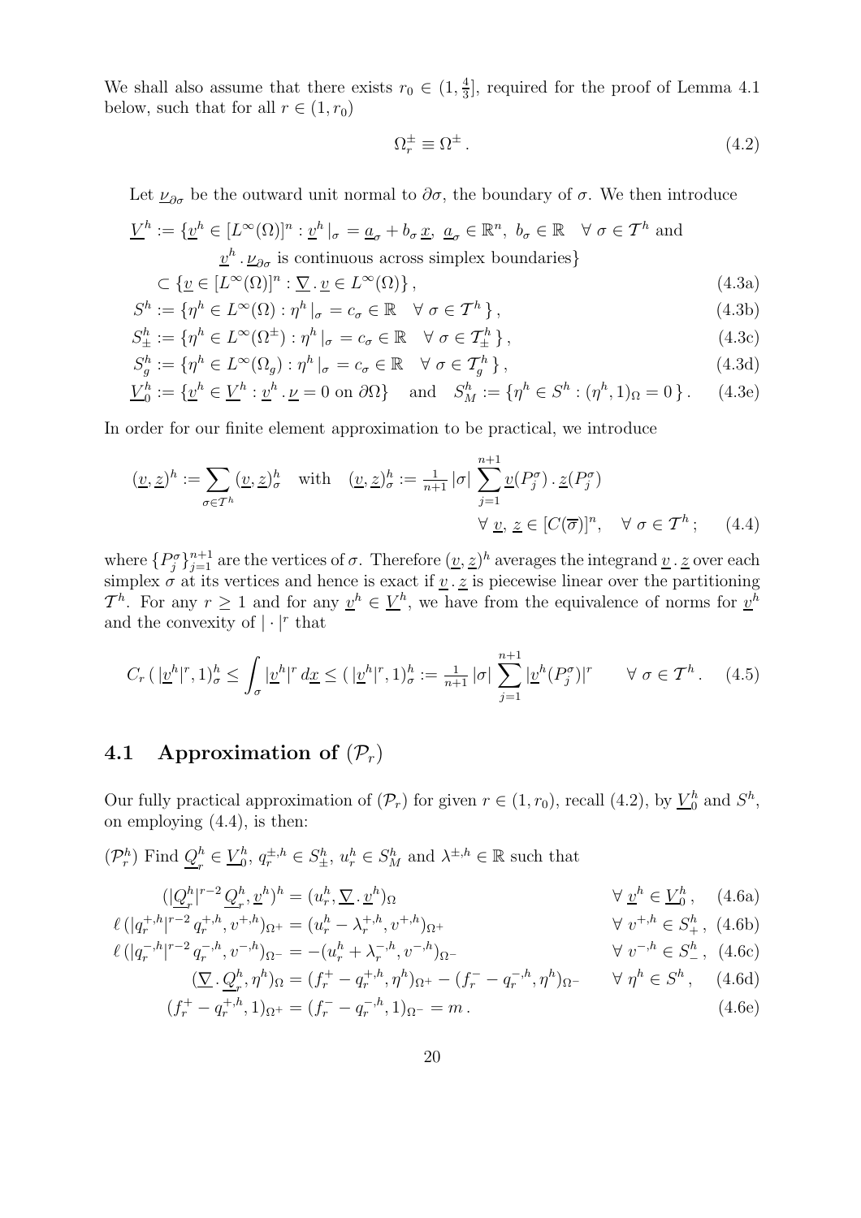We shall also assume that there exists $r_0 \in (1, \frac{4}{3}]$, required for the proof of Lemma 4.1 below, such that for all $r \in (1, r_0)$

$$
\Omega_r^\pm \equiv \Omega^\pm \,. \tag{4.2}
$$

Let $\underline{\nu}_{\partial\sigma}$ be the outward unit normal to $\partial\sigma$, the boundary of $\sigma$. We then introduce

$$
\begin{aligned}
\underline{V}^h := \{ & \underline{v}^h \in [L^\infty(\Omega)]^n : \underline{v}^h \,|_\sigma = \underline{a}_\sigma + b_\sigma \, \underline{x}, \; \underline{a}_\sigma \in \mathbb{R}^n, \; b_\sigma \in \mathbb{R} \quad \forall \, \sigma \in \mathcal{T}^h \text{ and} \\
& \underline{v}^h \,.\, \underline{\nu}_{\partial\sigma} \text{ is continuous across simplex boundaries} \} \\
\subset \{ & \underline{v} \in [L^\infty(\Omega)]^n : \underline{\nabla} \,.\, \underline{v} \in L^\infty(\Omega) \} \,,
\end{aligned} \tag{4.3a}
$$

$$
S^h := \{ \eta^h \in L^\infty(\Omega) : \eta^h \,|_\sigma = c_\sigma \in \mathbb{R} \quad \forall \, \sigma \in \mathcal{T}^h \} \,, \tag{4.3b}
$$

$$
S^h_\pm := \{ \eta^h \in L^\infty(\Omega^\pm) : \eta^h \,|_\sigma = c_\sigma \in \mathbb{R} \quad \forall \, \sigma \in \mathcal{T}^h_\pm \} \,, \tag{4.3c}
$$

$$
S^h_g := \{ \eta^h \in L^\infty(\Omega_g) : \eta^h \,|_\sigma = c_\sigma \in \mathbb{R} \quad \forall \, \sigma \in \mathcal{T}^h_g \} \,, \tag{4.3d}
$$

$$
\underline{V}^h_0 := \{ \underline{v}^h \in \underline{V}^h : \underline{v}^h \,.\, \underline{\nu} = 0 \text{ on } \partial\Omega \} \quad \text{and} \quad S^h_M := \{ \eta^h \in S^h : (\eta^h, 1)_\Omega = 0 \} \,. \tag{4.3e}
$$

In order for our finite element approximation to be practical, we introduce

$$
(\underline{v}, \underline{z})^h := \sum_{\sigma \in \mathcal{T}^h} (\underline{v}, \underline{z})^h_\sigma \quad \text{with} \quad (\underline{v}, \underline{z})^h_\sigma := \tfrac{1}{n+1} \, |\sigma| \, \sum_{j=1}^{n+1} \underline{v}(P^\sigma_j) \,.\, \underline{z}(P^\sigma_j) \qquad \forall \; \underline{v}, \, \underline{z} \in [C(\overline{\sigma})]^n, \quad \forall \; \sigma \in \mathcal{T}^h \,; \tag{4.4}
$$

where $\{P^\sigma_j\}_{j=1}^{n+1}$ are the vertices of $\sigma$. Therefore $(\underline{v}, \underline{z})^h$ averages the integrand $\underline{v} \,.\, \underline{z}$ over each simplex $\sigma$ at its vertices and hence is exact if $\underline{v} \,.\, \underline{z}$ is piecewise linear over the partitioning $\mathcal{T}^h$. For any $r \geq 1$ and for any $\underline{v}^h \in \underline{V}^h$, we have from the equivalence of norms for $\underline{v}^h$ and the convexity of $| \cdot |^r$ that

$$
C_r \, ( \, |\underline{v}^h|^r, 1)^h_\sigma \leq \int_\sigma |\underline{v}^h|^r \, d\underline{x} \leq ( \, |\underline{v}^h|^r, 1)^h_\sigma := \tfrac{1}{n+1} \, |\sigma| \, \sum_{j=1}^{n+1} |\underline{v}^h(P^\sigma_j)|^r \qquad \forall \; \sigma \in \mathcal{T}^h \,. \tag{4.5}
$$

## 4.1 Approximation of $(\mathcal{P}_r)$

Our fully practical approximation of $(\mathcal{P}_r)$ for given $r \in (1, r_0)$, recall (4.2), by $\underline{V}^h_0$ and $S^h$, on employing (4.4), is then:

$(\mathcal{P}^h_r)$ Find $\underline{Q}^h_r \in \underline{V}^h_0$, $q^{\pm,h}_r \in S^h_\pm$, $u^h_r \in S^h_M$ and $\lambda^{\pm,h} \in \mathbb{R}$ such that

$$
(|\underline{Q}^h_r|^{r-2} \, \underline{Q}^h_r, \underline{v}^h)^h = (u^h_r, \underline{\nabla} \,.\, \underline{v}^h)_\Omega \qquad \forall \; \underline{v}^h \in \underline{V}^h_0 \,, \tag{4.6a}
$$

$$
\ell \, (|q^{+,h}_r|^{r-2} \, q^{+,h}_r, v^{+,h})_{\Omega^+} = (u^h_r - \lambda^{+,h}_r, v^{+,h})_{\Omega^+} \qquad \forall \; v^{+,h} \in S^h_+ \,, \tag{4.6b}
$$

$$
\ell \, (|q^{-,h}_r|^{r-2} \, q^{-,h}_r, v^{-,h})_{\Omega^-} = -(u^h_r + \lambda^{-,h}_r, v^{-,h})_{\Omega^-} \qquad \forall \; v^{-,h} \in S^h_- \,, \tag{4.6c}
$$

$$
(\underline{\nabla} \,.\, \underline{Q}^h_r, \eta^h)_\Omega = (f^+_r - q^{+,h}_r, \eta^h)_{\Omega^+} - (f^-_r - q^{-,h}_r, \eta^h)_{\Omega^-} \qquad \forall \; \eta^h \in S^h \,, \tag{4.6d}
$$

$$
(f^+_r - q^{+,h}_r, 1)_{\Omega^+} = (f^-_r - q^{-,h}_r, 1)_{\Omega^-} = m \,. \tag{4.6e}
$$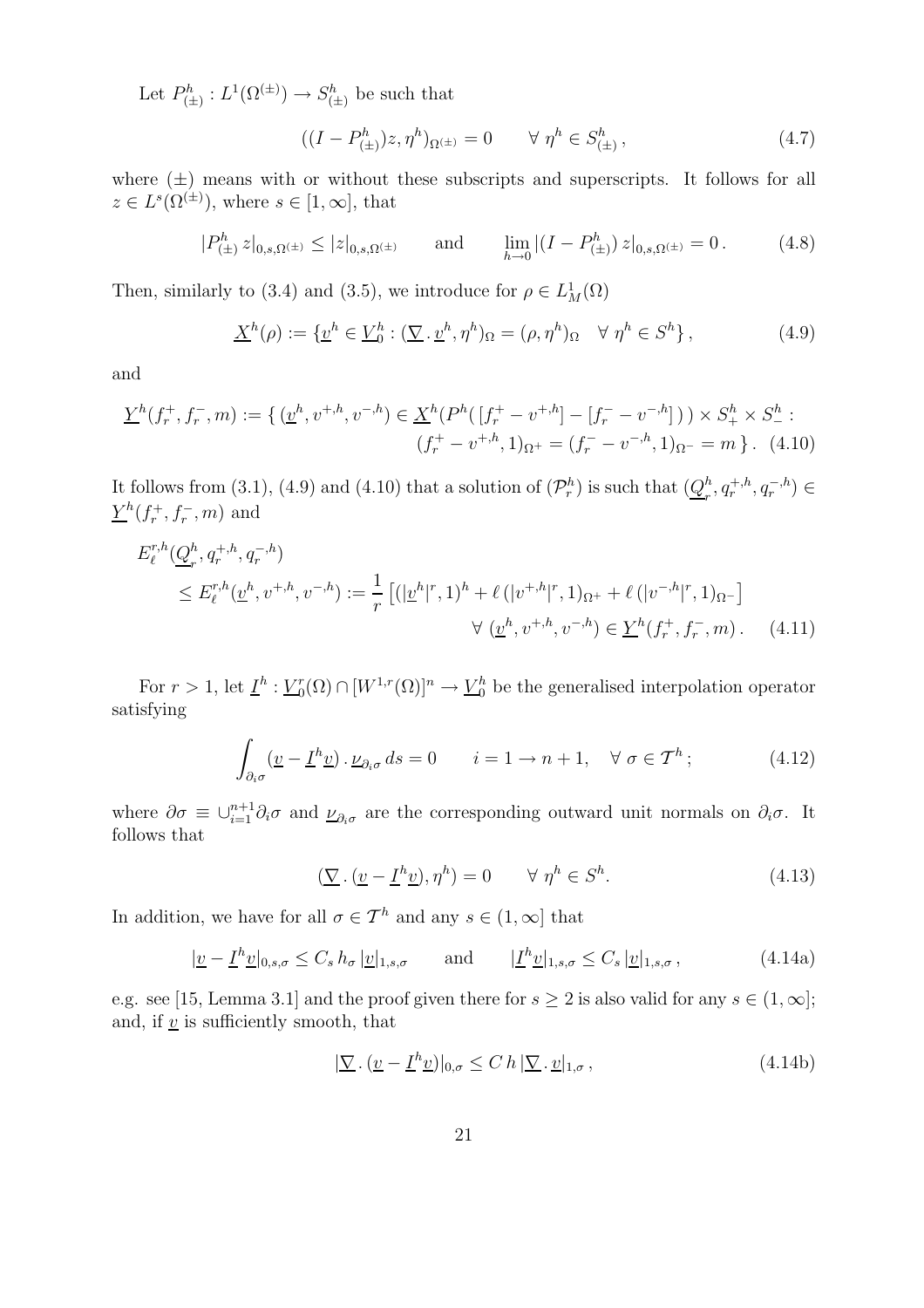Let $P^h_{(\pm)} : L^1(\Omega^{(\pm)}) \to S^h_{(\pm)}$ be such that

$$((I - P^h_{(\pm)})z, \eta^h)_{\Omega^{(\pm)}} = 0 \qquad \forall\ \eta^h \in S^h_{(\pm)}\,, \tag{4.7}$$

where $(\pm)$ means with or without these subscripts and superscripts. It follows for all $z \in L^s(\Omega^{(\pm)})$, where $s \in [1,\infty]$, that

$$|P^h_{(\pm)}\, z|_{0,s,\Omega^{(\pm)}} \leq |z|_{0,s,\Omega^{(\pm)}} \qquad \text{and} \qquad \lim_{h\to 0} |(I - P^h_{(\pm)})\, z|_{0,s,\Omega^{(\pm)}} = 0\,. \tag{4.8}$$

Then, similarly to (3.4) and (3.5), we introduce for $\rho \in L^1_M(\Omega)$

$$\underline{X}^h(\rho) := \{\underline{v}^h \in \underline{V}^h_0 : (\underline{\nabla}\,.\,\underline{v}^h, \eta^h)_\Omega = (\rho, \eta^h)_\Omega \quad \forall\ \eta^h \in S^h\}\,, \tag{4.9}$$

and

$$\underline{Y}^h(f^+_r, f^-_r, m) := \{\, (\underline{v}^h, v^{+,h}, v^{-,h}) \in \underline{X}^h(P^h(\,[f^+_r - v^{+,h}] - [f^-_r - v^{-,h}]\,)\,) \times S^h_+ \times S^h_- : \\ (f^+_r - v^{+,h}, 1)_{\Omega^+} = (f^-_r - v^{-,h}, 1)_{\Omega^-} = m\,\}\,. \tag{4.10}$$

It follows from (3.1), (4.9) and (4.10) that a solution of $(\mathcal{P}^h_r)$ is such that $(\underline{Q}^h_r, q^{+,h}_r, q^{-,h}_r) \in \underline{Y}^h(f^+_r, f^-_r, m)$ and

$$\begin{aligned}
E^{r,h}_\ell(\underline{Q}^h_r, q^{+,h}_r, q^{-,h}_r) &\\
\leq E^{r,h}_\ell(\underline{v}^h, v^{+,h}, v^{-,h}) &:= \frac{1}{r}\left[(|\underline{v}^h|^r, 1)^h + \ell\,(|v^{+,h}|^r, 1)_{\Omega^+} + \ell\,(|v^{-,h}|^r, 1)_{\Omega^-}\right] \\
&\qquad\qquad \forall\ (\underline{v}^h, v^{+,h}, v^{-,h}) \in \underline{Y}^h(f^+_r, f^-_r, m)\,.
\end{aligned} \tag{4.11}$$

For $r > 1$, let $\underline{I}^h : \underline{V}^r_0(\Omega) \cap [W^{1,r}(\Omega)]^n \to \underline{V}^h_0$ be the generalised interpolation operator satisfying

$$\int_{\partial_i\sigma} (\underline{v} - \underline{I}^h \underline{v})\,.\,\underline{\nu}_{\partial_i\sigma}\, ds = 0 \qquad i = 1 \to n+1, \quad \forall\ \sigma \in \mathcal{T}^h\,; \tag{4.12}$$

where $\partial\sigma \equiv \cup_{i=1}^{n+1}\partial_i\sigma$ and $\underline{\nu}_{\partial_i\sigma}$ are the corresponding outward unit normals on $\partial_i\sigma$. It follows that

$$(\underline{\nabla}\,.\,(\underline{v} - \underline{I}^h\underline{v}), \eta^h) = 0 \qquad \forall\ \eta^h \in S^h. \tag{4.13}$$

In addition, we have for all $\sigma \in \mathcal{T}^h$ and any $s \in (1,\infty]$ that

$$|\underline{v} - \underline{I}^h\underline{v}|_{0,s,\sigma} \leq C_s\, h_\sigma\, |\underline{v}|_{1,s,\sigma} \qquad \text{and} \qquad |\underline{I}^h\underline{v}|_{1,s,\sigma} \leq C_s\, |\underline{v}|_{1,s,\sigma}\,, \tag{4.14a}$$

e.g. see [15, Lemma 3.1] and the proof given there for $s \geq 2$ is also valid for any $s \in (1,\infty]$; and, if $\underline{v}$ is sufficiently smooth, that

$$|\underline{\nabla}\,.\,(\underline{v} - \underline{I}^h\underline{v})|_{0,\sigma} \leq C\, h\, |\underline{\nabla}\,.\,\underline{v}|_{1,\sigma}\,, \tag{4.14b}$$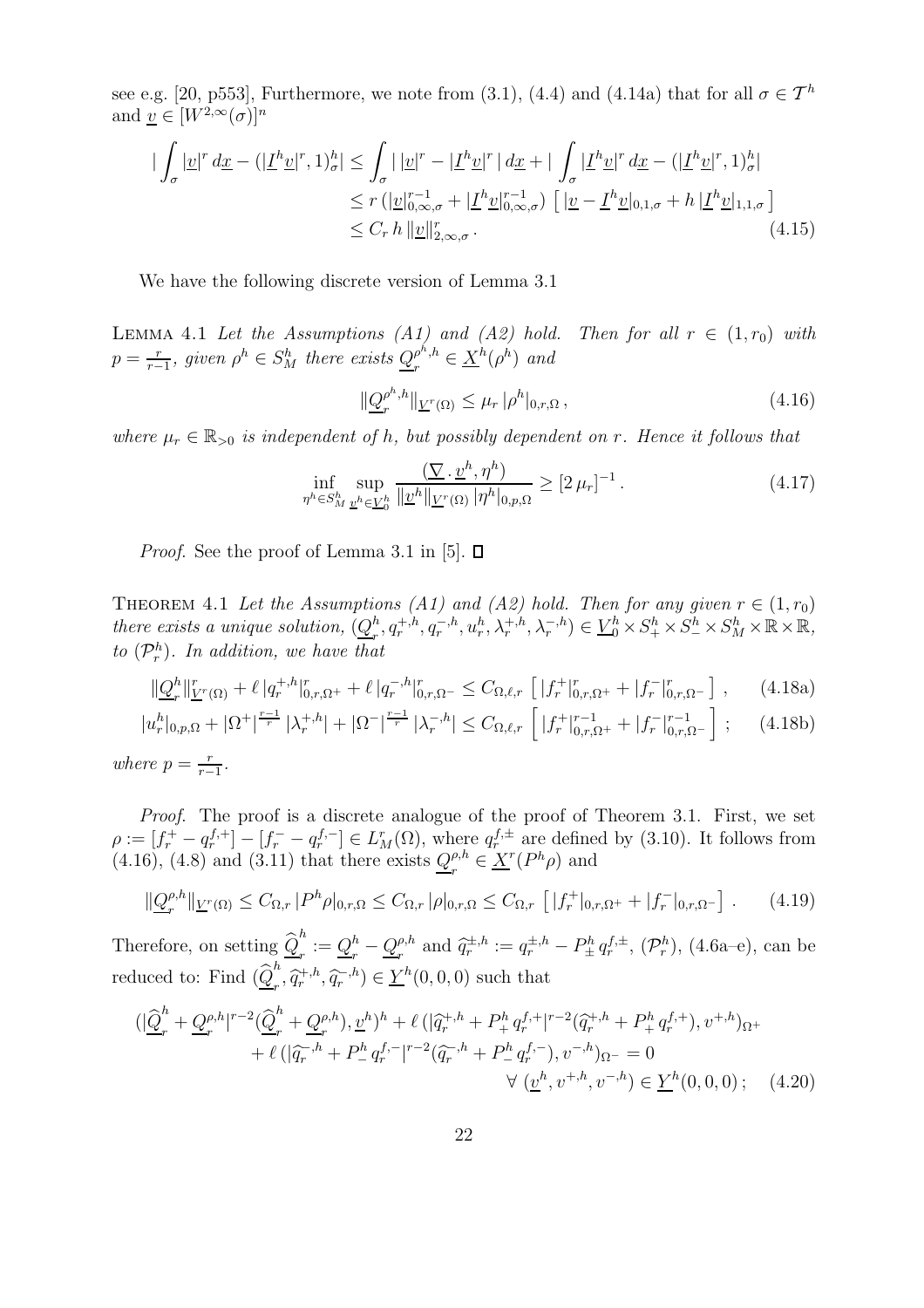see e.g. [20, p553], Furthermore, we note from (3.1), (4.4) and (4.14a) that for all $\sigma \in \mathcal{T}^h$ and $\underline{v} \in [W^{2,\infty}(\sigma)]^n$

$$
\begin{aligned}
|\int_\sigma |\underline{v}|^r \, d\underline{x} - (|\underline{I}^h \underline{v}|^r, 1)^h_\sigma| &\leq \int_\sigma |\, |\underline{v}|^r - |\underline{I}^h \underline{v}|^r \,| \, d\underline{x} + |\int_\sigma |\underline{I}^h \underline{v}|^r \, d\underline{x} - (|\underline{I}^h \underline{v}|^r, 1)^h_\sigma| \\
&\leq r \, (|\underline{v}|^{r-1}_{0,\infty,\sigma} + |\underline{I}^h \underline{v}|^{r-1}_{0,\infty,\sigma}) \, \left[\, |\underline{v} - \underline{I}^h \underline{v}|_{0,1,\sigma} + h \, |\underline{I}^h \underline{v}|_{1,1,\sigma} \,\right] \\
&\leq C_r \, h \, \|\underline{v}\|^r_{2,\infty,\sigma} \, . 
\end{aligned}
\tag{4.15}
$$

We have the following discrete version of Lemma 3.1

Lemma 4.1 *Let the Assumptions (A1) and (A2) hold. Then for all $r \in (1, r_0)$ with $p = \frac{r}{r-1}$, given $\rho^h \in S^h_M$ there exists $\underline{Q}^{\rho^h,h}_r \in \underline{X}^h(\rho^h)$ and*

$$
\|\underline{Q}^{\rho^h,h}_r\|_{\underline{V}^r(\Omega)} \leq \mu_r \, |\rho^h|_{0,r,\Omega} \, , \tag{4.16}
$$

*where $\mu_r \in \mathbb{R}_{>0}$ is independent of $h$, but possibly dependent on $r$. Hence it follows that*

$$
\inf_{\eta^h \in S^h_M} \sup_{\underline{v}^h \in \underline{V}^h_0} \frac{(\underline{\nabla} \cdot \underline{v}^h, \eta^h)}{\|\underline{v}^h\|_{\underline{V}^r(\Omega)} \, |\eta^h|_{0,p,\Omega}} \geq [2 \, \mu_r]^{-1} \, . \tag{4.17}
$$

*Proof.* See the proof of Lemma 3.1 in [5]. □

Theorem 4.1 *Let the Assumptions (A1) and (A2) hold. Then for any given $r \in (1, r_0)$ there exists a unique solution, $(\underline{Q}^h_r, q^{+,h}_r, q^{-,h}_r, u^h_r, \lambda^{+,h}_r, \lambda^{-,h}_r) \in \underline{V}^h_0 \times S^h_+ \times S^h_- \times S^h_M \times \mathbb{R} \times \mathbb{R}$, to $(\mathcal{P}^h_r)$. In addition, we have that*

$$
\|\underline{Q}^h_r\|^r_{\underline{V}^r(\Omega)} + \ell \, |q^{+,h}_r|^r_{0,r,\Omega^+} + \ell \, |q^{-,h}_r|^r_{0,r,\Omega^-} \leq C_{\Omega,\ell,r} \left[\, |f^+_r|^r_{0,r,\Omega^+} + |f^-_r|^r_{0,r,\Omega^-} \,\right] , \tag{4.18a}
$$

$$
|u^h_r|_{0,p,\Omega} + |\Omega^+|^{\frac{r-1}{r}} \, |\lambda^{+,h}_r| + |\Omega^-|^{\frac{r-1}{r}} \, |\lambda^{-,h}_r| \leq C_{\Omega,\ell,r} \left[\, |f^+_r|^{r-1}_{0,r,\Omega^+} + |f^-_r|^{r-1}_{0,r,\Omega^-} \,\right] ; \tag{4.18b}
$$

*where $p = \frac{r}{r-1}$.*

*Proof.* The proof is a discrete analogue of the proof of Theorem 3.1. First, we set $\rho := [f^+_r - q^{f,+}_r] - [f^-_r - q^{f,-}_r] \in L^r_M(\Omega)$, where $q^{f,\pm}_r$ are defined by (3.10). It follows from (4.16), (4.8) and (3.11) that there exists $\underline{Q}^{\rho,h}_r \in \underline{X}^r(P^h \rho)$ and

$$
\|\underline{Q}^{\rho,h}_r\|_{\underline{V}^r(\Omega)} \leq C_{\Omega,r} \, |P^h \rho|_{0,r,\Omega} \leq C_{\Omega,r} \, |\rho|_{0,r,\Omega} \leq C_{\Omega,r} \left[\, |f^+_r|_{0,r,\Omega^+} + |f^-_r|_{0,r,\Omega^-} \,\right] . \tag{4.19}
$$

Therefore, on setting $\widehat{\underline{Q}}^h_r := \underline{Q}^h_r - \underline{Q}^{\rho,h}_r$ and $\widehat{q}^{\pm,h}_r := q^{\pm,h}_r - P^h_\pm \, q^{f,\pm}_r$, $(\mathcal{P}^h_r)$, (4.6a–e), can be reduced to: Find $(\widehat{\underline{Q}}^h_r, \widehat{q}^{+,h}_r, \widehat{q}^{-,h}_r) \in \underline{Y}^h(0,0,0)$ such that

$$
\begin{aligned}
(|\widehat{\underline{Q}}^h_r + \underline{Q}^{\rho,h}_r|^{r-2} (\widehat{\underline{Q}}^h_r + \underline{Q}^{\rho,h}_r), \underline{v}^h)^h + \ell \, (|\widehat{q}^{+,h}_r + P^h_+ \, q^{f,+}_r|^{r-2} (\widehat{q}^{+,h}_r + P^h_+ \, q^{f,+}_r), v^{+,h})_{\Omega^+} \\
+ \ell \, (|\widehat{q}^{-,h}_r + P^h_- \, q^{f,-}_r|^{r-2} (\widehat{q}^{-,h}_r + P^h_- \, q^{f,-}_r), v^{-,h})_{\Omega^-} = 0 \\
\forall \, (\underline{v}^h, v^{+,h}, v^{-,h}) \in \underline{Y}^h(0,0,0) \, ;
\end{aligned}
\tag{4.20}
$$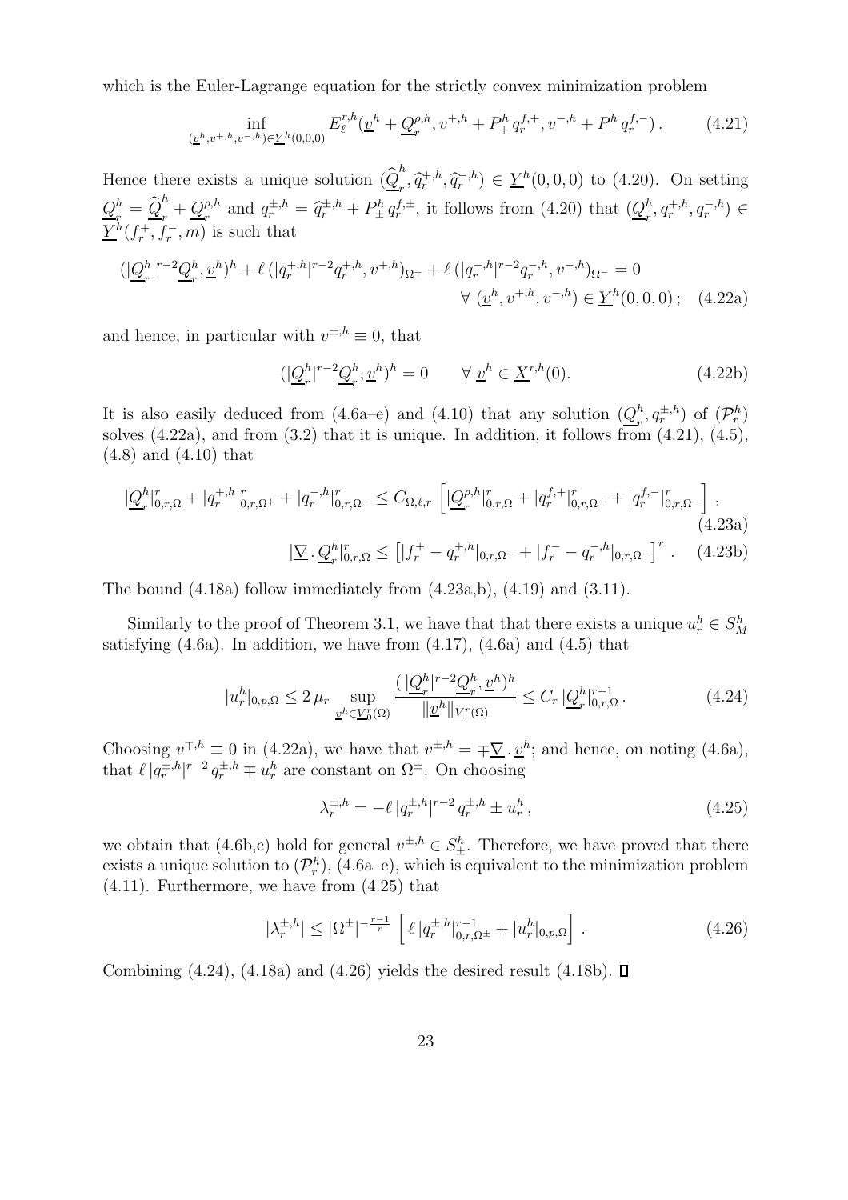which is the Euler-Lagrange equation for the strictly convex minimization problem

$$\inf_{(\underline{v}^h, v^{+,h}, v^{-,h}) \in \underline{Y}^h(0,0,0)} E_\ell^{r,h}(\underline{v}^h + \underline{Q}_r^{\rho,h}, v^{+,h} + P_+^h \, q_r^{f,+}, v^{-,h} + P_-^h \, q_r^{f,-}) \,. \tag{4.21}$$

Hence there exists a unique solution $(\widehat{\underline{Q}}_r^h, \widehat{q}_r^{+,h}, \widehat{q}_r^{-,h}) \in \underline{Y}^h(0,0,0)$ to (4.20). On setting $\underline{Q}_r^h = \widehat{\underline{Q}}_r^h + \underline{Q}_r^{\rho,h}$ and $q_r^{\pm,h} = \widehat{q}_r^{\pm,h} + P_\pm^h \, q_r^{f,\pm}$, it follows from (4.20) that $(\underline{Q}_r^h, q_r^{+,h}, q_r^{-,h}) \in \underline{Y}^h(f_r^+, f_r^-, m)$ is such that

$$(|\underline{Q}_r^h|^{r-2} \underline{Q}_r^h, \underline{v}^h)^h + \ell \, (|q_r^{+,h}|^{r-2} q_r^{+,h}, v^{+,h})_{\Omega^+} + \ell \, (|q_r^{-,h}|^{r-2} q_r^{-,h}, v^{-,h})_{\Omega^-} = 0 \qquad \forall \; (\underline{v}^h, v^{+,h}, v^{-,h}) \in \underline{Y}^h(0,0,0) \, ; \tag{4.22a}$$

and hence, in particular with $v^{\pm,h} \equiv 0$, that

$$(|\underline{Q}_r^h|^{r-2} \underline{Q}_r^h, \underline{v}^h)^h = 0 \qquad \forall \; \underline{v}^h \in \underline{X}^{r,h}(0). \tag{4.22b}$$

It is also easily deduced from (4.6a–e) and (4.10) that any solution $(\underline{Q}_r^h, q_r^{\pm,h})$ of $(\mathcal{P}_r^h)$ solves (4.22a), and from (3.2) that it is unique. In addition, it follows from (4.21), (4.5), (4.8) and (4.10) that

$$|\underline{Q}_r^h|_{0,r,\Omega}^r + |q_r^{+,h}|_{0,r,\Omega^+}^r + |q_r^{-,h}|_{0,r,\Omega^-}^r \leq C_{\Omega,\ell,r} \left[ |\underline{Q}_r^{\rho,h}|_{0,r,\Omega}^r + |q_r^{f,+}|_{0,r,\Omega^+}^r + |q_r^{f,-}|_{0,r,\Omega^-}^r \right] , \tag{4.23a}$$

$$|\underline{\nabla} \, . \, \underline{Q}_r^h|_{0,r,\Omega}^r \leq \left[ |f_r^+ - q_r^{+,h}|_{0,r,\Omega^+} + |f_r^- - q_r^{-,h}|_{0,r,\Omega^-} \right]^r . \tag{4.23b}$$

The bound (4.18a) follow immediately from (4.23a,b), (4.19) and (3.11).

Similarly to the proof of Theorem 3.1, we have that that there exists a unique $u_r^h \in S_M^h$ satisfying (4.6a). In addition, we have from (4.17), (4.6a) and (4.5) that

$$|u_r^h|_{0,p,\Omega} \leq 2 \, \mu_r \sup_{\underline{v}^h \in \underline{V}_0^r(\Omega)} \frac{(\,|\underline{Q}_r^h|^{r-2} \underline{Q}_r^h, \underline{v}^h)^h}{\|\underline{v}^h\|_{\underline{V}^r(\Omega)}} \leq C_r \, |\underline{Q}_r^h|_{0,r,\Omega}^{r-1} . \tag{4.24}$$

Choosing $v^{\mp,h} \equiv 0$ in (4.22a), we have that $v^{\pm,h} = \mp \underline{\nabla} \, . \, \underline{v}^h$; and hence, on noting (4.6a), that $\ell \, |q_r^{\pm,h}|^{r-2} \, q_r^{\pm,h} \mp u_r^h$ are constant on $\Omega^\pm$. On choosing

$$\lambda_r^{\pm,h} = -\ell \, |q_r^{\pm,h}|^{r-2} \, q_r^{\pm,h} \pm u_r^h \,, \tag{4.25}$$

we obtain that (4.6b,c) hold for general $v^{\pm,h} \in S_\pm^h$. Therefore, we have proved that there exists a unique solution to $(\mathcal{P}_r^h)$, (4.6a–e), which is equivalent to the minimization problem (4.11). Furthermore, we have from (4.25) that

$$|\lambda_r^{\pm,h}| \leq |\Omega^\pm|^{-\frac{r-1}{r}} \left[ \ell \, |q_r^{\pm,h}|_{0,r,\Omega^\pm}^{r-1} + |u_r^h|_{0,p,\Omega} \right] . \tag{4.26}$$

Combining (4.24), (4.18a) and (4.26) yields the desired result (4.18b). $\square$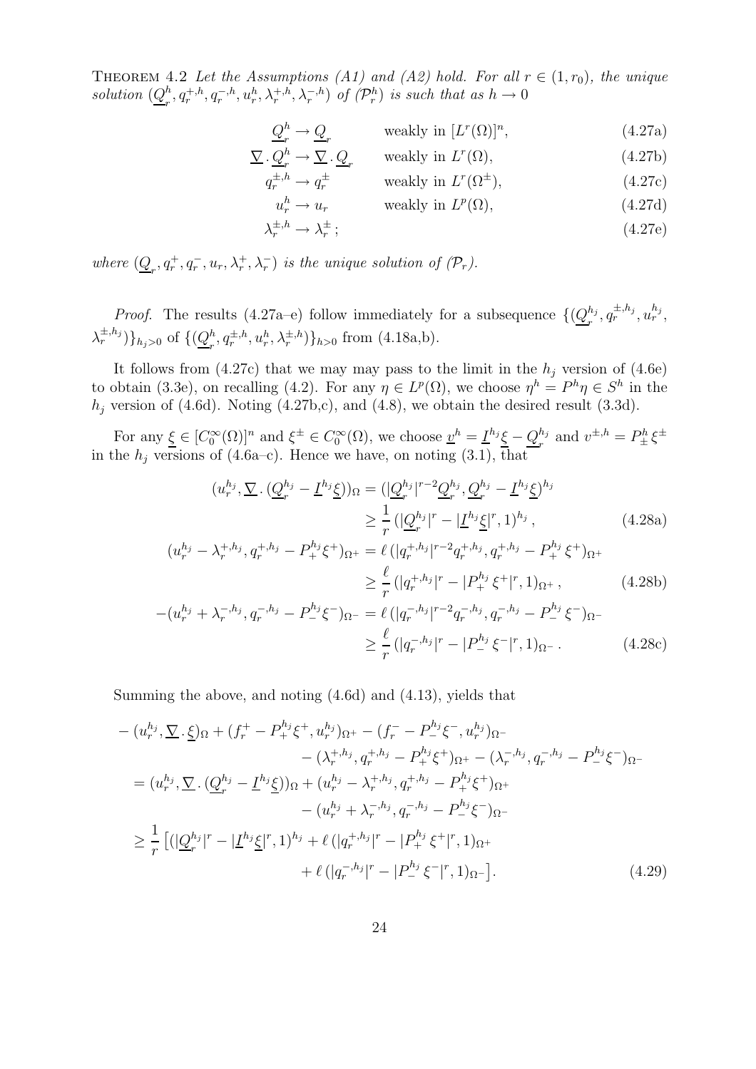THEOREM 4.2 *Let the Assumptions (A1) and (A2) hold. For all $r \in (1, r_0)$, the unique solution $(\underline{Q}_r^h, q_r^{+,h}, q_r^{-,h}, u_r^h, \lambda_r^{+,h}, \lambda_r^{-,h})$ of $(\mathcal{P}_r^h)$ is such that as $h \to 0$*

$$\underline{Q}_r^h \to \underline{Q}_r \qquad \text{weakly in } [L^r(\Omega)]^n, \tag{4.27a}$$

$$\underline{\nabla} \cdot \underline{Q}_r^h \to \underline{\nabla} \cdot \underline{Q}_r \qquad \text{weakly in } L^r(\Omega), \tag{4.27b}$$

$$q_r^{\pm,h} \to q_r^{\pm} \qquad \text{weakly in } L^r(\Omega^{\pm}), \tag{4.27c}$$

$$u_r^h \to u_r \qquad \text{weakly in } L^p(\Omega), \tag{4.27d}$$

$$\lambda_r^{\pm,h} \to \lambda_r^{\pm}\,; \tag{4.27e}$$

*where $(\underline{Q}_r, q_r^+, q_r^-, u_r, \lambda_r^+, \lambda_r^-)$ is the unique solution of $(\mathcal{P}_r)$.*

*Proof.* The results (4.27a–e) follow immediately for a subsequence $\{(\underline{Q}_r^{h_j}, q_r^{\pm,h_j}, u_r^{h_j}, \lambda_r^{\pm,h_j})\}_{h_j>0}$ of $\{(\underline{Q}_r^h, q_r^{\pm,h}, u_r^h, \lambda_r^{\pm,h})\}_{h>0}$ from (4.18a,b).

It follows from (4.27c) that we may may pass to the limit in the $h_j$ version of (4.6e) to obtain (3.3e), on recalling (4.2). For any $\eta \in L^p(\Omega)$, we choose $\eta^h = P^h\eta \in S^h$ in the $h_j$ version of (4.6d). Noting (4.27b,c), and (4.8), we obtain the desired result (3.3d).

For any $\underline{\xi} \in [C_0^\infty(\Omega)]^n$ and $\xi^\pm \in C_0^\infty(\Omega)$, we choose $\underline{v}^h = \underline{I}^{h_j}\underline{\xi} - \underline{Q}_r^{h_j}$ and $v^{\pm,h} = P_\pm^h \xi^\pm$ in the $h_j$ versions of (4.6a–c). Hence we have, on noting (3.1), that

$$\begin{aligned}
(u_r^{h_j}, \underline{\nabla} \cdot (\underline{Q}_r^{h_j} - \underline{I}^{h_j}\underline{\xi}))_\Omega &= (|\underline{Q}_r^{h_j}|^{r-2}\underline{Q}_r^{h_j}, \underline{Q}_r^{h_j} - \underline{I}^{h_j}\underline{\xi})^{h_j} \\
&\geq \frac{1}{r}\,(|\underline{Q}_r^{h_j}|^r - |\underline{I}^{h_j}\underline{\xi}|^r, 1)^{h_j}\,, 
\end{aligned} \tag{4.28a}$$

$$\begin{aligned}
(u_r^{h_j} - \lambda_r^{+,h_j}, q_r^{+,h_j} - P_+^{h_j}\xi^+)_{\Omega^+} &= \ell\,(|q_r^{+,h_j}|^{r-2}q_r^{+,h_j}, q_r^{+,h_j} - P_+^{h_j}\,\xi^+)_{\Omega^+} \\
&\geq \frac{\ell}{r}\,(|q_r^{+,h_j}|^r - |P_+^{h_j}\,\xi^+|^r, 1)_{\Omega^+}\,,
\end{aligned} \tag{4.28b}$$

$$\begin{aligned}
-(u_r^{h_j} + \lambda_r^{-,h_j}, q_r^{-,h_j} - P_-^{h_j}\xi^-)_{\Omega^-} &= \ell\,(|q_r^{-,h_j}|^{r-2}q_r^{-,h_j}, q_r^{-,h_j} - P_-^{h_j}\,\xi^-)_{\Omega^-} \\
&\geq \frac{\ell}{r}\,(|q_r^{-,h_j}|^r - |P_-^{h_j}\,\xi^-|^r, 1)_{\Omega^-}\,.
\end{aligned} \tag{4.28c}$$

Summing the above, and noting (4.6d) and (4.13), yields that

$$\begin{aligned}
-&(u_r^{h_j}, \underline{\nabla} \cdot \underline{\xi})_\Omega + (f_r^+ - P_+^{h_j}\xi^+, u_r^{h_j})_{\Omega^+} - (f_r^- - P_-^{h_j}\xi^-, u_r^{h_j})_{\Omega^-} \\
&\qquad\qquad - (\lambda_r^{+,h_j}, q_r^{+,h_j} - P_+^{h_j}\xi^+)_{\Omega^+} - (\lambda_r^{-,h_j}, q_r^{-,h_j} - P_-^{h_j}\xi^-)_{\Omega^-} \\
&= (u_r^{h_j}, \underline{\nabla} \cdot (\underline{Q}_r^{h_j} - \underline{I}^{h_j}\underline{\xi}))_\Omega + (u_r^{h_j} - \lambda_r^{+,h_j}, q_r^{+,h_j} - P_+^{h_j}\xi^+)_{\Omega^+} \\
&\qquad\qquad - (u_r^{h_j} + \lambda_r^{-,h_j}, q_r^{-,h_j} - P_-^{h_j}\xi^-)_{\Omega^-} \\
&\geq \frac{1}{r}\left[(|\underline{Q}_r^{h_j}|^r - |\underline{I}^{h_j}\underline{\xi}|^r, 1)^{h_j} + \ell\,(|q_r^{+,h_j}|^r - |P_+^{h_j}\,\xi^+|^r, 1)_{\Omega^+}\right. \\
&\qquad\qquad \left. + \,\ell\,(|q_r^{-,h_j}|^r - |P_-^{h_j}\,\xi^-|^r, 1)_{\Omega^-}\right].
\end{aligned} \tag{4.29}$$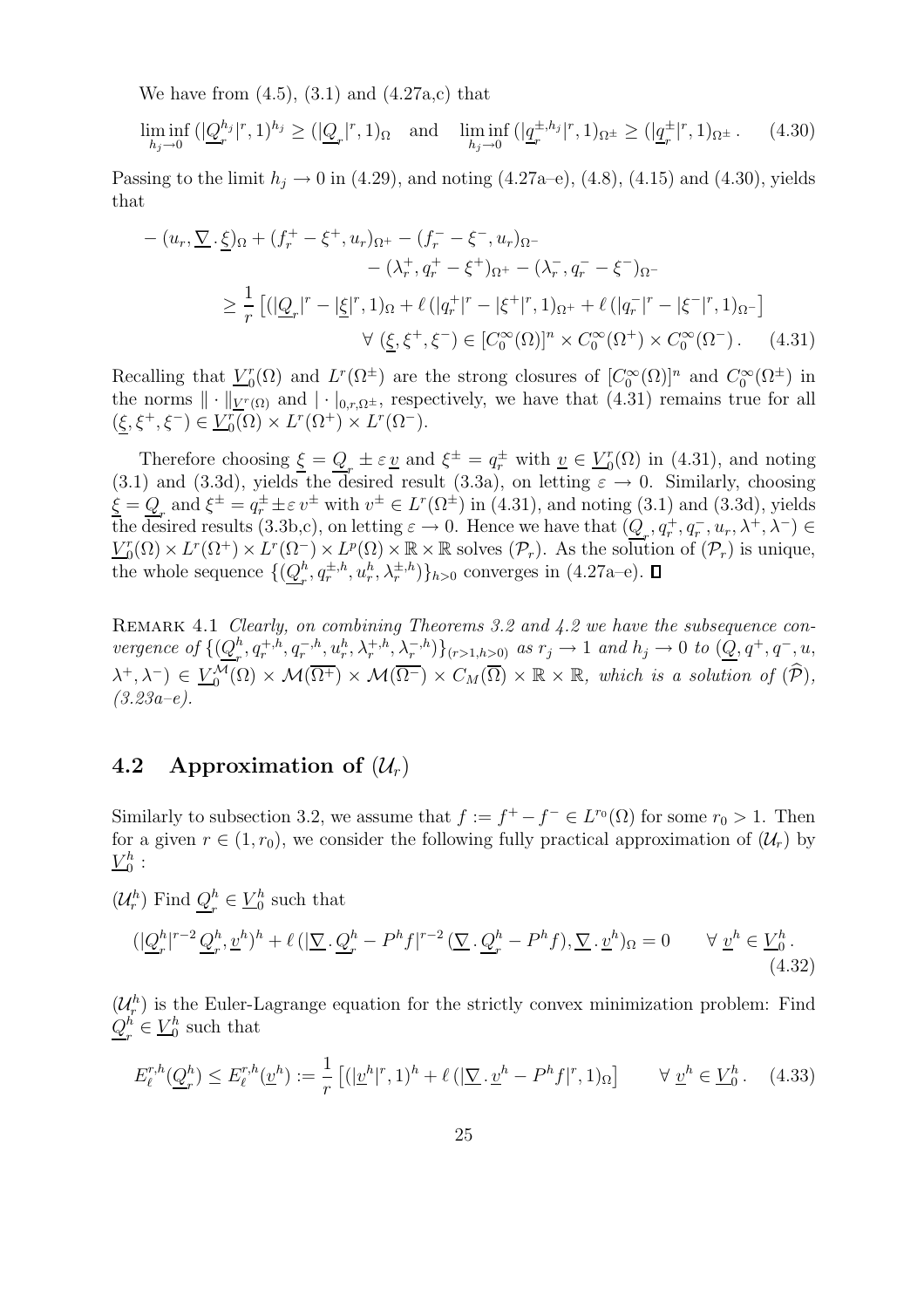We have from (4.5), (3.1) and (4.27a,c) that

$$\liminf_{h_j\to 0} (|\underline{Q}_r^{h_j}|^r, 1)^{h_j} \geq (|\underline{Q}_r|^r, 1)_\Omega \quad \text{and} \quad \liminf_{h_j\to 0} (|q_r^{\pm,h_j}|^r, 1)_{\Omega^\pm} \geq (|q_r^\pm|^r, 1)_{\Omega^\pm}\,. \qquad (4.30)$$

Passing to the limit $h_j \to 0$ in (4.29), and noting (4.27a–e), (4.8), (4.15) and (4.30), yields that

$$\begin{aligned}
&-(u_r, \underline{\nabla}\,.\,\underline{\xi})_\Omega + (f_r^+ - \xi^+, u_r)_{\Omega^+} - (f_r^- - \xi^-, u_r)_{\Omega^-} \\
&\qquad\qquad - (\lambda_r^+, q_r^+ - \xi^+)_{\Omega^+} - (\lambda_r^-, q_r^- - \xi^-)_{\Omega^-} \\
&\geq \frac{1}{r}\left[(|\underline{Q}_r|^r - |\underline{\xi}|^r, 1)_\Omega + \ell\,(|q_r^+|^r - |\xi^+|^r, 1)_{\Omega^+} + \ell\,(|q_r^-|^r - |\xi^-|^r, 1)_{\Omega^-}\right] \\
&\qquad\qquad\qquad \forall\ (\underline{\xi}, \xi^+, \xi^-) \in [C_0^\infty(\Omega)]^n \times C_0^\infty(\Omega^+) \times C_0^\infty(\Omega^-)\,. \qquad (4.31)
\end{aligned}$$

Recalling that $\underline{V}_0^r(\Omega)$ and $L^r(\Omega^\pm)$ are the strong closures of $[C_0^\infty(\Omega)]^n$ and $C_0^\infty(\Omega^\pm)$ in the norms $\|\cdot\|_{\underline{V}^r(\Omega)}$ and $|\cdot|_{0,r,\Omega^\pm}$, respectively, we have that (4.31) remains true for all $(\underline{\xi}, \xi^+, \xi^-) \in \underline{V}_0^r(\Omega) \times L^r(\Omega^+) \times L^r(\Omega^-)$.

Therefore choosing $\underline{\xi} = \underline{Q}_r \pm \varepsilon\,\underline{v}$ and $\xi^\pm = q_r^\pm$ with $\underline{v} \in \underline{V}_0^r(\Omega)$ in (4.31), and noting (3.1) and (3.3d), yields the desired result (3.3a), on letting $\varepsilon \to 0$. Similarly, choosing $\underline{\xi} = \underline{Q}_r$ and $\xi^\pm = q_r^\pm \pm \varepsilon\,v^\pm$ with $v^\pm \in L^r(\Omega^\pm)$ in (4.31), and noting (3.1) and (3.3d), yields the desired results (3.3b,c), on letting $\varepsilon \to 0$. Hence we have that $(\underline{Q}_r, q_r^+, q_r^-, u_r, \lambda^+, \lambda^-) \in \underline{V}_0^r(\Omega) \times L^r(\Omega^+) \times L^r(\Omega^-) \times L^p(\Omega) \times \mathbb{R} \times \mathbb{R}$ solves $(\mathcal{P}_r)$. As the solution of $(\mathcal{P}_r)$ is unique, the whole sequence $\{(\underline{Q}_r^h, q_r^{\pm,h}, u_r^h, \lambda_r^{\pm,h})\}_{h>0}$ converges in (4.27a–e). $\square$

Remark 4.1 *Clearly, on combining Theorems 3.2 and 4.2 we have the subsequence convergence of* $\{(\underline{Q}_r^h, q_r^{+,h}, q_r^{-,h}, u_r^h, \lambda_r^{+,h}, \lambda_r^{-,h})\}_{(r>1,h>0)}$ *as* $r_j \to 1$ *and* $h_j \to 0$ *to* $(\underline{Q}, q^+, q^-, u, \lambda^+, \lambda^-) \in \underline{V}_0^{\mathcal{M}}(\Omega) \times \mathcal{M}(\overline{\Omega^+}) \times \mathcal{M}(\overline{\Omega^-}) \times C_M(\overline{\Omega}) \times \mathbb{R} \times \mathbb{R}$*, which is a solution of* $(\widehat{\mathcal{P}})$*, (3.23a–e).*

## 4.2 Approximation of $(\mathcal{U}_r)$

Similarly to subsection 3.2, we assume that $f := f^+ - f^- \in L^{r_0}(\Omega)$ for some $r_0 > 1$. Then for a given $r \in (1, r_0)$, we consider the following fully practical approximation of $(\mathcal{U}_r)$ by $\underline{V}_0^h$ :

$(\mathcal{U}_r^h)$ Find $\underline{Q}_r^h \in \underline{V}_0^h$ such that

$$(|\underline{Q}_r^h|^{r-2}\,\underline{Q}_r^h, \underline{v}^h)^h + \ell\,(|\underline{\nabla}\,.\,\underline{Q}_r^h - P^h f|^{r-2}\,(\underline{\nabla}\,.\,\underline{Q}_r^h - P^h f), \underline{\nabla}\,.\,\underline{v}^h)_\Omega = 0 \qquad \forall\ \underline{v}^h \in \underline{V}_0^h\,. \qquad (4.32)$$

$(\mathcal{U}_r^h)$ is the Euler-Lagrange equation for the strictly convex minimization problem: Find $\underline{Q}_r^h \in \underline{V}_0^h$ such that

$$E_\ell^{r,h}(\underline{Q}_r^h) \leq E_\ell^{r,h}(\underline{v}^h) := \frac{1}{r}\left[(|\underline{v}^h|^r, 1)^h + \ell\,(|\underline{\nabla}\,.\,\underline{v}^h - P^h f|^r, 1)_\Omega\right] \qquad \forall\ \underline{v}^h \in \underline{V}_0^h\,. \qquad (4.33)$$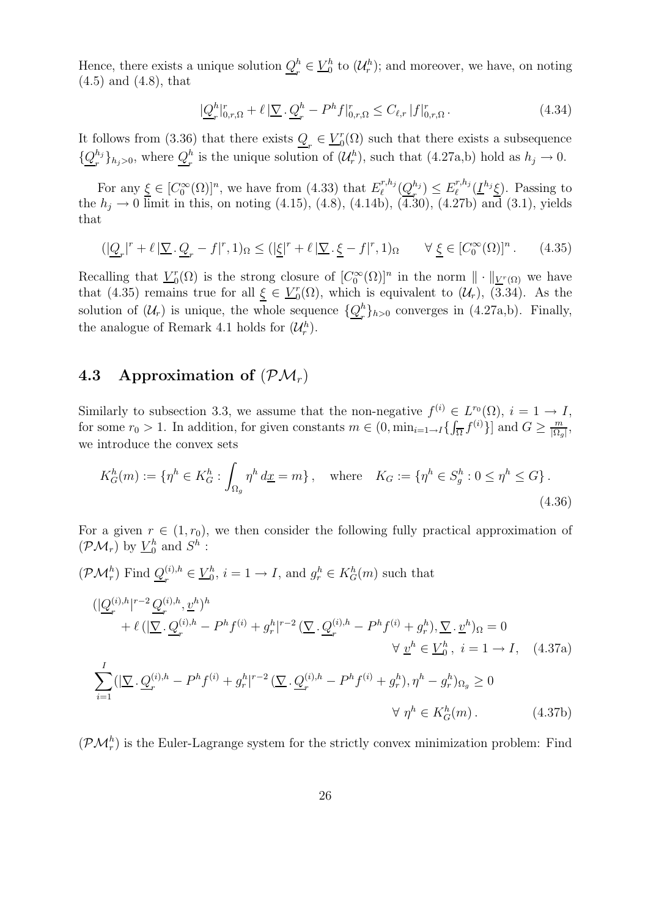Hence, there exists a unique solution $\underline{Q}_r^h \in \underline{V}_0^h$ to $(\mathcal{U}_r^h)$; and moreover, we have, on noting (4.5) and (4.8), that

$$|\underline{Q}_r^h|_{0,r,\Omega}^r + \ell\, |\underline{\nabla}\,.\,\underline{Q}_r^h - P^h f|_{0,r,\Omega}^r \leq C_{\ell,r}\, |f|_{0,r,\Omega}^r\,. \tag{4.34}$$

It follows from (3.36) that there exists $\underline{Q}_r \in \underline{V}_0^r(\Omega)$ such that there exists a subsequence $\{\underline{Q}_r^{h_j}\}_{h_j>0}$, where $\underline{Q}_r^h$ is the unique solution of $(\mathcal{U}_r^h)$, such that (4.27a,b) hold as $h_j \to 0$.

For any $\underline{\xi} \in [C_0^\infty(\Omega)]^n$, we have from (4.33) that $E_\ell^{r,h_j}(\underline{Q}_r^{h_j}) \leq E_\ell^{r,h_j}(\underline{I}^{h_j}\underline{\xi})$. Passing to the $h_j \to 0$ limit in this, on noting (4.15), (4.8), (4.14b), (4.30), (4.27b) and (3.1), yields that

$$(|\underline{Q}_r|^r + \ell\, |\underline{\nabla}\,.\,\underline{Q}_r - f|^r, 1)_\Omega \leq (|\underline{\xi}|^r + \ell\, |\underline{\nabla}\,.\,\underline{\xi} - f|^r, 1)_\Omega \qquad \forall\, \underline{\xi} \in [C_0^\infty(\Omega)]^n\,. \tag{4.35}$$

Recalling that $\underline{V}_0^r(\Omega)$ is the strong closure of $[C_0^\infty(\Omega)]^n$ in the norm $\|\cdot\|_{\underline{V}^r(\Omega)}$ we have that (4.35) remains true for all $\underline{\xi} \in \underline{V}_0^r(\Omega)$, which is equivalent to $(\mathcal{U}_r)$, (3.34). As the solution of $(\mathcal{U}_r)$ is unique, the whole sequence $\{\underline{Q}_r^h\}_{h>0}$ converges in (4.27a,b). Finally, the analogue of Remark 4.1 holds for $(\mathcal{U}_r^h)$.

## 4.3 Approximation of $(\mathcal{PM}_r)$

Similarly to subsection 3.3, we assume that the non-negative $f^{(i)} \in L^{r_0}(\Omega)$, $i = 1 \to I$, for some $r_0 > 1$. In addition, for given constants $m \in (0, \min_{i=1\to I}\{\int_{\overline{\Omega}} f^{(i)}\}]$ and $G \geq \frac{m}{|\Omega_g|}$, we introduce the convex sets

$$K_G^h(m) := \{\eta^h \in K_G^h : \int_{\Omega_g} \eta^h \, d\underline{x} = m\}\,, \quad \text{where} \quad K_G := \{\eta^h \in S_g^h : 0 \leq \eta^h \leq G\}\,. \tag{4.36}$$

For a given $r \in (1, r_0)$, we then consider the following fully practical approximation of $(\mathcal{PM}_r)$ by $\underline{V}_0^h$ and $S^h$ :

$(\mathcal{PM}_r^h)$ Find $\underline{Q}_r^{(i),h} \in \underline{V}_0^h$, $i = 1 \to I$, and $g_r^h \in K_G^h(m)$ such that

$$\begin{aligned}
&(|\underline{Q}_r^{(i),h}|^{r-2}\,\underline{Q}_r^{(i),h}, \underline{v}^h)^h \\
&\quad + \ell\,(|\underline{\nabla}\,.\,\underline{Q}_r^{(i),h} - P^h f^{(i)} + g_r^h|^{r-2}\,(\underline{\nabla}\,.\,\underline{Q}_r^{(i),h} - P^h f^{(i)} + g_r^h), \underline{\nabla}\,.\,\underline{v}^h)_\Omega = 0 \\
&\qquad\qquad\qquad\qquad\qquad\qquad\qquad\qquad \forall\, \underline{v}^h \in \underline{V}_0^h,\ i = 1 \to I, \qquad \text{(4.37a)}\\
&\sum_{i=1}^{I} (|\underline{\nabla}\,.\,\underline{Q}_r^{(i),h} - P^h f^{(i)} + g_r^h|^{r-2}\,(\underline{\nabla}\,.\,\underline{Q}_r^{(i),h} - P^h f^{(i)} + g_r^h), \eta^h - g_r^h)_{\Omega_g} \geq 0 \\
&\qquad\qquad\qquad\qquad\qquad\qquad\qquad\qquad \forall\, \eta^h \in K_G^h(m)\,. \qquad \text{(4.37b)}
\end{aligned}$$

$(\mathcal{PM}_r^h)$ is the Euler-Lagrange system for the strictly convex minimization problem: Find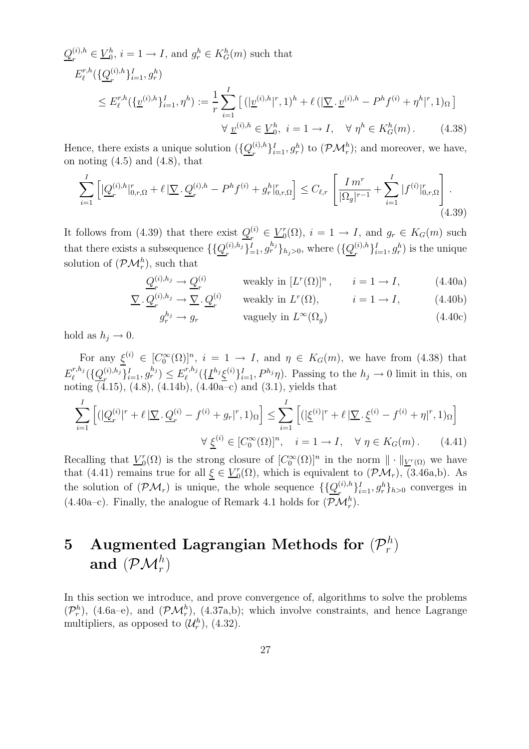$\underline{Q}_r^{(i),h} \in \underline{V}_0^h$, $i = 1 \to I$, and $g_r^h \in K_G^h(m)$ such that

$$
\begin{aligned}
E_\ell^{r,h}&(\{\underline{Q}_r^{(i),h}\}_{i=1}^I, g_r^h) \\
&\leq E_\ell^{r,h}(\{\underline{v}^{(i),h}\}_{i=1}^I, \eta^h) := \frac{1}{r}\sum_{i=1}^I \left[ (|\underline{v}^{(i),h}|^r, 1)^h + \ell\, (|\underline{\nabla}\,.\,\underline{v}^{(i),h} - P^h f^{(i)} + \eta^h|^r, 1)_\Omega \right] \\
&\qquad\qquad\qquad\qquad \forall\ \underline{v}^{(i),h} \in \underline{V}_0^h,\ i = 1 \to I, \quad \forall\ \eta^h \in K_G^h(m)\,. \qquad (4.38)
\end{aligned}
$$

Hence, there exists a unique solution $(\{\underline{Q}_r^{(i),h}\}_{i=1}^I, g_r^h)$ to $(\mathcal{PM}_r^h)$; and moreover, we have, on noting (4.5) and (4.8), that

$$
\sum_{i=1}^I \left[ |\underline{Q}_r^{(i),h}|_{0,r,\Omega}^r + \ell\, |\underline{\nabla}\,.\,\underline{Q}_r^{(i),h} - P^h f^{(i)} + g_r^h|_{0,r,\Omega}^r \right] \leq C_{\ell,r} \left[ \frac{I\, m^r}{|\Omega_g|^{r-1}} + \sum_{i=1}^I |f^{(i)}|_{0,r,\Omega}^r \right]. \tag{4.39}
$$

It follows from (4.39) that there exist $\underline{Q}_r^{(i)} \in \underline{V}_0^r(\Omega)$, $i = 1 \to I$, and $g_r \in K_G(m)$ such that there exists a subsequence $\{\{\underline{Q}_r^{(i),h_j}\}_{=1}^I, g_r^{h_j}\}_{h_j>0}$, where $(\{\underline{Q}_r^{(i),h}\}_{i=1}^I, g_r^h)$ is the unique solution of $(\mathcal{PM}_r^h)$, such that

$$
\begin{aligned}
\underline{Q}_r^{(i),h_j} &\to \underline{Q}_r^{(i)} && \text{weakly in } [L^r(\Omega)]^n, && i = 1 \to I, && (4.40\text{a}) \\
\underline{\nabla}\,.\,\underline{Q}_r^{(i),h_j} &\to \underline{\nabla}\,.\,\underline{Q}_r^{(i)} && \text{weakly in } L^r(\Omega), && i = 1 \to I, && (4.40\text{b}) \\
g_r^{h_j} &\to g_r && \text{vaguely in } L^\infty(\Omega_g) && && (4.40\text{c})
\end{aligned}
$$

hold as $h_j \to 0$.

For any $\underline{\xi}^{(i)} \in [C_0^\infty(\Omega)]^n$, $i = 1 \to I$, and $\eta \in K_G(m)$, we have from (4.38) that $E_\ell^{r,h_j}(\{\underline{Q}_r^{(i),h_j}\}_{i=1}^I, g_r^{h_j}) \leq E_\ell^{r,h_j}(\{\underline{I}^{h_j}\underline{\xi}^{(i)}\}_{i=1}^I, P^{h_j}\eta)$. Passing to the $h_j \to 0$ limit in this, on noting (4.15), (4.8), (4.14b), (4.40a–c) and (3.1), yields that

$$
\begin{aligned}
\sum_{i=1}^I \left[ (|\underline{Q}_r^{(i)}|^r + \ell\, |\underline{\nabla}\,.\,\underline{Q}_r^{(i)} - f^{(i)} + g_r|^r, 1)_\Omega \right] &\leq \sum_{i=1}^I \left[ (|\underline{\xi}^{(i)}|^r + \ell\, |\underline{\nabla}\,.\,\underline{\xi}^{(i)} - f^{(i)} + \eta|^r, 1)_\Omega \right] \\
&\qquad \forall\ \underline{\xi}^{(i)} \in [C_0^\infty(\Omega)]^n, \quad i = 1 \to I, \quad \forall\ \eta \in K_G(m)\,. \qquad (4.41)
\end{aligned}
$$

Recalling that $\underline{V}_0^r(\Omega)$ is the strong closure of $[C_0^\infty(\Omega)]^n$ in the norm $\|\cdot\|_{\underline{V}^r(\Omega)}$ we have that (4.41) remains true for all $\underline{\xi} \in \underline{V}_0^r(\Omega)$, which is equivalent to $(\mathcal{PM}_r)$, (3.46a,b). As the solution of $(\mathcal{PM}_r)$ is unique, the whole sequence $\{\{\underline{Q}_r^{(i),h}\}_{i=1}^I, g_r^h\}_{h>0}$ converges in (4.40a–c). Finally, the analogue of Remark 4.1 holds for $(\mathcal{PM}_r^h)$.

# 5 Augmented Lagrangian Methods for $(\mathcal{P}_r^h)$ and $(\mathcal{PM}_r^h)$

In this section we introduce, and prove convergence of, algorithms to solve the problems $(\mathcal{P}_r^h)$, (4.6a–e), and $(\mathcal{PM}_r^h)$, (4.37a,b); which involve constraints, and hence Lagrange multipliers, as opposed to $(\mathcal{U}_r^h)$, (4.32).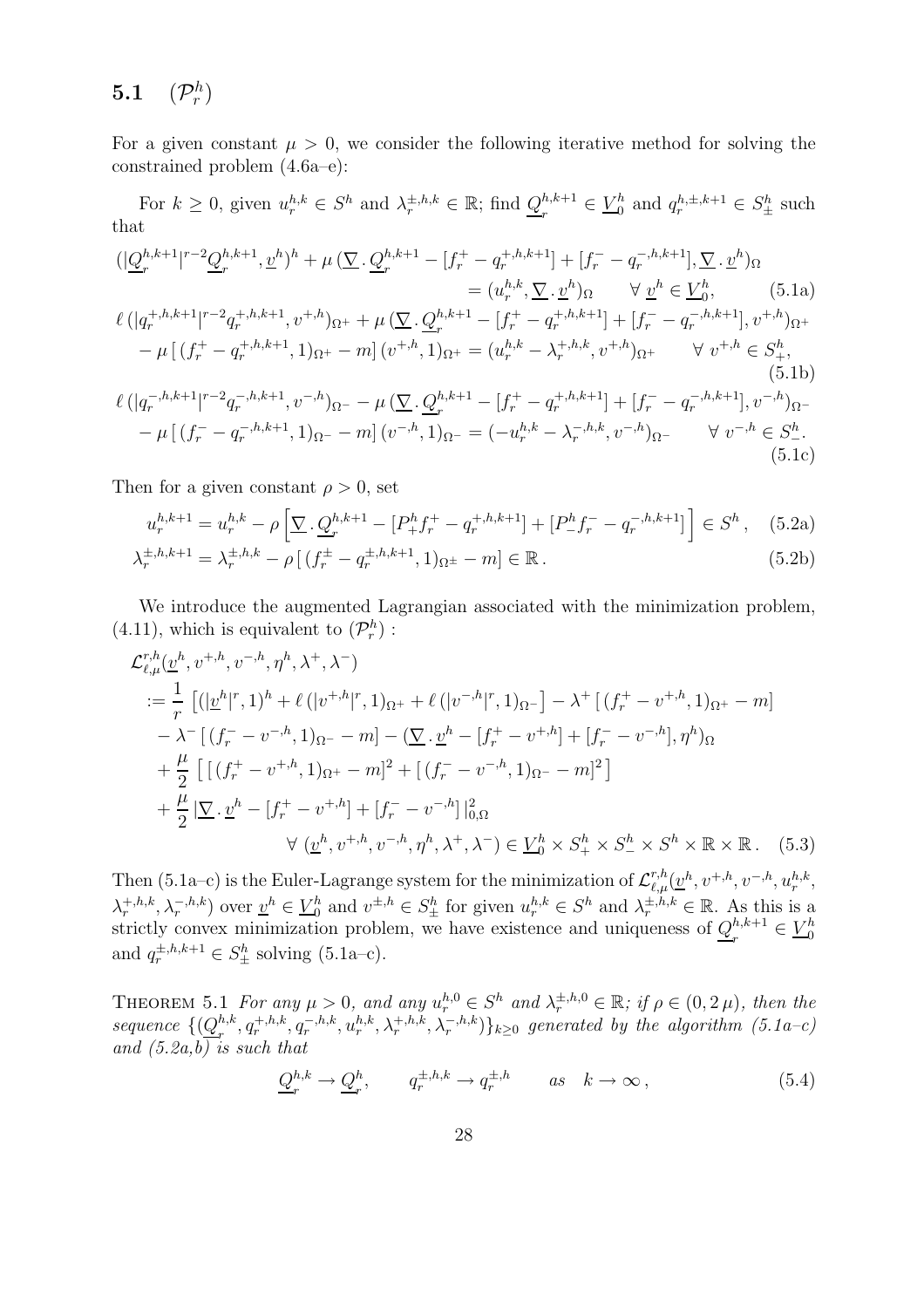### 5.1 $(\mathcal{P}_r^h)$

For a given constant $\mu > 0$, we consider the following iterative method for solving the constrained problem (4.6a–e):

For $k \geq 0$, given $u_r^{h,k} \in S^h$ and $\lambda_r^{\pm,h,k} \in \mathbb{R}$; find $\underline{Q}_r^{h,k+1} \in \underline{V}_0^h$ and $q_r^{h,\pm,k+1} \in S_\pm^h$ such that

$$
\begin{aligned}
(|\underline{Q}_r^{h,k+1}|^{r-2}\underline{Q}_r^{h,k+1}, \underline{v}^h)^h + \mu\,(\underline{\nabla}\,.\,\underline{Q}_r^{h,k+1} - [f_r^+ - q_r^{+,h,k+1}] + [f_r^- - q_r^{-,h,k+1}], \underline{\nabla}\,.\,\underline{v}^h)_\Omega \\
= (u_r^{h,k}, \underline{\nabla}\,.\,\underline{v}^h)_\Omega \qquad \forall\ \underline{v}^h \in \underline{V}_0^h, \qquad (5.1\text{a})
\end{aligned}
$$

$$
\begin{aligned}
\ell\,(|q_r^{+,h,k+1}|^{r-2}q_r^{+,h,k+1}, v^{+,h})_{\Omega^+} + \mu\,(\underline{\nabla}\,.\,\underline{Q}_r^{h,k+1} - [f_r^+ - q_r^{+,h,k+1}] + [f_r^- - q_r^{-,h,k+1}], v^{+,h})_{\Omega^+} \\
- \mu\,[\,(f_r^+ - q_r^{+,h,k+1}, 1)_{\Omega^+} - m]\,(v^{+,h}, 1)_{\Omega^+} = (u_r^{h,k} - \lambda_r^{+,h,k}, v^{+,h})_{\Omega^+} \qquad \forall\ v^{+,h} \in S_+^h, \qquad (5.1\text{b})
\end{aligned}
$$

$$
\begin{aligned}
\ell\,(|q_r^{-,h,k+1}|^{r-2}q_r^{-,h,k+1}, v^{-,h})_{\Omega^-} - \mu\,(\underline{\nabla}\,.\,\underline{Q}_r^{h,k+1} - [f_r^+ - q_r^{+,h,k+1}] + [f_r^- - q_r^{-,h,k+1}], v^{-,h})_{\Omega^-} \\
- \mu\,[\,(f_r^- - q_r^{-,h,k+1}, 1)_{\Omega^-} - m]\,(v^{-,h}, 1)_{\Omega^-} = (-u_r^{h,k} - \lambda_r^{-,h,k}, v^{-,h})_{\Omega^-} \qquad \forall\ v^{-,h} \in S_-^h. \qquad (5.1\text{c})
\end{aligned}
$$

Then for a given constant $\rho > 0$, set

$$
u_r^{h,k+1} = u_r^{h,k} - \rho\left[\underline{\nabla}\,.\,\underline{Q}_r^{h,k+1} - [P_+^h f_r^+ - q_r^{+,h,k+1}] + [P_-^h f_r^- - q_r^{-,h,k+1}]\right] \in S^h\,, \qquad (5.2\text{a})
$$

$$
\lambda_r^{\pm,h,k+1} = \lambda_r^{\pm,h,k} - \rho\,[\,(f_r^\pm - q_r^{\pm,h,k+1}, 1)_{\Omega^\pm} - m] \in \mathbb{R}\,. \qquad (5.2\text{b})
$$

We introduce the augmented Lagrangian associated with the minimization problem, (4.11), which is equivalent to $(\mathcal{P}_r^h)$ :

$$
\begin{aligned}
&\mathcal{L}_{\ell,\mu}^{r,h}(\underline{v}^h, v^{+,h}, v^{-,h}, \eta^h, \lambda^+, \lambda^-) \\
&:= \frac{1}{r}\left[(|\underline{v}^h|^r, 1)^h + \ell\,(|v^{+,h}|^r, 1)_{\Omega^+} + \ell\,(|v^{-,h}|^r, 1)_{\Omega^-}\right] - \lambda^+\,[\,(f_r^+ - v^{+,h}, 1)_{\Omega^+} - m] \\
&\quad - \lambda^-\,[\,(f_r^- - v^{-,h}, 1)_{\Omega^-} - m] - (\underline{\nabla}\,.\,\underline{v}^h - [f_r^+ - v^{+,h}] + [f_r^- - v^{-,h}], \eta^h)_\Omega \\
&\quad + \frac{\mu}{2}\left[\,[\,(f_r^+ - v^{+,h}, 1)_{\Omega^+} - m]^2 + [\,(f_r^- - v^{-,h}, 1)_{\Omega^-} - m]^2\right] \\
&\quad + \frac{\mu}{2}\,|\underline{\nabla}\,.\,\underline{v}^h - [f_r^+ - v^{+,h}] + [f_r^- - v^{-,h}]\,|_{0,\Omega}^2 \\
&\qquad\qquad \forall\ (\underline{v}^h, v^{+,h}, v^{-,h}, \eta^h, \lambda^+, \lambda^-) \in \underline{V}_0^h \times S_+^h \times S_-^h \times S^h \times \mathbb{R} \times \mathbb{R}\,. \qquad (5.3)
\end{aligned}
$$

Then (5.1a–c) is the Euler-Lagrange system for the minimization of $\mathcal{L}_{\ell,\mu}^{r,h}(\underline{v}^h, v^{+,h}, v^{-,h}, u_r^{h,k}, \lambda_r^{+,h,k}, \lambda_r^{-,h,k})$ over $\underline{v}^h \in \underline{V}_0^h$ and $v^{\pm,h} \in S_\pm^h$ for given $u_r^{h,k} \in S^h$ and $\lambda_r^{\pm,h,k} \in \mathbb{R}$. As this is a strictly convex minimization problem, we have existence and uniqueness of $\underline{Q}_r^{h,k+1} \in \underline{V}_0^h$ and $q_r^{\pm,h,k+1} \in S_\pm^h$ solving (5.1a–c).

THEOREM 5.1 *For any $\mu > 0$, and any $u_r^{h,0} \in S^h$ and $\lambda_r^{\pm,h,0} \in \mathbb{R}$; if $\rho \in (0, 2\,\mu)$, then the sequence $\{(\underline{Q}_r^{h,k}, q_r^{+,h,k}, q_r^{-,h,k}, u_r^{h,k}, \lambda_r^{+,h,k}, \lambda_r^{-,h,k})\}_{k\geq 0}$ generated by the algorithm (5.1a–c) and (5.2a,b) is such that*

$$
\underline{Q}_r^{h,k} \to \underline{Q}_r^h, \qquad q_r^{\pm,h,k} \to q_r^{\pm,h} \qquad as \quad k \to \infty\,, \qquad (5.4)
$$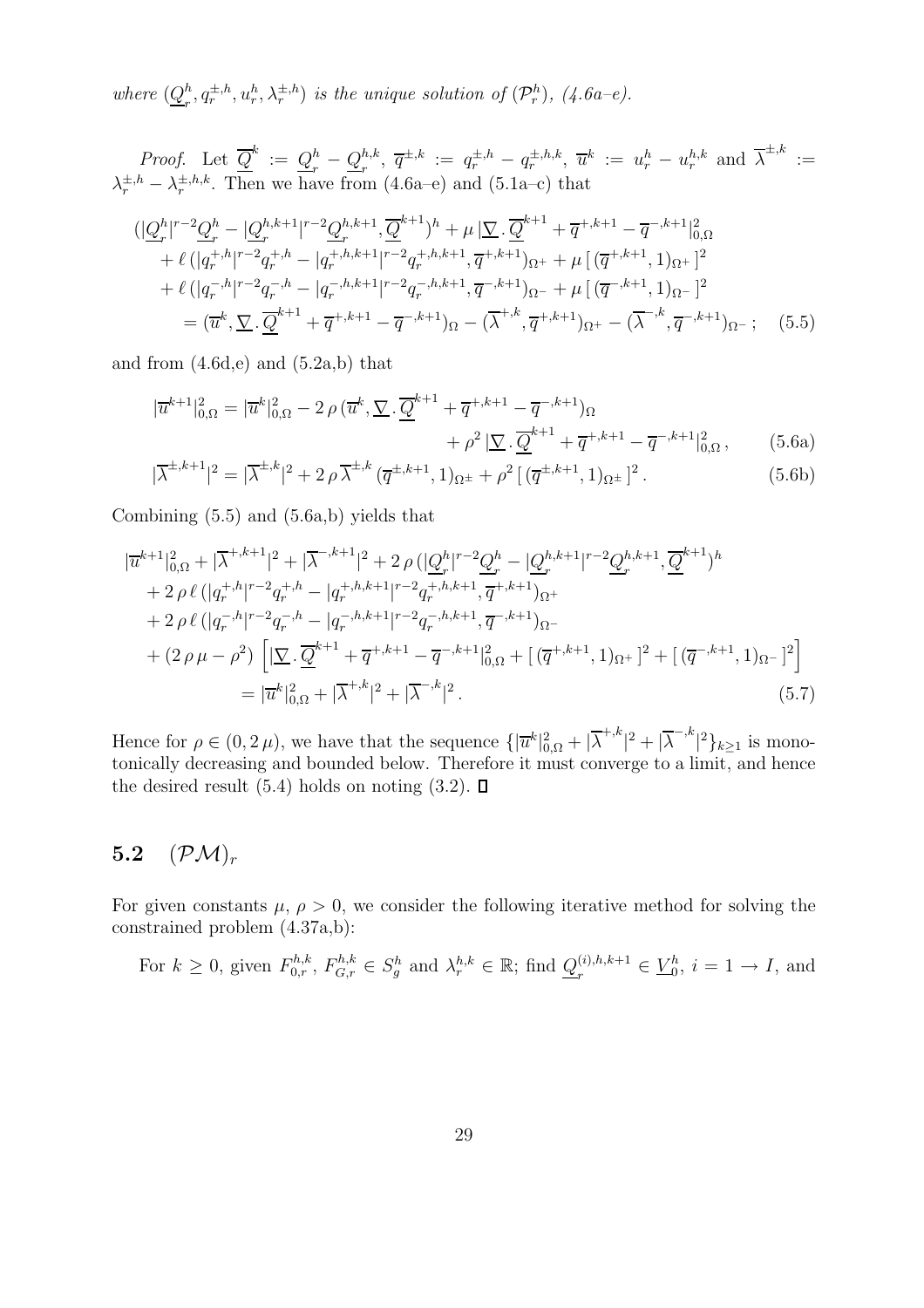*where* $(\underline{Q}_r^h, q_r^{\pm,h}, u_r^h, \lambda_r^{\pm,h})$ *is the unique solution of* $(\mathcal{P}_r^h)$*, (4.6a–e).*

*Proof.* Let $\overline{\underline{Q}}^k := \underline{Q}_r^h - \underline{Q}_r^{h,k}$, $\overline{q}^{\pm,k} := q_r^{\pm,h} - q_r^{\pm,h,k}$, $\overline{u}^k := u_r^h - u_r^{h,k}$ and $\overline{\lambda}^{\pm,k} := \lambda_r^{\pm,h} - \lambda_r^{\pm,h,k}$. Then we have from (4.6a–e) and (5.1a–c) that

$$
\begin{aligned}
&(|\underline{Q}_r^h|^{r-2}\underline{Q}_r^h - |\underline{Q}_r^{h,k+1}|^{r-2}\underline{Q}_r^{h,k+1}, \overline{\underline{Q}}^{k+1})^h + \mu\, |\underline{\nabla}\,.\,\overline{\underline{Q}}^{k+1} + \overline{q}^{+,k+1} - \overline{q}^{-,k+1}|_{0,\Omega}^2 \\
&\quad + \ell\,(|q_r^{+,h}|^{r-2}q_r^{+,h} - |q_r^{+,h,k+1}|^{r-2}q_r^{+,h,k+1}, \overline{q}^{+,k+1})_{\Omega^+} + \mu\,[\,(\overline{q}^{+,k+1},1)_{\Omega^+}\,]^2 \\
&\quad + \ell\,(|q_r^{-,h}|^{r-2}q_r^{-,h} - |q_r^{-,h,k+1}|^{r-2}q_r^{-,h,k+1}, \overline{q}^{-,k+1})_{\Omega^-} + \mu\,[\,(\overline{q}^{-,k+1},1)_{\Omega^-}\,]^2 \\
&\qquad = (\overline{u}^k, \underline{\nabla}\,.\,\overline{\underline{Q}}^{k+1} + \overline{q}^{+,k+1} - \overline{q}^{-,k+1})_\Omega - (\overline{\lambda}^{+,k}, \overline{q}^{+,k+1})_{\Omega^+} - (\overline{\lambda}^{-,k}, \overline{q}^{-,k+1})_{\Omega^-}\,; \qquad (5.5)
\end{aligned}
$$

and from (4.6d,e) and (5.2a,b) that

$$
\begin{aligned}
|\overline{u}^{k+1}|_{0,\Omega}^2 &= |\overline{u}^k|_{0,\Omega}^2 - 2\,\rho\,(\overline{u}^k, \underline{\nabla}\,.\,\overline{\underline{Q}}^{k+1} + \overline{q}^{+,k+1} - \overline{q}^{-,k+1})_\Omega \\
&\qquad\qquad + \rho^2\,|\underline{\nabla}\,.\,\overline{\underline{Q}}^{k+1} + \overline{q}^{+,k+1} - \overline{q}^{-,k+1}|_{0,\Omega}^2\,, \qquad (5.6a) \\
|\overline{\lambda}^{\pm,k+1}|^2 &= |\overline{\lambda}^{\pm,k}|^2 + 2\,\rho\,\overline{\lambda}^{\pm,k}\,(\overline{q}^{\pm,k+1},1)_{\Omega^\pm} + \rho^2\,[\,(\overline{q}^{\pm,k+1},1)_{\Omega^\pm}\,]^2\,. \qquad (5.6b)
\end{aligned}
$$

Combining (5.5) and (5.6a,b) yields that

$$
\begin{aligned}
&|\overline{u}^{k+1}|_{0,\Omega}^2 + |\overline{\lambda}^{+,k+1}|^2 + |\overline{\lambda}^{-,k+1}|^2 + 2\,\rho\,(|\underline{Q}_r^h|^{r-2}\underline{Q}_r^h - |\underline{Q}_r^{h,k+1}|^{r-2}\underline{Q}_r^{h,k+1}, \overline{\underline{Q}}^{k+1})^h \\
&\quad + 2\,\rho\,\ell\,(|q_r^{+,h}|^{r-2}q_r^{+,h} - |q_r^{+,h,k+1}|^{r-2}q_r^{+,h,k+1}, \overline{q}^{+,k+1})_{\Omega^+} \\
&\quad + 2\,\rho\,\ell\,(|q_r^{-,h}|^{r-2}q_r^{-,h} - |q_r^{-,h,k+1}|^{r-2}q_r^{-,h,k+1}, \overline{q}^{-,k+1})_{\Omega^-} \\
&\quad + (2\,\rho\,\mu - \rho^2)\,\Big[|\underline{\nabla}\,.\,\overline{\underline{Q}}^{k+1} + \overline{q}^{+,k+1} - \overline{q}^{-,k+1}|_{0,\Omega}^2 + [\,(\overline{q}^{+,k+1},1)_{\Omega^+}\,]^2 + [\,(\overline{q}^{-,k+1},1)_{\Omega^-}\,]^2\Big] \\
&\qquad = |\overline{u}^k|_{0,\Omega}^2 + |\overline{\lambda}^{+,k}|^2 + |\overline{\lambda}^{-,k}|^2\,. \qquad (5.7)
\end{aligned}
$$

Hence for $\rho \in (0, 2\,\mu)$, we have that the sequence $\{|\overline{u}^k|_{0,\Omega}^2 + |\overline{\lambda}^{+,k}|^2 + |\overline{\lambda}^{-,k}|^2\}_{k\geq 1}$ is monotonically decreasing and bounded below. Therefore it must converge to a limit, and hence the desired result (5.4) holds on noting (3.2). □

## 5.2 $(\mathcal{PM})_r$

For given constants $\mu$, $\rho > 0$, we consider the following iterative method for solving the constrained problem (4.37a,b):

For $k \geq 0$, given $F_{0,r}^{h,k}$, $F_{G,r}^{h,k} \in S_g^h$ and $\lambda_r^{h,k} \in \mathbb{R}$; find $\underline{Q}_r^{(i),h,k+1} \in \underline{V}_0^h$, $i = 1 \to I$, and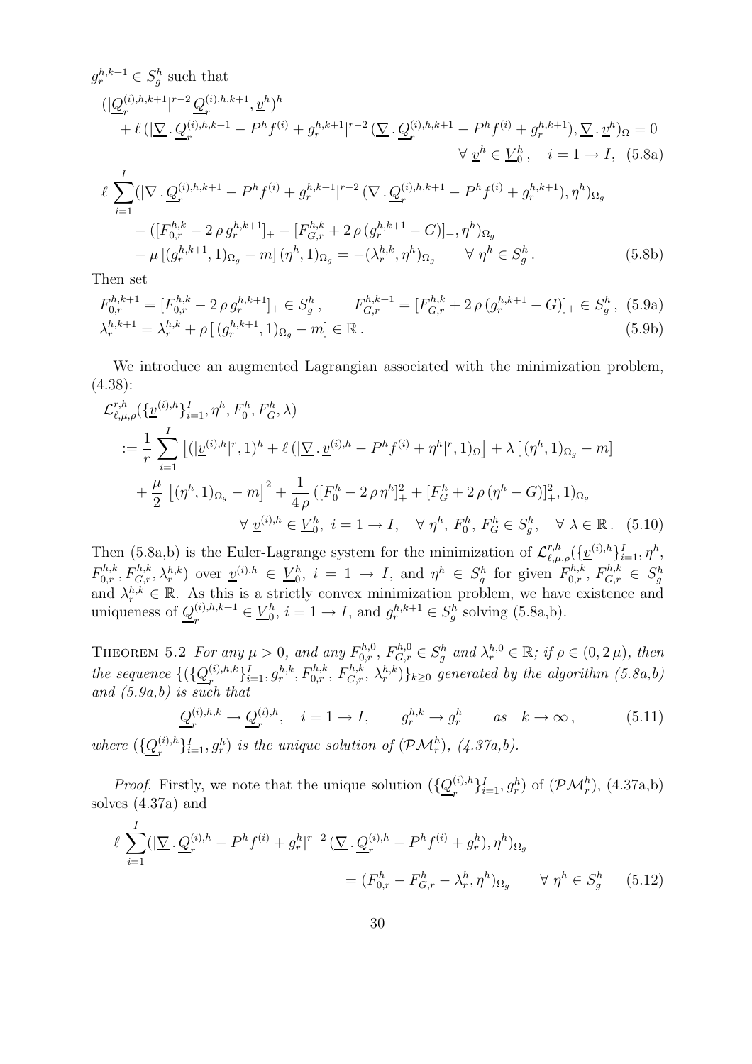$g_r^{h,k+1} \in S_g^h$ such that

$$
\begin{aligned}
&(|\underline{Q}_r^{(i),h,k+1}|^{r-2}\,\underline{Q}_r^{(i),h,k+1}, \underline{v}^h)^h \\
&\quad + \ell\,(|\underline{\nabla}\,.\,\underline{Q}_r^{(i),h,k+1} - P^h f^{(i)} + g_r^{h,k+1}|^{r-2}\,(\underline{\nabla}\,.\,\underline{Q}_r^{(i),h,k+1} - P^h f^{(i)} + g_r^{h,k+1}), \underline{\nabla}\,.\,\underline{v}^h)_\Omega = 0 \\
&\qquad\qquad\qquad\qquad\qquad\qquad\qquad\qquad \forall\ \underline{v}^h \in \underline{V}_0^h, \quad i = 1 \to I, \quad (5.8\text{a})
\end{aligned}
$$

$$
\begin{aligned}
&\ell\,\sum_{i=1}^{I}(|\underline{\nabla}\,.\,\underline{Q}_r^{(i),h,k+1} - P^h f^{(i)} + g_r^{h,k+1}|^{r-2}\,(\underline{\nabla}\,.\,\underline{Q}_r^{(i),h,k+1} - P^h f^{(i)} + g_r^{h,k+1}), \eta^h)_{\Omega_g} \\
&\quad - ([F_{0,r}^{h,k} - 2\,\rho\,g_r^{h,k+1}]_+ - [F_{G,r}^{h,k} + 2\,\rho\,(g_r^{h,k+1} - G)]_+, \eta^h)_{\Omega_g} \\
&\quad + \mu\,[(g_r^{h,k+1}, 1)_{\Omega_g} - m]\,(\eta^h, 1)_{\Omega_g} = -(\lambda_r^{h,k}, \eta^h)_{\Omega_g} \qquad \forall\ \eta^h \in S_g^h\,. \qquad (5.8\text{b})
\end{aligned}
$$

Then set

$$
F_{0,r}^{h,k+1} = [F_{0,r}^{h,k} - 2\,\rho\,g_r^{h,k+1}]_+ \in S_g^h\,, \qquad F_{G,r}^{h,k+1} = [F_{G,r}^{h,k} + 2\,\rho\,(g_r^{h,k+1} - G)]_+ \in S_g^h\,, \quad (5.9\text{a})
$$

$$
\lambda_r^{h,k+1} = \lambda_r^{h,k} + \rho\,[\,(g_r^{h,k+1}, 1)_{\Omega_g} - m] \in \mathbb{R}\,. \qquad (5.9\text{b})
$$

We introduce an augmented Lagrangian associated with the minimization problem, (4.38):

$$
\begin{aligned}
&\mathcal{L}_{\ell,\mu,\rho}^{r,h}(\{\underline{v}^{(i),h}\}_{i=1}^I, \eta^h, F_0^h, F_G^h, \lambda) \\
&:= \frac{1}{r}\sum_{i=1}^{I}\left[(|\underline{v}^{(i),h}|^r, 1)^h + \ell\,(|\underline{\nabla}\,.\,\underline{v}^{(i),h} - P^h f^{(i)} + \eta^h|^r, 1)_\Omega\right] + \lambda\,[\,(\eta^h, 1)_{\Omega_g} - m] \\
&\quad + \frac{\mu}{2}\,\left[(\eta^h, 1)_{\Omega_g} - m\right]^2 + \frac{1}{4\,\rho}\,([F_0^h - 2\,\rho\,\eta^h]_+^2 + [F_G^h + 2\,\rho\,(\eta^h - G)]_+^2, 1)_{\Omega_g} \\
&\qquad\qquad \forall\ \underline{v}^{(i),h} \in \underline{V}_0^h,\ i = 1 \to I, \quad \forall\ \eta^h, F_0^h, F_G^h \in S_g^h, \quad \forall\ \lambda \in \mathbb{R}\,. \quad (5.10)
\end{aligned}
$$

Then (5.8a,b) is the Euler-Lagrange system for the minimization of $\mathcal{L}_{\ell,\mu,\rho}^{r,h}(\{\underline{v}^{(i),h}\}_{i=1}^I, \eta^h, F_{0,r}^{h,k}, F_{G,r}^{h,k}, \lambda_r^{h,k})$ over $\underline{v}^{(i),h} \in \underline{V}_0^h$, $i = 1 \to I$, and $\eta^h \in S_g^h$ for given $F_{0,r}^{h,k}$, $F_{G,r}^{h,k} \in S_g^h$ and $\lambda_r^{h,k} \in \mathbb{R}$. As this is a strictly convex minimization problem, we have existence and uniqueness of $\underline{Q}_r^{(i),h,k+1} \in \underline{V}_0^h$, $i = 1 \to I$, and $g_r^{h,k+1} \in S_g^h$ solving (5.8a,b).

THEOREM 5.2 *For any $\mu > 0$, and any $F_{0,r}^{h,0}$, $F_{G,r}^{h,0} \in S_g^h$ and $\lambda_r^{h,0} \in \mathbb{R}$; if $\rho \in (0, 2\,\mu)$, then the sequence $\{(\{\underline{Q}_r^{(i),h,k}\}_{i=1}^I, g_r^{h,k}, F_{0,r}^{h,k}, F_{G,r}^{h,k}, \lambda_r^{h,k})\}_{k\geq 0}$ generated by the algorithm (5.8a,b) and (5.9a,b) is such that*

$$
\underline{Q}_r^{(i),h,k} \to \underline{Q}_r^{(i),h}, \quad i = 1 \to I, \qquad g_r^{h,k} \to g_r^h \qquad as \quad k \to \infty\,, \qquad (5.11)
$$

*where $(\{\underline{Q}_r^{(i),h}\}_{i=1}^I, g_r^h)$ is the unique solution of $(\mathcal{PM}_r^h)$, (4.37a,b).*

*Proof.* Firstly, we note that the unique solution $(\{\underline{Q}_r^{(i),h}\}_{i=1}^I, g_r^h)$ of $(\mathcal{PM}_r^h)$, (4.37a,b) solves (4.37a) and

$$
\begin{aligned}
&\ell\,\sum_{i=1}^{I}(|\underline{\nabla}\,.\,\underline{Q}_r^{(i),h} - P^h f^{(i)} + g_r^h|^{r-2}\,(\underline{\nabla}\,.\,\underline{Q}_r^{(i),h} - P^h f^{(i)} + g_r^h), \eta^h)_{\Omega_g} \\
&\qquad\qquad = (F_{0,r}^h - F_{G,r}^h - \lambda_r^h, \eta^h)_{\Omega_g} \qquad \forall\ \eta^h \in S_g^h \qquad (5.12)
\end{aligned}
$$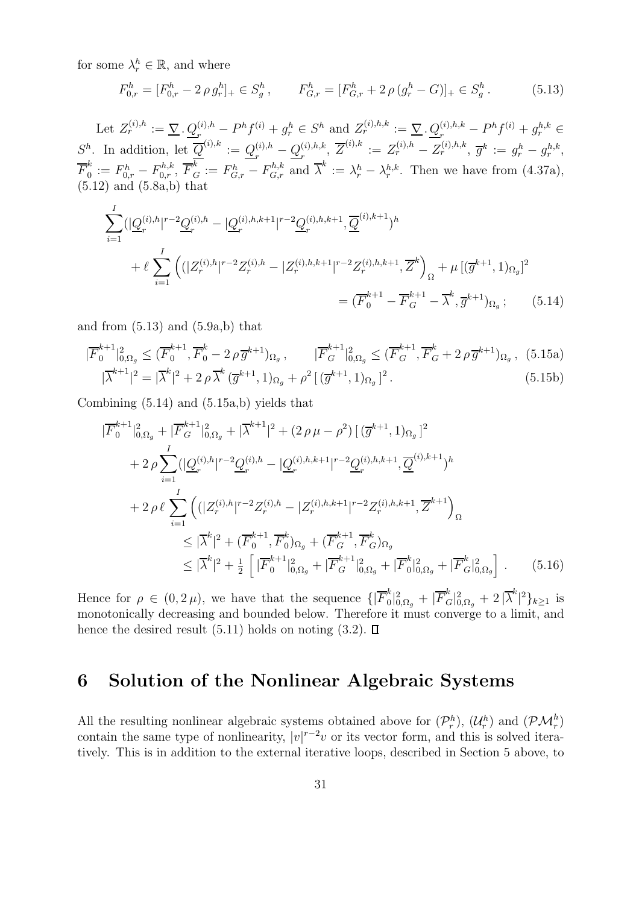for some $\lambda_r^h \in \mathbb{R}$, and where

$$F_{0,r}^h = [F_{0,r}^h - 2\,\rho\, g_r^h]_+ \in S_g^h\,, \qquad F_{G,r}^h = [F_{G,r}^h + 2\,\rho\,(g_r^h - G)]_+ \in S_g^h\,. \tag{5.13}$$

Let $Z_r^{(i),h} := \underline{\nabla}\,.\,\underline{Q}_r^{(i),h} - P^h f^{(i)} + g_r^h \in S^h$ and $Z_r^{(i),h,k} := \underline{\nabla}\,.\,\underline{Q}_r^{(i),h,k} - P^h f^{(i)} + g_r^{h,k} \in S^h$. In addition, let $\overline{\underline{Q}}^{(i),k} := \underline{Q}_r^{(i),h} - \underline{Q}_r^{(i),h,k}$, $\overline{Z}^{(i),k} := Z_r^{(i),h} - Z_r^{(i),h,k}$, $\overline{g}^k := g_r^h - g_r^{h,k}$, $\overline{F}_0^k := F_{0,r}^h - F_{0,r}^{h,k}$, $\overline{F}_G^k := F_{G,r}^h - F_{G,r}^{h,k}$ and $\overline{\lambda}^k := \lambda_r^h - \lambda_r^{h,k}$. Then we have from (4.37a), (5.12) and (5.8a,b) that

$$\begin{aligned}
\sum_{i=1}^{I} (|\underline{Q}_r^{(i),h}|^{r-2}\underline{Q}_r^{(i),h} - |\underline{Q}_r^{(i),h,k+1}|^{r-2}\underline{Q}_r^{(i),h,k+1}, \overline{\underline{Q}}^{(i),k+1})^h \\
+ \ell \sum_{i=1}^{I} \left( (|Z_r^{(i),h}|^{r-2} Z_r^{(i),h} - |Z_r^{(i),h,k+1}|^{r-2} Z_r^{(i),h,k+1}, \overline{Z}^k \right)_\Omega + \mu\, [(\overline{g}^{k+1}, 1)_{\Omega_g}]^2 \\
= (\overline{F}_0^{k+1} - \overline{F}_G^{k+1} - \overline{\lambda}^k, \overline{g}^{k+1})_{\Omega_g}\,;
\end{aligned} \tag{5.14}$$

and from (5.13) and (5.9a,b) that

$$|\overline{F}_0^{k+1}|_{0,\Omega_g}^2 \leq (\overline{F}_0^{k+1}, \overline{F}_0^k - 2\,\rho\,\overline{g}^{k+1})_{\Omega_g}\,, \qquad |\overline{F}_G^{k+1}|_{0,\Omega_g}^2 \leq (\overline{F}_G^{k+1}, \overline{F}_G^k + 2\,\rho\,\overline{g}^{k+1})_{\Omega_g}\,, \tag{5.15a}$$

$$|\overline{\lambda}^{k+1}|^2 = |\overline{\lambda}^k|^2 + 2\,\rho\,\overline{\lambda}^k\,(\overline{g}^{k+1}, 1)_{\Omega_g} + \rho^2\,[\,(\overline{g}^{k+1}, 1)_{\Omega_g}\,]^2\,. \tag{5.15b}$$

Combining (5.14) and (5.15a,b) yields that

$$\begin{aligned}
&|\overline{F}_0^{k+1}|_{0,\Omega_g}^2 + |\overline{F}_G^{k+1}|_{0,\Omega_g}^2 + |\overline{\lambda}^{k+1}|^2 + (2\,\rho\,\mu - \rho^2)\,[\,(\overline{g}^{k+1}, 1)_{\Omega_g}\,]^2 \\
&\quad + 2\,\rho \sum_{i=1}^{I} (|\underline{Q}_r^{(i),h}|^{r-2}\underline{Q}_r^{(i),h} - |\underline{Q}_r^{(i),h,k+1}|^{r-2}\underline{Q}_r^{(i),h,k+1}, \overline{\underline{Q}}^{(i),k+1})^h \\
&\quad + 2\,\rho\,\ell \sum_{i=1}^{I} \left( (|Z_r^{(i),h}|^{r-2} Z_r^{(i),h} - |Z_r^{(i),h,k+1}|^{r-2} Z_r^{(i),h,k+1}, \overline{Z}^{k+1} \right)_\Omega \\
&\qquad \leq |\overline{\lambda}^k|^2 + (\overline{F}_0^{k+1}, \overline{F}_0^k)_{\Omega_g} + (\overline{F}_G^{k+1}, \overline{F}_G^k)_{\Omega_g} \\
&\qquad \leq |\overline{\lambda}^k|^2 + \tfrac{1}{2}\left[\,|\overline{F}_0^{k+1}|_{0,\Omega_g}^2 + |\overline{F}_G^{k+1}|_{0,\Omega_g}^2 + |\overline{F}_0^k|_{0,\Omega_g}^2 + |\overline{F}_G^k|_{0,\Omega_g}^2\right].
\end{aligned} \tag{5.16}$$

Hence for $\rho \in (0, 2\,\mu)$, we have that the sequence $\{|\overline{F}_0^k|_{0,\Omega_g}^2 + |\overline{F}_G^k|_{0,\Omega_g}^2 + 2\,|\overline{\lambda}^k|^2\}_{k\geq 1}$ is monotonically decreasing and bounded below. Therefore it must converge to a limit, and hence the desired result (5.11) holds on noting (3.2). $\square$

# 6 Solution of the Nonlinear Algebraic Systems

All the resulting nonlinear algebraic systems obtained above for $(\mathcal{P}_r^h)$, $(\mathcal{U}_r^h)$ and $(\mathcal{PM}_r^h)$ contain the same type of nonlinearity, $|v|^{r-2}v$ or its vector form, and this is solved iteratively. This is in addition to the external iterative loops, described in Section 5 above, to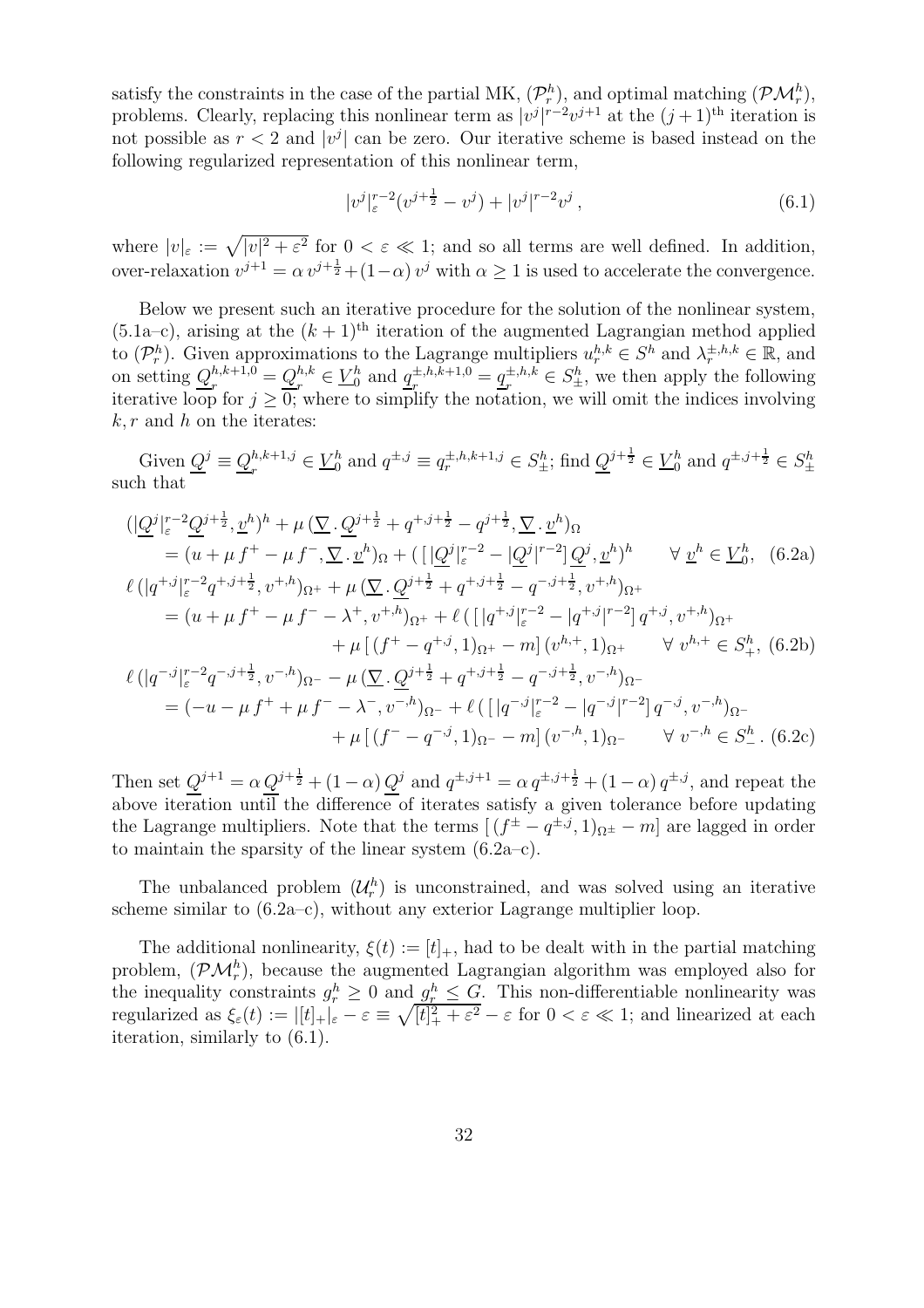satisfy the constraints in the case of the partial MK, $(\mathcal{P}_r^h)$, and optimal matching $(\mathcal{PM}_r^h)$, problems. Clearly, replacing this nonlinear term as $|v^j|^{r-2}v^{j+1}$ at the $(j+1)^{\text{th}}$ iteration is not possible as $r<2$ and $|v^j|$ can be zero. Our iterative scheme is based instead on the following regularized representation of this nonlinear term,

$$|v^j|_\varepsilon^{r-2}(v^{j+\frac{1}{2}} - v^j) + |v^j|^{r-2}v^j\,, \tag{6.1}$$

where $|v|_\varepsilon := \sqrt{|v|^2+\varepsilon^2}$ for $0<\varepsilon \ll 1$; and so all terms are well defined. In addition, over-relaxation $v^{j+1} = \alpha\, v^{j+\frac{1}{2}} + (1-\alpha)\, v^j$ with $\alpha \geq 1$ is used to accelerate the convergence.

Below we present such an iterative procedure for the solution of the nonlinear system, (5.1a–c), arising at the $(k+1)^{\text{th}}$ iteration of the augmented Lagrangian method applied to $(\mathcal{P}_r^h)$. Given approximations to the Lagrange multipliers $u_r^{h,k} \in S^h$ and $\lambda_r^{\pm,h,k} \in \mathbb{R}$, and on setting $\underline{Q}_r^{h,k+1,0} = \underline{Q}_r^{h,k} \in \underline{V}_0^h$ and $\underline{q}_r^{\pm,h,k+1,0} = \underline{q}_r^{\pm,h,k} \in S_\pm^h$, we then apply the following iterative loop for $j \geq 0$; where to simplify the notation, we will omit the indices involving $k, r$ and $h$ on the iterates:

Given $\underline{Q}^j \equiv \underline{Q}_r^{h,k+1,j} \in \underline{V}_0^h$ and $q^{\pm,j} \equiv q_r^{\pm,h,k+1,j} \in S_\pm^h$; find $\underline{Q}^{j+\frac{1}{2}} \in \underline{V}_0^h$ and $q^{\pm,j+\frac{1}{2}} \in S_\pm^h$ such that

$$\begin{aligned}
&(|\underline{Q}^j|_\varepsilon^{r-2}\underline{Q}^{j+\frac{1}{2}}, \underline{v}^h)^h + \mu\,(\underline{\nabla}\,.\,\underline{Q}^{j+\frac{1}{2}} + q^{+,j+\frac{1}{2}} - q^{j+\frac{1}{2}}, \underline{\nabla}\cdot\underline{v}^h)_\Omega \\
&\quad = (u + \mu\, f^+ - \mu\, f^-, \underline{\nabla}\cdot\underline{v}^h)_\Omega + (\,[\,|\underline{Q}^j|_\varepsilon^{r-2} - |\underline{Q}^j|^{r-2}]\,\underline{Q}^j, \underline{v}^h)^h \qquad \forall\ \underline{v}^h \in \underline{V}_0^h, \quad \text{(6.2a)}\\
&\ell\,(|q^{+,j}|_\varepsilon^{r-2}q^{+,j+\frac{1}{2}}, v^{+,h})_{\Omega^+} + \mu\,(\underline{\nabla}\,.\,\underline{Q}^{j+\frac{1}{2}} + q^{+,j+\frac{1}{2}} - q^{-,j+\frac{1}{2}}, v^{+,h})_{\Omega^+} \\
&\quad = (u + \mu\, f^+ - \mu\, f^- - \lambda^+, v^{+,h})_{\Omega^+} + \ell\,(\,[\,|q^{+,j}|_\varepsilon^{r-2} - |q^{+,j}|^{r-2}]\,q^{+,j}, v^{+,h})_{\Omega^+} \\
&\qquad + \mu\,[\,(f^+ - q^{+,j}, 1)_{\Omega^+} - m]\,(v^{h,+},1)_{\Omega^+} \qquad \forall\ v^{h,+} \in S_+^h, \quad \text{(6.2b)}\\
&\ell\,(|q^{-,j}|_\varepsilon^{r-2}q^{-,j+\frac{1}{2}}, v^{-,h})_{\Omega^-} - \mu\,(\underline{\nabla}\,.\,\underline{Q}^{j+\frac{1}{2}} + q^{+,j+\frac{1}{2}} - q^{-,j+\frac{1}{2}}, v^{-,h})_{\Omega^-} \\
&\quad = (-u - \mu\, f^+ + \mu\, f^- - \lambda^-, v^{-,h})_{\Omega^-} + \ell\,(\,[\,|q^{-,j}|_\varepsilon^{r-2} - |q^{-,j}|^{r-2}]\,q^{-,j}, v^{-,h})_{\Omega^-} \\
&\qquad + \mu\,[\,(f^- - q^{-,j}, 1)_{\Omega^-} - m]\,(v^{-,h},1)_{\Omega^-} \qquad \forall\ v^{-,h} \in S_-^h\,. \quad \text{(6.2c)}
\end{aligned}$$

Then set $\underline{Q}^{j+1} = \alpha\,\underline{Q}^{j+\frac{1}{2}} + (1-\alpha)\,\underline{Q}^j$ and $q^{\pm,j+1} = \alpha\, q^{\pm,j+\frac{1}{2}} + (1-\alpha)\, q^{\pm,j}$, and repeat the above iteration until the difference of iterates satisfy a given tolerance before updating the Lagrange multipliers. Note that the terms $[\,(f^\pm - q^{\pm,j},1)_{\Omega^\pm} - m]$ are lagged in order to maintain the sparsity of the linear system (6.2a–c).

The unbalanced problem $(\mathcal{U}_r^h)$ is unconstrained, and was solved using an iterative scheme similar to (6.2a–c), without any exterior Lagrange multiplier loop.

The additional nonlinearity, $\xi(t) := [t]_+$, had to be dealt with in the partial matching problem, $(\mathcal{PM}_r^h)$, because the augmented Lagrangian algorithm was employed also for the inequality constraints $g_r^h \geq 0$ and $g_r^h \leq G$. This non-differentiable nonlinearity was regularized as $\xi_\varepsilon(t) := |[t]_+|_\varepsilon - \varepsilon \equiv \sqrt{[t]_+^2 + \varepsilon^2} - \varepsilon$ for $0 < \varepsilon \ll 1$; and linearized at each iteration, similarly to (6.1).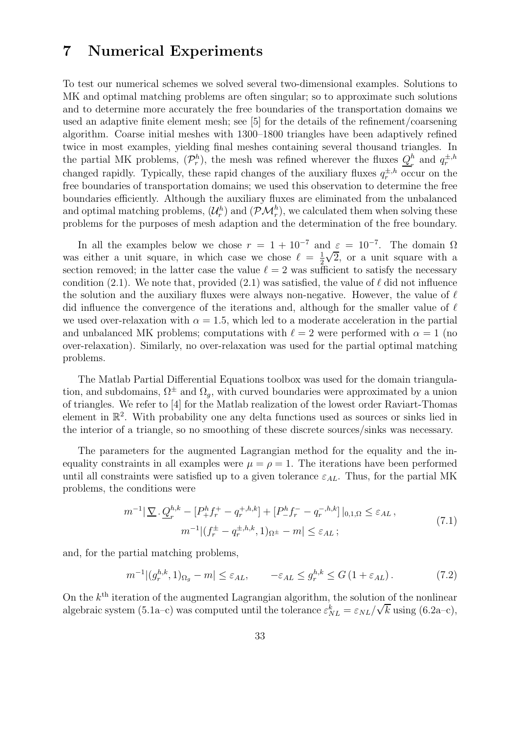# 7 Numerical Experiments

To test our numerical schemes we solved several two-dimensional examples. Solutions to MK and optimal matching problems are often singular; so to approximate such solutions and to determine more accurately the free boundaries of the transportation domains we used an adaptive finite element mesh; see [5] for the details of the refinement/coarsening algorithm. Coarse initial meshes with 1300–1800 triangles have been adaptively refined twice in most examples, yielding final meshes containing several thousand triangles. In the partial MK problems, $(\mathcal{P}_r^h)$, the mesh was refined wherever the fluxes $\underline{Q}_r^h$ and $q_r^{\pm,h}$ changed rapidly. Typically, these rapid changes of the auxiliary fluxes $q_r^{\pm,h}$ occur on the free boundaries of transportation domains; we used this observation to determine the free boundaries efficiently. Although the auxiliary fluxes are eliminated from the unbalanced and optimal matching problems, $(\mathcal{U}_r^h)$ and $(\mathcal{PM}_r^h)$, we calculated them when solving these problems for the purposes of mesh adaption and the determination of the free boundary.

In all the examples below we chose $r = 1 + 10^{-7}$ and $\varepsilon = 10^{-7}$. The domain $\Omega$ was either a unit square, in which case we chose $\ell = \frac{1}{2}\sqrt{2}$, or a unit square with a section removed; in the latter case the value $\ell = 2$ was sufficient to satisfy the necessary condition (2.1). We note that, provided (2.1) was satisfied, the value of $\ell$ did not influence the solution and the auxiliary fluxes were always non-negative. However, the value of $\ell$ did influence the convergence of the iterations and, although for the smaller value of $\ell$ we used over-relaxation with $\alpha = 1.5$, which led to a moderate acceleration in the partial and unbalanced MK problems; computations with $\ell = 2$ were performed with $\alpha = 1$ (no over-relaxation). Similarly, no over-relaxation was used for the partial optimal matching problems.

The Matlab Partial Differential Equations toolbox was used for the domain triangulation, and subdomains, $\Omega^{\pm}$ and $\Omega_g$, with curved boundaries were approximated by a union of triangles. We refer to [4] for the Matlab realization of the lowest order Raviart-Thomas element in $\mathbb{R}^2$. With probability one any delta functions used as sources or sinks lied in the interior of a triangle, so no smoothing of these discrete sources/sinks was necessary.

The parameters for the augmented Lagrangian method for the equality and the inequality constraints in all examples were $\mu = \rho = 1$. The iterations have been performed until all constraints were satisfied up to a given tolerance $\varepsilon_{AL}$. Thus, for the partial MK problems, the conditions were

$$
\begin{gathered}
m^{-1} | \underline{\nabla} \,.\, \underline{Q}_r^{h,k} - [P_+^h f_r^+ - q_r^{+,h,k}] + [P_-^h f_r^- - q_r^{-,h,k}] \,|_{0,1,\Omega} \leq \varepsilon_{AL}\,, \\
m^{-1} | (f_r^{\pm} - q_r^{\pm,h,k}, 1)_{\Omega^{\pm}} - m | \leq \varepsilon_{AL}\,;
\end{gathered}
\tag{7.1}
$$

and, for the partial matching problems,

$$
m^{-1} | (g_r^{h,k}, 1)_{\Omega_g} - m | \leq \varepsilon_{AL}, \qquad -\varepsilon_{AL} \leq g_r^{h,k} \leq G\,(1 + \varepsilon_{AL})\,. \tag{7.2}
$$

On the $k^{\text{th}}$ iteration of the augmented Lagrangian algorithm, the solution of the nonlinear algebraic system (5.1a–c) was computed until the tolerance $\varepsilon_{NL}^k = \varepsilon_{NL}/\sqrt{k}$ using (6.2a–c),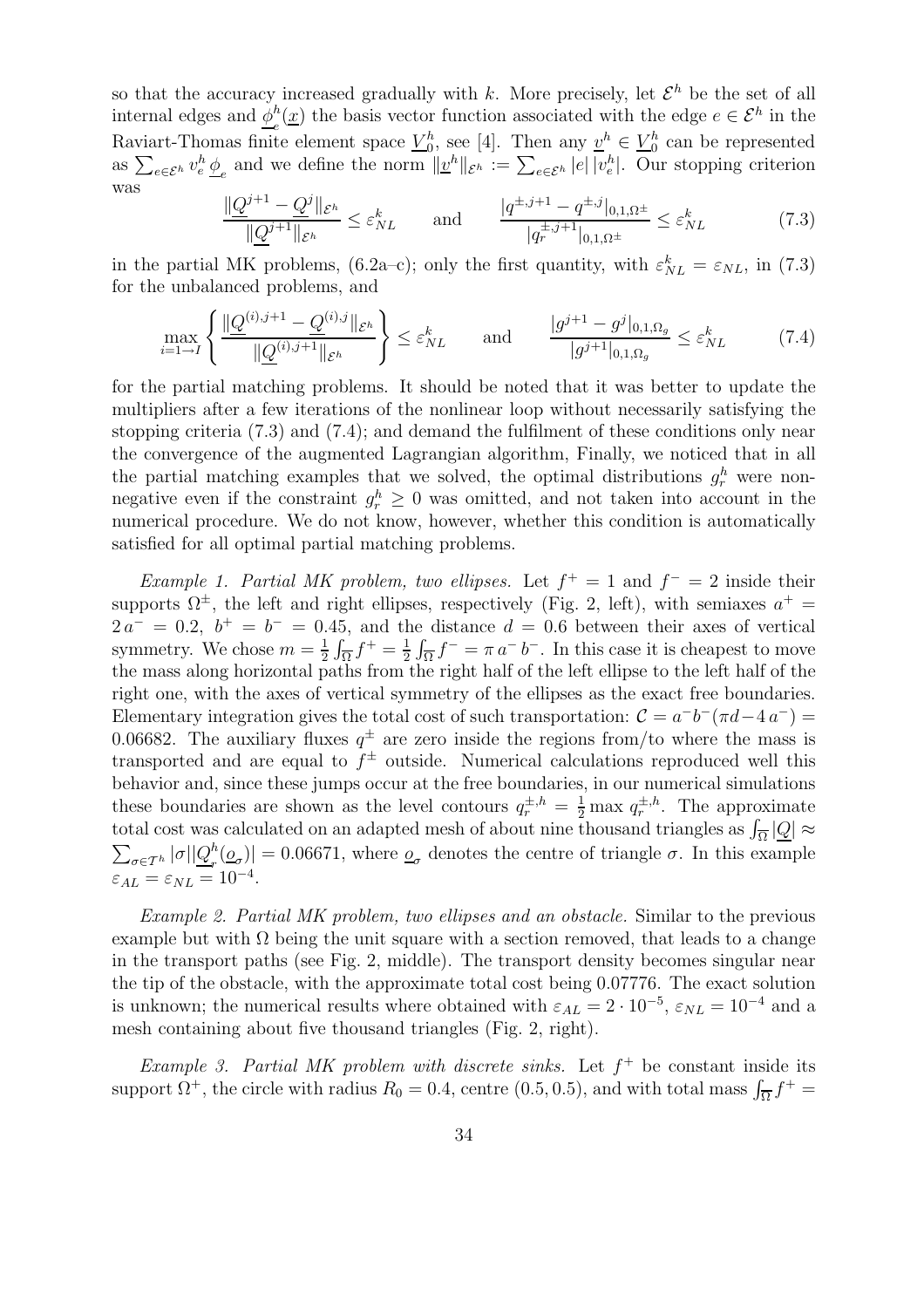so that the accuracy increased gradually with $k$. More precisely, let $\mathcal{E}^h$ be the set of all internal edges and $\underline{\phi}^h_e(\underline{x})$ the basis vector function associated with the edge $e \in \mathcal{E}^h$ in the Raviart-Thomas finite element space $\underline{V}^h_0$, see [4]. Then any $\underline{v}^h \in \underline{V}^h_0$ can be represented as $\sum_{e\in\mathcal{E}^h} v^h_e \, \underline{\phi}_e$ and we define the norm $\|\underline{v}^h\|_{\mathcal{E}^h} := \sum_{e\in\mathcal{E}^h} |e|\,|v^h_e|$. Our stopping criterion was

$$\frac{\|\underline{Q}^{j+1} - \underline{Q}^{j}\|_{\mathcal{E}^h}}{\|\underline{Q}^{j+1}\|_{\mathcal{E}^h}} \le \varepsilon^k_{NL} \qquad \text{and} \qquad \frac{|q^{\pm,j+1} - q^{\pm,j}|_{0,1,\Omega^\pm}}{|q^{\pm,j+1}_r|_{0,1,\Omega^\pm}} \le \varepsilon^k_{NL} \tag{7.3}$$

in the partial MK problems, (6.2a–c); only the first quantity, with $\varepsilon^k_{NL} = \varepsilon_{NL}$, in (7.3) for the unbalanced problems, and

$$\max_{i=1\to I}\left\{\frac{\|\underline{Q}^{(i),j+1} - \underline{Q}^{(i),j}\|_{\mathcal{E}^h}}{\|\underline{Q}^{(i),j+1}\|_{\mathcal{E}^h}}\right\} \le \varepsilon^k_{NL} \qquad \text{and} \qquad \frac{|g^{j+1} - g^{j}|_{0,1,\Omega_g}}{|g^{j+1}|_{0,1,\Omega_g}} \le \varepsilon^k_{NL} \tag{7.4}$$

for the partial matching problems. It should be noted that it was better to update the multipliers after a few iterations of the nonlinear loop without necessarily satisfying the stopping criteria (7.3) and (7.4); and demand the fulfilment of these conditions only near the convergence of the augmented Lagrangian algorithm, Finally, we noticed that in all the partial matching examples that we solved, the optimal distributions $g^h_r$ were nonnegative even if the constraint $g^h_r \ge 0$ was omitted, and not taken into account in the numerical procedure. We do not know, however, whether this condition is automatically satisfied for all optimal partial matching problems.

*Example 1. Partial MK problem, two ellipses.* Let $f^+ = 1$ and $f^- = 2$ inside their supports $\Omega^\pm$, the left and right ellipses, respectively (Fig. 2, left), with semiaxes $a^+ = 2\,a^- = 0.2$, $b^+ = b^- = 0.45$, and the distance $d = 0.6$ between their axes of vertical symmetry. We chose $m = \frac{1}{2}\int_{\overline{\Omega}} f^+ = \frac{1}{2}\int_{\overline{\Omega}} f^- = \pi\, a^- b^-$. In this case it is cheapest to move the mass along horizontal paths from the right half of the left ellipse to the left half of the right one, with the axes of vertical symmetry of the ellipses as the exact free boundaries. Elementary integration gives the total cost of such transportation: $\mathcal{C} = a^- b^-(\pi d - 4\,a^-) = 0.06682$. The auxiliary fluxes $q^\pm$ are zero inside the regions from/to where the mass is transported and are equal to $f^\pm$ outside. Numerical calculations reproduced well this behavior and, since these jumps occur at the free boundaries, in our numerical simulations these boundaries are shown as the level contours $q^{\pm,h}_r = \frac{1}{2}\max q^{\pm,h}_r$. The approximate total cost was calculated on an adapted mesh of about nine thousand triangles as $\int_{\overline{\Omega}} |\underline{Q}| \approx \sum_{\sigma\in\mathcal{T}^h} |\sigma| |\underline{Q}^h_r(\underline{o}_\sigma)| = 0.06671$, where $\underline{o}_\sigma$ denotes the centre of triangle $\sigma$. In this example $\varepsilon_{AL} = \varepsilon_{NL} = 10^{-4}$.

*Example 2. Partial MK problem, two ellipses and an obstacle.* Similar to the previous example but with $\Omega$ being the unit square with a section removed, that leads to a change in the transport paths (see Fig. 2, middle). The transport density becomes singular near the tip of the obstacle, with the approximate total cost being 0.07776. The exact solution is unknown; the numerical results where obtained with $\varepsilon_{AL} = 2\cdot 10^{-5}$, $\varepsilon_{NL} = 10^{-4}$ and a mesh containing about five thousand triangles (Fig. 2, right).

*Example 3. Partial MK problem with discrete sinks.* Let $f^+$ be constant inside its support $\Omega^+$, the circle with radius $R_0 = 0.4$, centre $(0.5, 0.5)$, and with total mass $\int_{\overline{\Omega}} f^+ =$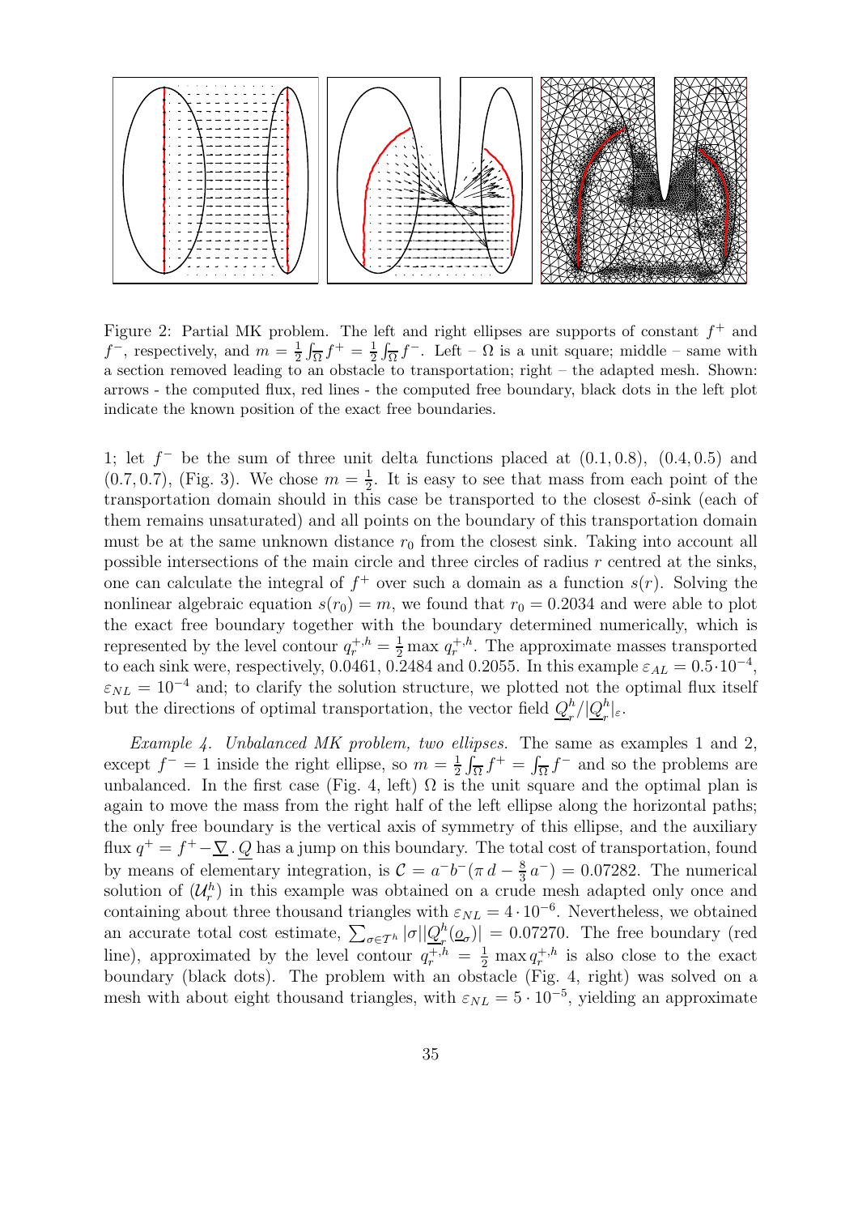Figure 2: Partial MK problem. The left and right ellipses are supports of constant $f^+$ and $f^-$, respectively, and $m = \frac{1}{2}\int_{\overline{\Omega}} f^+ = \frac{1}{2}\int_{\overline{\Omega}} f^-$. Left – $\Omega$ is a unit square; middle – same with a section removed leading to an obstacle to transportation; right – the adapted mesh. Shown: arrows - the computed flux, red lines - the computed free boundary, black dots in the left plot indicate the known position of the exact free boundaries.

1; let $f^-$ be the sum of three unit delta functions placed at $(0.1, 0.8)$, $(0.4, 0.5)$ and $(0.7, 0.7)$, (Fig. 3). We chose $m = \frac{1}{2}$. It is easy to see that mass from each point of the transportation domain should in this case be transported to the closest $\delta$-sink (each of them remains unsaturated) and all points on the boundary of this transportation domain must be at the same unknown distance $r_0$ from the closest sink. Taking into account all possible intersections of the main circle and three circles of radius $r$ centred at the sinks, one can calculate the integral of $f^+$ over such a domain as a function $s(r)$. Solving the nonlinear algebraic equation $s(r_0) = m$, we found that $r_0 = 0.2034$ and were able to plot the exact free boundary together with the boundary determined numerically, which is represented by the level contour $q_r^{+,h} = \frac{1}{2}\max q_r^{+,h}$. The approximate masses transported to each sink were, respectively, 0.0461, 0.2484 and 0.2055. In this example $\varepsilon_{AL} = 0.5\cdot 10^{-4}$, $\varepsilon_{NL} = 10^{-4}$ and; to clarify the solution structure, we plotted not the optimal flux itself but the directions of optimal transportation, the vector field $\underline{Q}_r^h/|\underline{Q}_r^h|_\varepsilon$.

*Example 4. Unbalanced MK problem, two ellipses.* The same as examples 1 and 2, except $f^- = 1$ inside the right ellipse, so $m = \frac{1}{2}\int_{\overline{\Omega}} f^+ = \int_{\overline{\Omega}} f^-$ and so the problems are unbalanced. In the first case (Fig. 4, left) $\Omega$ is the unit square and the optimal plan is again to move the mass from the right half of the left ellipse along the horizontal paths; the only free boundary is the vertical axis of symmetry of this ellipse, and the auxiliary flux $q^+ = f^+ - \underline{\nabla}\,.\,\underline{Q}$ has a jump on this boundary. The total cost of transportation, found by means of elementary integration, is $\mathcal{C} = a^-b^-(\pi\, d - \frac{8}{3}\, a^-) = 0.07282$. The numerical solution of $(\mathcal{U}_r^h)$ in this example was obtained on a crude mesh adapted only once and containing about three thousand triangles with $\varepsilon_{NL} = 4\cdot 10^{-6}$. Nevertheless, we obtained an accurate total cost estimate, $\sum_{\sigma\in\mathcal{T}^h}|\sigma||\underline{Q}_r^h(\underline{o}_\sigma)| = 0.07270$. The free boundary (red line), approximated by the level contour $q_r^{+,h} = \frac{1}{2}\max q_r^{+,h}$ is also close to the exact boundary (black dots). The problem with an obstacle (Fig. 4, right) was solved on a mesh with about eight thousand triangles, with $\varepsilon_{NL} = 5\cdot 10^{-5}$, yielding an approximate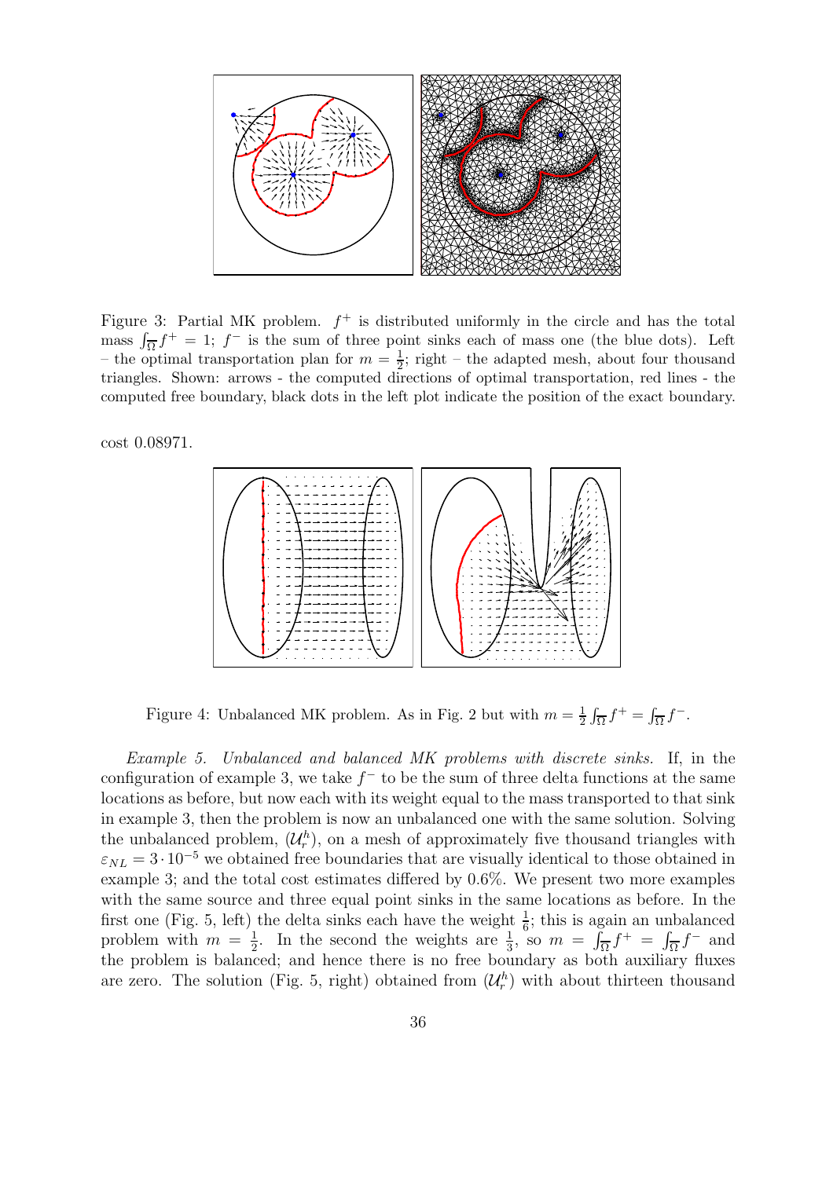Figure 3: Partial MK problem. $f^+$ is distributed uniformly in the circle and has the total mass $\int_{\overline{\Omega}} f^+ = 1$; $f^-$ is the sum of three point sinks each of mass one (the blue dots). Left – the optimal transportation plan for $m = \frac{1}{2}$; right – the adapted mesh, about four thousand triangles. Shown: arrows - the computed directions of optimal transportation, red lines - the computed free boundary, black dots in the left plot indicate the position of the exact boundary.

cost 0.08971.

Figure 4: Unbalanced MK problem. As in Fig. 2 but with $m = \frac{1}{2}\int_{\overline{\Omega}} f^+ = \int_{\overline{\Omega}} f^-$.

*Example 5. Unbalanced and balanced MK problems with discrete sinks.* If, in the configuration of example 3, we take $f^-$ to be the sum of three delta functions at the same locations as before, but now each with its weight equal to the mass transported to that sink in example 3, then the problem is now an unbalanced one with the same solution. Solving the unbalanced problem, $(\mathcal{U}_r^h)$, on a mesh of approximately five thousand triangles with $\varepsilon_{NL} = 3 \cdot 10^{-5}$ we obtained free boundaries that are visually identical to those obtained in example 3; and the total cost estimates differed by 0.6%. We present two more examples with the same source and three equal point sinks in the same locations as before. In the first one (Fig. 5, left) the delta sinks each have the weight $\frac{1}{6}$; this is again an unbalanced problem with $m = \frac{1}{2}$. In the second the weights are $\frac{1}{3}$, so $m = \int_{\overline{\Omega}} f^+ = \int_{\overline{\Omega}} f^-$ and the problem is balanced; and hence there is no free boundary as both auxiliary fluxes are zero. The solution (Fig. 5, right) obtained from $(\mathcal{U}_r^h)$ with about thirteen thousand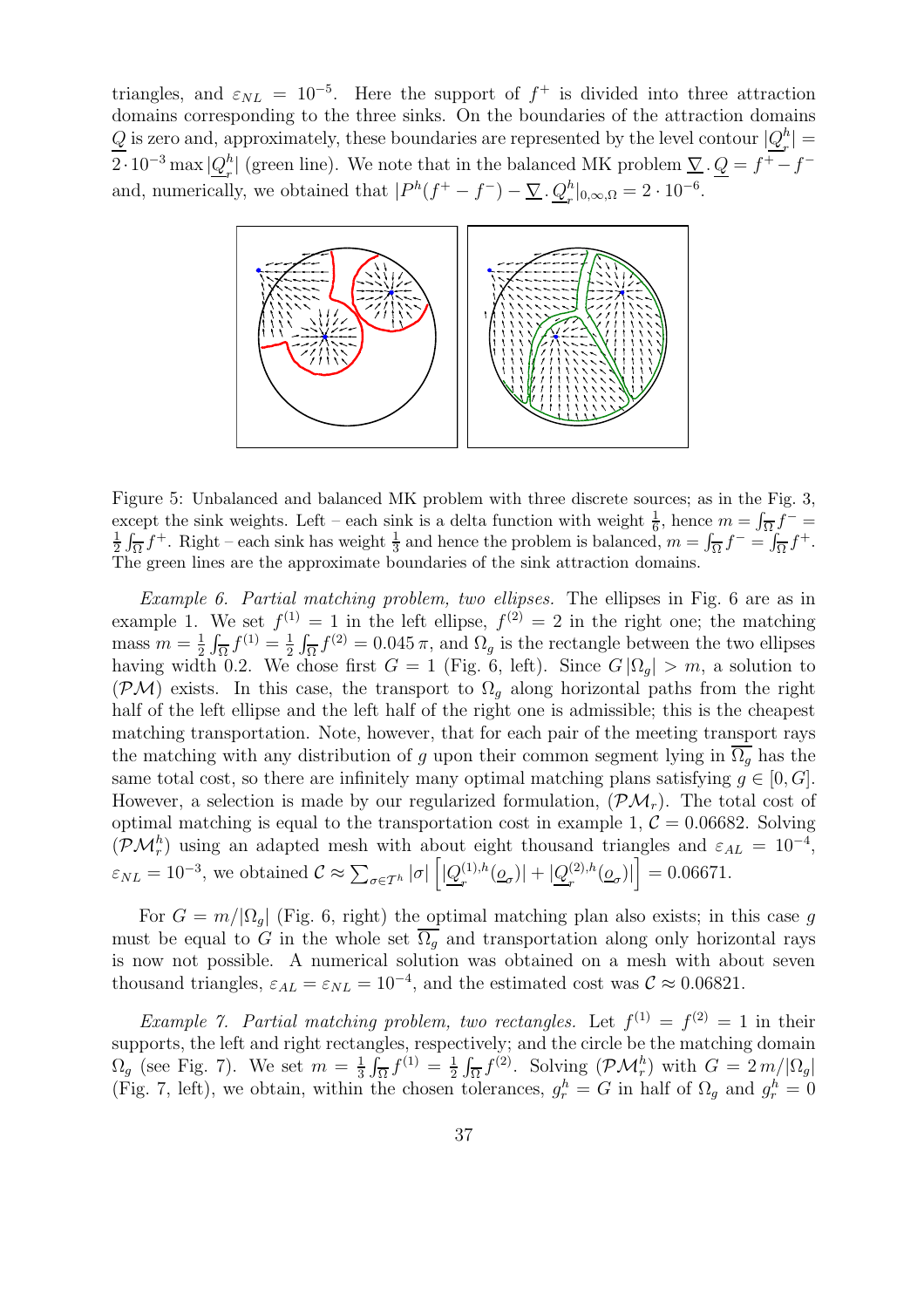triangles, and $\varepsilon_{NL} = 10^{-5}$. Here the support of $f^+$ is divided into three attraction domains corresponding to the three sinks. On the boundaries of the attraction domains $\underline{Q}$ is zero and, approximately, these boundaries are represented by the level contour $|\underline{Q}_r^h| = 2 \cdot 10^{-3} \max |\underline{Q}_r^h|$ (green line). We note that in the balanced MK problem $\underline{\nabla} \cdot \underline{Q} = f^+ - f^-$ and, numerically, we obtained that $|P^h(f^+ - f^-) - \underline{\nabla} \cdot \underline{Q}_r^h|_{0,\infty,\Omega} = 2 \cdot 10^{-6}$.

Figure 5: Unbalanced and balanced MK problem with three discrete sources; as in the Fig. 3, except the sink weights. Left – each sink is a delta function with weight $\frac{1}{6}$, hence $m = \int_{\overline{\Omega}} f^- = \frac{1}{2} \int_{\overline{\Omega}} f^+$. Right – each sink has weight $\frac{1}{3}$ and hence the problem is balanced, $m = \int_{\overline{\Omega}} f^- = \int_{\overline{\Omega}} f^+$. The green lines are the approximate boundaries of the sink attraction domains.

*Example 6. Partial matching problem, two ellipses.* The ellipses in Fig. 6 are as in example 1. We set $f^{(1)} = 1$ in the left ellipse, $f^{(2)} = 2$ in the right one; the matching mass $m = \frac{1}{2} \int_{\overline{\Omega}} f^{(1)} = \frac{1}{2} \int_{\overline{\Omega}} f^{(2)} = 0.045\,\pi$, and $\Omega_g$ is the rectangle between the two ellipses having width 0.2. We chose first $G = 1$ (Fig. 6, left). Since $G\,|\Omega_g| > m$, a solution to $(\mathcal{PM})$ exists. In this case, the transport to $\Omega_g$ along horizontal paths from the right half of the left ellipse and the left half of the right one is admissible; this is the cheapest matching transportation. Note, however, that for each pair of the meeting transport rays the matching with any distribution of $g$ upon their common segment lying in $\overline{\Omega_g}$ has the same total cost, so there are infinitely many optimal matching plans satisfying $g \in [0, G]$. However, a selection is made by our regularized formulation, $(\mathcal{PM}_r)$. The total cost of optimal matching is equal to the transportation cost in example 1, $\mathcal{C} = 0.06682$. Solving $(\mathcal{PM}_r^h)$ using an adapted mesh with about eight thousand triangles and $\varepsilon_{AL} = 10^{-4}$, $\varepsilon_{NL} = 10^{-3}$, we obtained $\mathcal{C} \approx \sum_{\sigma \in T^h} |\sigma| \left[ |\underline{Q}_r^{(1),h}(\underline{o}_\sigma)| + |\underline{Q}_r^{(2),h}(\underline{o}_\sigma)| \right] = 0.06671$.

For $G = m/|\Omega_g|$ (Fig. 6, right) the optimal matching plan also exists; in this case $g$ must be equal to $G$ in the whole set $\overline{\Omega_g}$ and transportation along only horizontal rays is now not possible. A numerical solution was obtained on a mesh with about seven thousand triangles, $\varepsilon_{AL} = \varepsilon_{NL} = 10^{-4}$, and the estimated cost was $\mathcal{C} \approx 0.06821$.

*Example 7. Partial matching problem, two rectangles.* Let $f^{(1)} = f^{(2)} = 1$ in their supports, the left and right rectangles, respectively; and the circle be the matching domain $\Omega_g$ (see Fig. 7). We set $m = \frac{1}{3} \int_{\overline{\Omega}} f^{(1)} = \frac{1}{2} \int_{\overline{\Omega}} f^{(2)}$. Solving $(\mathcal{PM}_r^h)$ with $G = 2\,m/|\Omega_g|$ (Fig. 7, left), we obtain, within the chosen tolerances, $g_r^h = G$ in half of $\Omega_g$ and $g_r^h = 0$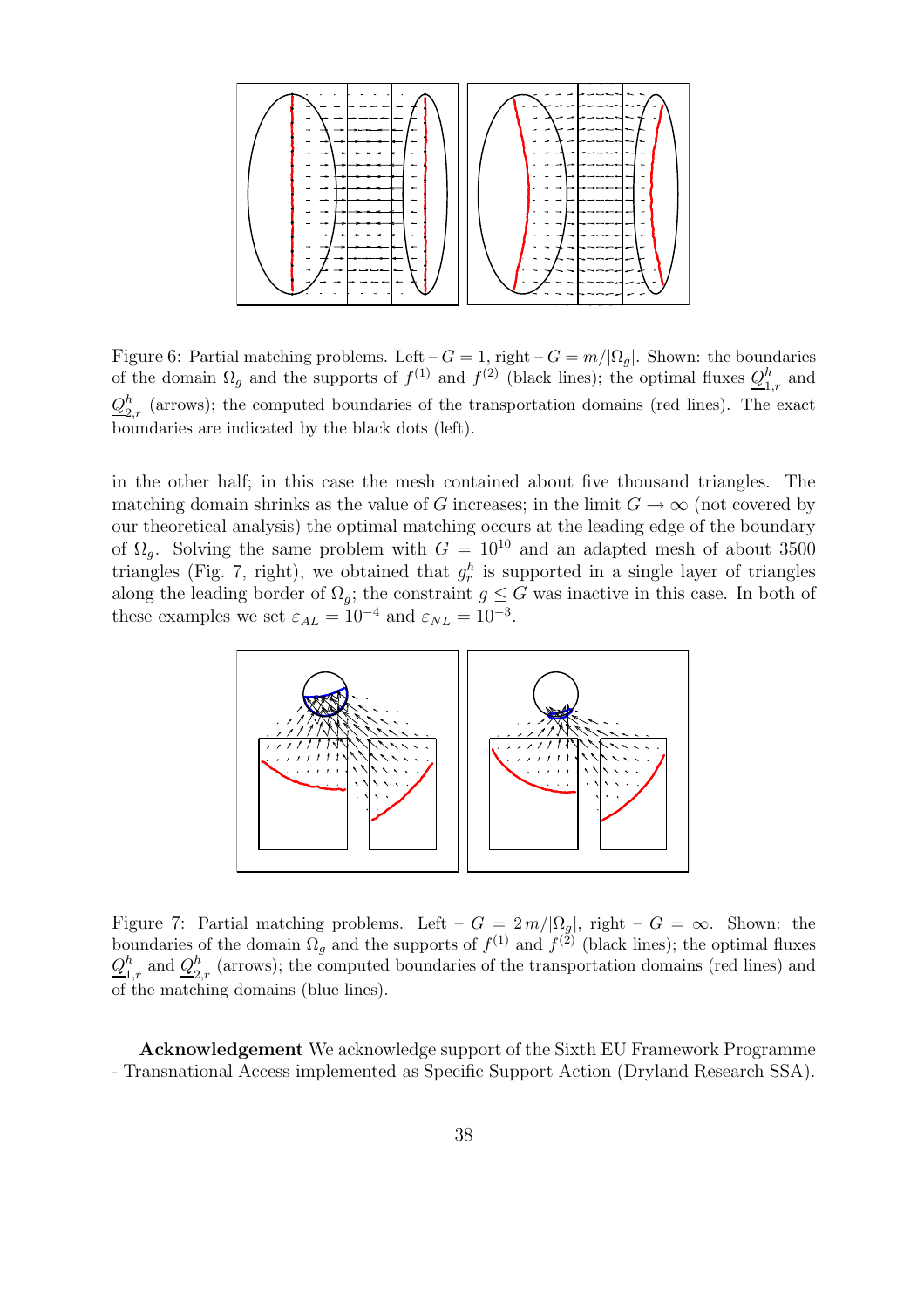Figure 6: Partial matching problems. Left – $G = 1$, right – $G = m/|\Omega_g|$. Shown: the boundaries of the domain $\Omega_g$ and the supports of $f^{(1)}$ and $f^{(2)}$ (black lines); the optimal fluxes $\underline{Q}^h_{1,r}$ and $\underline{Q}^h_{2,r}$ (arrows); the computed boundaries of the transportation domains (red lines). The exact boundaries are indicated by the black dots (left).

in the other half; in this case the mesh contained about five thousand triangles. The matching domain shrinks as the value of $G$ increases; in the limit $G \to \infty$ (not covered by our theoretical analysis) the optimal matching occurs at the leading edge of the boundary of $\Omega_g$. Solving the same problem with $G = 10^{10}$ and an adapted mesh of about 3500 triangles (Fig. 7, right), we obtained that $g^h_r$ is supported in a single layer of triangles along the leading border of $\Omega_g$; the constraint $g \le G$ was inactive in this case. In both of these examples we set $\varepsilon_{AL} = 10^{-4}$ and $\varepsilon_{NL} = 10^{-3}$.

Figure 7: Partial matching problems. Left – $G = 2\,m/|\Omega_g|$, right – $G = \infty$. Shown: the boundaries of the domain $\Omega_g$ and the supports of $f^{(1)}$ and $f^{(2)}$ (black lines); the optimal fluxes $\underline{Q}^h_{1,r}$ and $\underline{Q}^h_{2,r}$ (arrows); the computed boundaries of the transportation domains (red lines) and of the matching domains (blue lines).

**Acknowledgement** We acknowledge support of the Sixth EU Framework Programme - Transnational Access implemented as Specific Support Action (Dryland Research SSA).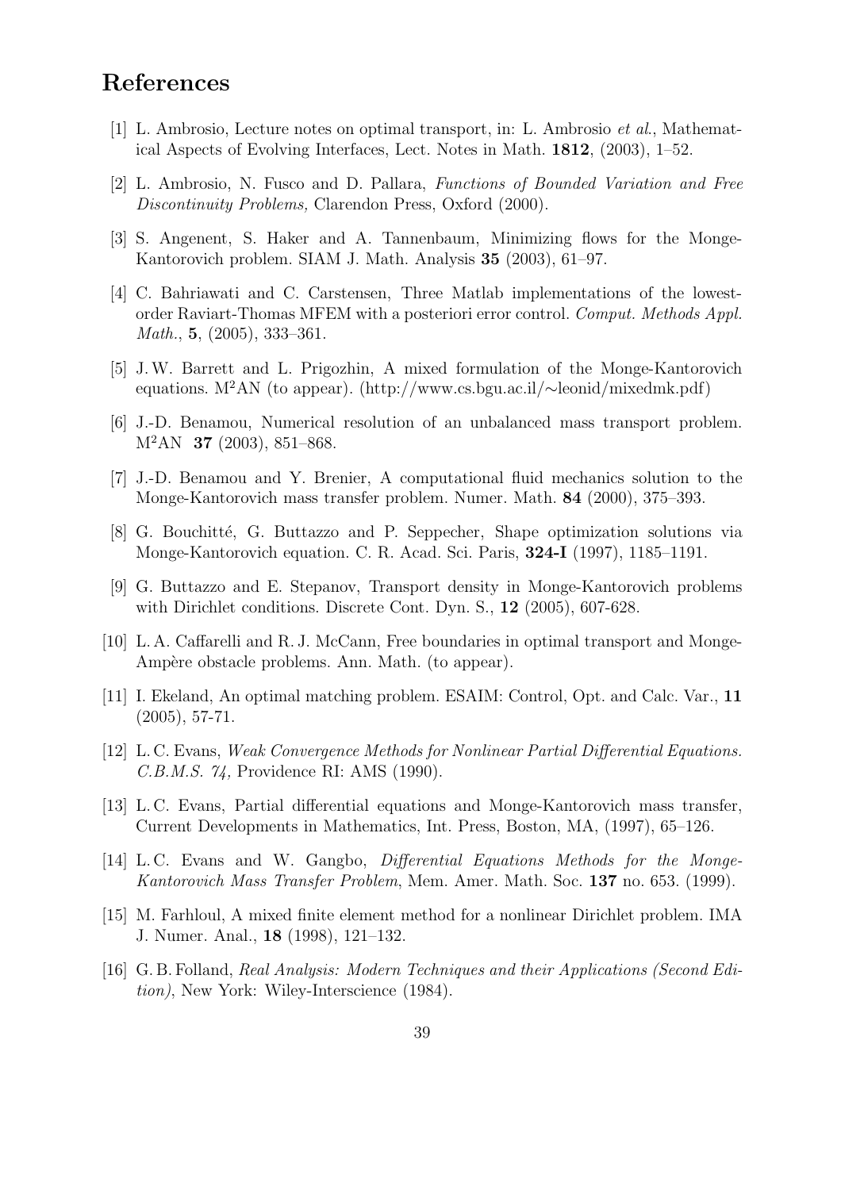## References

[1] L. Ambrosio, Lecture notes on optimal transport, in: L. Ambrosio *et al.*, Mathematical Aspects of Evolving Interfaces, Lect. Notes in Math. **1812**, (2003), 1–52.

[2] L. Ambrosio, N. Fusco and D. Pallara, *Functions of Bounded Variation and Free Discontinuity Problems,* Clarendon Press, Oxford (2000).

[3] S. Angenent, S. Haker and A. Tannenbaum, Minimizing flows for the Monge-Kantorovich problem. SIAM J. Math. Analysis **35** (2003), 61–97.

[4] C. Bahriawati and C. Carstensen, Three Matlab implementations of the lowest-order Raviart-Thomas MFEM with a posteriori error control. *Comput. Methods Appl. Math.*, **5**, (2005), 333–361.

[5] J.W. Barrett and L. Prigozhin, A mixed formulation of the Monge-Kantorovich equations. M$^2$AN (to appear). (http://www.cs.bgu.ac.il/∼leonid/mixedmk.pdf)

[6] J.-D. Benamou, Numerical resolution of an unbalanced mass transport problem. M$^2$AN **37** (2003), 851–868.

[7] J.-D. Benamou and Y. Brenier, A computational fluid mechanics solution to the Monge-Kantorovich mass transfer problem. Numer. Math. **84** (2000), 375–393.

[8] G. Bouchitté, G. Buttazzo and P. Seppecher, Shape optimization solutions via Monge-Kantorovich equation. C. R. Acad. Sci. Paris, **324-I** (1997), 1185–1191.

[9] G. Buttazzo and E. Stepanov, Transport density in Monge-Kantorovich problems with Dirichlet conditions. Discrete Cont. Dyn. S., **12** (2005), 607-628.

[10] L. A. Caffarelli and R. J. McCann, Free boundaries in optimal transport and Monge-Ampère obstacle problems. Ann. Math. (to appear).

[11] I. Ekeland, An optimal matching problem. ESAIM: Control, Opt. and Calc. Var., **11** (2005), 57-71.

[12] L. C. Evans, *Weak Convergence Methods for Nonlinear Partial Differential Equations. C.B.M.S. 74,* Providence RI: AMS (1990).

[13] L. C. Evans, Partial differential equations and Monge-Kantorovich mass transfer, Current Developments in Mathematics, Int. Press, Boston, MA, (1997), 65–126.

[14] L. C. Evans and W. Gangbo, *Differential Equations Methods for the Monge-Kantorovich Mass Transfer Problem*, Mem. Amer. Math. Soc. **137** no. 653. (1999).

[15] M. Farhloul, A mixed finite element method for a nonlinear Dirichlet problem. IMA J. Numer. Anal., **18** (1998), 121–132.

[16] G. B. Folland, *Real Analysis: Modern Techniques and their Applications (Second Edition)*, New York: Wiley-Interscience (1984).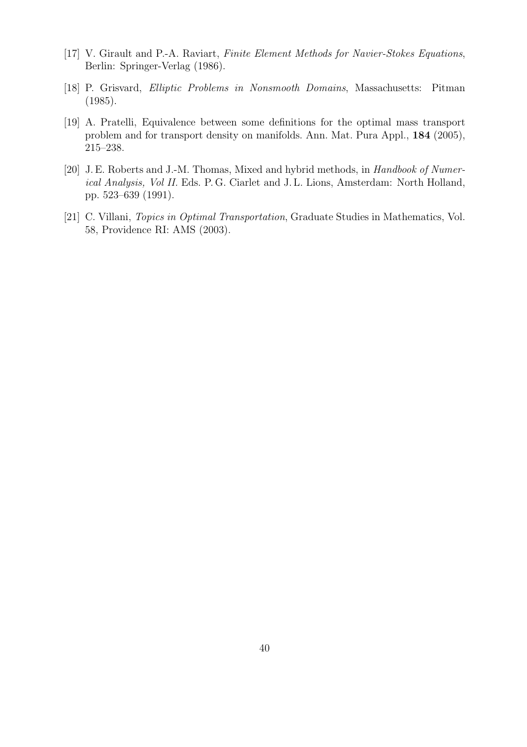[17] V. Girault and P.-A. Raviart, *Finite Element Methods for Navier-Stokes Equations*, Berlin: Springer-Verlag (1986).

[18] P. Grisvard, *Elliptic Problems in Nonsmooth Domains*, Massachusetts: Pitman (1985).

[19] A. Pratelli, Equivalence between some definitions for the optimal mass transport problem and for transport density on manifolds. Ann. Mat. Pura Appl., **184** (2005), 215–238.

[20] J. E. Roberts and J.-M. Thomas, Mixed and hybrid methods, in *Handbook of Numerical Analysis, Vol II*. Eds. P. G. Ciarlet and J. L. Lions, Amsterdam: North Holland, pp. 523–639 (1991).

[21] C. Villani, *Topics in Optimal Transportation*, Graduate Studies in Mathematics, Vol. 58, Providence RI: AMS (2003).